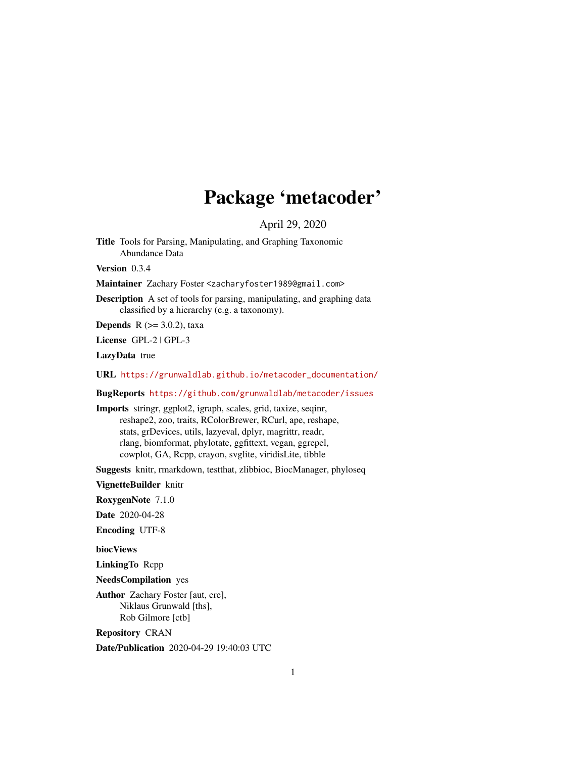# Package 'metacoder'

April 29, 2020

**Title** Tools for Parsing, Manipulating, and Graphing Taxonomic Abundance Data

**Version** 0.3.4

**Maintainer** Zachary Foster <zacharyfoster1989@gmail.com>

**Description** A set of tools for parsing, manipulating, and graphing data classified by a hierarchy (e.g. a taxonomy).

**Depends** R (>= 3.0.2), taxa

**License** GPL-2 | GPL-3

**LazyData** true

**URL** https://grunwaldlab.github.io/metacoder_documentation/

**BugReports** https://github.com/grunwaldlab/metacoder/issues

**Imports** stringr, ggplot2, igraph, scales, grid, taxize, seqinr, reshape2, zoo, traits, RColorBrewer, RCurl, ape, reshape, stats, grDevices, utils, lazyeval, dplyr, magrittr, readr, rlang, biomformat, phylotate, ggfittext, vegan, ggrepel, cowplot, GA, Rcpp, crayon, svglite, viridisLite, tibble

**Suggests** knitr, rmarkdown, testthat, zlibbioc, BiocManager, phyloseq

**VignetteBuilder** knitr

**RoxygenNote** 7.1.0

**Date** 2020-04-28

**Encoding** UTF-8

**biocViews**

**LinkingTo** Rcpp

**NeedsCompilation** yes

**Author** Zachary Foster [aut, cre], Niklaus Grunwald [ths], Rob Gilmore [ctb]

**Repository** CRAN

**Date/Publication** 2020-04-29 19:40:03 UTC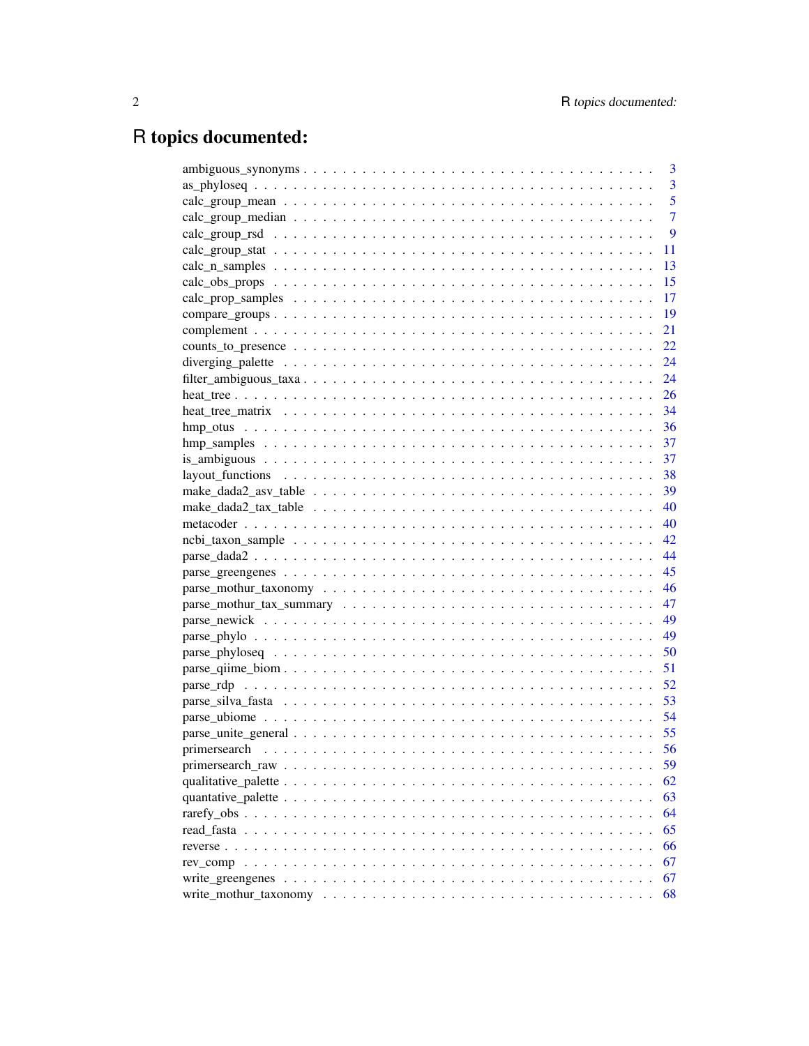# R topics documented:

ambiguous_synonyms . . . . . . . . . . . . . . . . . . . . . . . . . . . . . . . . . . . . 3
as_phyloseq . . . . . . . . . . . . . . . . . . . . . . . . . . . . . . . . . . . . . . . . . 3
calc_group_mean . . . . . . . . . . . . . . . . . . . . . . . . . . . . . . . . . . . . . . 5
calc_group_median . . . . . . . . . . . . . . . . . . . . . . . . . . . . . . . . . . . . . 7
calc_group_rsd . . . . . . . . . . . . . . . . . . . . . . . . . . . . . . . . . . . . . . . 9
calc_group_stat . . . . . . . . . . . . . . . . . . . . . . . . . . . . . . . . . . . . . . . 11
calc_n_samples . . . . . . . . . . . . . . . . . . . . . . . . . . . . . . . . . . . . . . . 13
calc_obs_props . . . . . . . . . . . . . . . . . . . . . . . . . . . . . . . . . . . . . . . 15
calc_prop_samples . . . . . . . . . . . . . . . . . . . . . . . . . . . . . . . . . . . . . 17
compare_groups . . . . . . . . . . . . . . . . . . . . . . . . . . . . . . . . . . . . . . . 19
complement . . . . . . . . . . . . . . . . . . . . . . . . . . . . . . . . . . . . . . . . . 21
counts_to_presence . . . . . . . . . . . . . . . . . . . . . . . . . . . . . . . . . . . . . 22
diverging_palette . . . . . . . . . . . . . . . . . . . . . . . . . . . . . . . . . . . . . . 24
filter_ambiguous_taxa . . . . . . . . . . . . . . . . . . . . . . . . . . . . . . . . . . . . 24
heat_tree . . . . . . . . . . . . . . . . . . . . . . . . . . . . . . . . . . . . . . . . . . 26
heat_tree_matrix . . . . . . . . . . . . . . . . . . . . . . . . . . . . . . . . . . . . . . 34
hmp_otus . . . . . . . . . . . . . . . . . . . . . . . . . . . . . . . . . . . . . . . . . . 36
hmp_samples . . . . . . . . . . . . . . . . . . . . . . . . . . . . . . . . . . . . . . . . 37
is_ambiguous . . . . . . . . . . . . . . . . . . . . . . . . . . . . . . . . . . . . . . . . 37
layout_functions . . . . . . . . . . . . . . . . . . . . . . . . . . . . . . . . . . . . . . 38
make_dada2_asv_table . . . . . . . . . . . . . . . . . . . . . . . . . . . . . . . . . . . 39
make_dada2_tax_table . . . . . . . . . . . . . . . . . . . . . . . . . . . . . . . . . . . 40
metacoder . . . . . . . . . . . . . . . . . . . . . . . . . . . . . . . . . . . . . . . . . 40
ncbi_taxon_sample . . . . . . . . . . . . . . . . . . . . . . . . . . . . . . . . . . . . . 42
parse_dada2 . . . . . . . . . . . . . . . . . . . . . . . . . . . . . . . . . . . . . . . . 44
parse_greengenes . . . . . . . . . . . . . . . . . . . . . . . . . . . . . . . . . . . . . 45
parse_mothur_taxonomy . . . . . . . . . . . . . . . . . . . . . . . . . . . . . . . . . . 46
parse_mothur_tax_summary . . . . . . . . . . . . . . . . . . . . . . . . . . . . . . . . 47
parse_newick . . . . . . . . . . . . . . . . . . . . . . . . . . . . . . . . . . . . . . . . 49
parse_phylo . . . . . . . . . . . . . . . . . . . . . . . . . . . . . . . . . . . . . . . . 49
parse_phyloseq . . . . . . . . . . . . . . . . . . . . . . . . . . . . . . . . . . . . . . . 50
parse_qiime_biom . . . . . . . . . . . . . . . . . . . . . . . . . . . . . . . . . . . . . . 51
parse_rdp . . . . . . . . . . . . . . . . . . . . . . . . . . . . . . . . . . . . . . . . . . 52
parse_silva_fasta . . . . . . . . . . . . . . . . . . . . . . . . . . . . . . . . . . . . . 53
parse_ubiome . . . . . . . . . . . . . . . . . . . . . . . . . . . . . . . . . . . . . . . 54
parse_unite_general . . . . . . . . . . . . . . . . . . . . . . . . . . . . . . . . . . . . 55
primersearch . . . . . . . . . . . . . . . . . . . . . . . . . . . . . . . . . . . . . . . . 56
primersearch_raw . . . . . . . . . . . . . . . . . . . . . . . . . . . . . . . . . . . . . . 59
qualitative_palette . . . . . . . . . . . . . . . . . . . . . . . . . . . . . . . . . . . . . 62
quantative_palette . . . . . . . . . . . . . . . . . . . . . . . . . . . . . . . . . . . . . 63
rarefy_obs . . . . . . . . . . . . . . . . . . . . . . . . . . . . . . . . . . . . . . . . . 64
read_fasta . . . . . . . . . . . . . . . . . . . . . . . . . . . . . . . . . . . . . . . . . 65
reverse . . . . . . . . . . . . . . . . . . . . . . . . . . . . . . . . . . . . . . . . . . . 66
rev_comp . . . . . . . . . . . . . . . . . . . . . . . . . . . . . . . . . . . . . . . . . . 67
write_greengenes . . . . . . . . . . . . . . . . . . . . . . . . . . . . . . . . . . . . . . 67
write_mothur_taxonomy . . . . . . . . . . . . . . . . . . . . . . . . . . . . . . . . . . . 68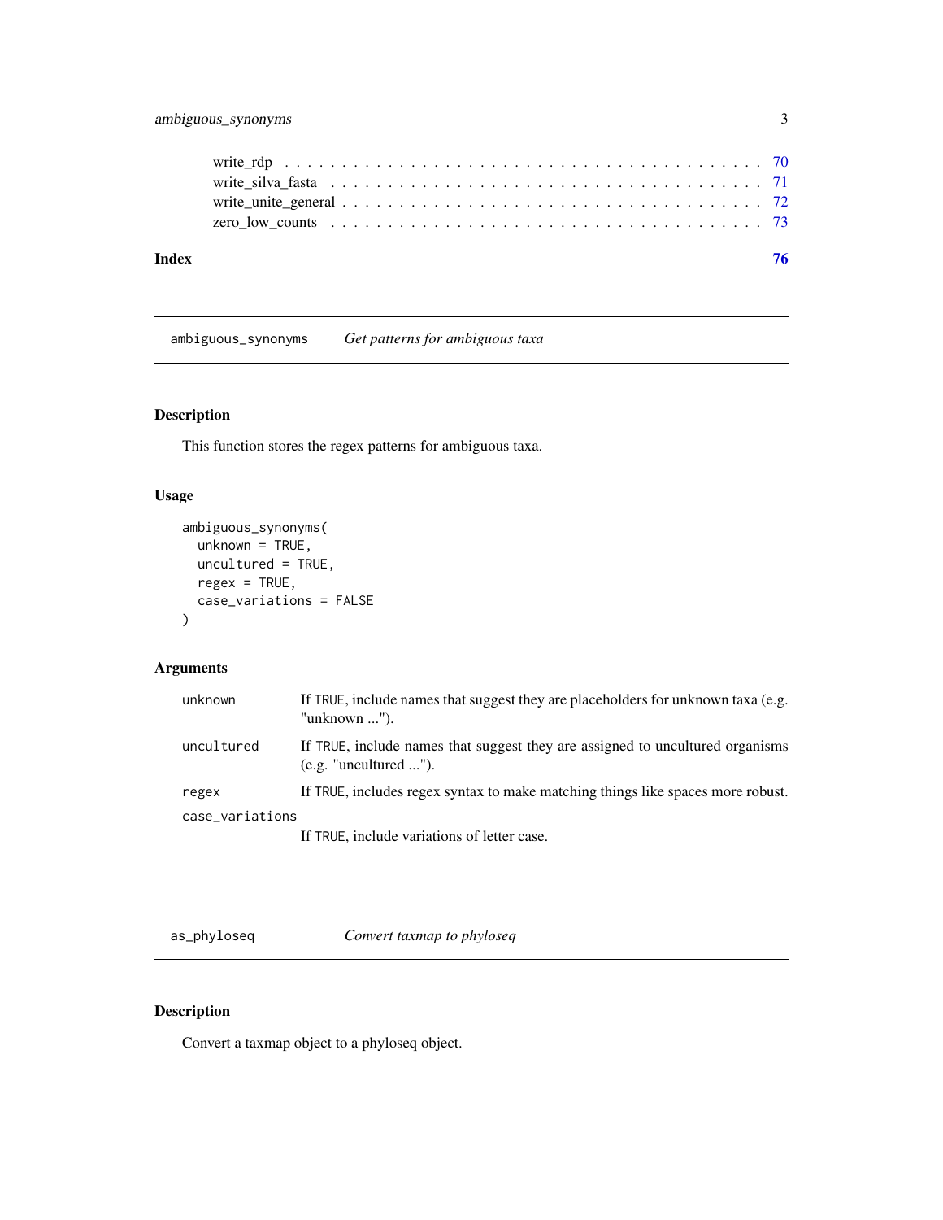write_rdp . . . . . . . . . . . . . . . . . . . . . . . . . . . . . . . . . . . . . . . 70
write_silva_fasta . . . . . . . . . . . . . . . . . . . . . . . . . . . . . . . . . . . 71
write_unite_general . . . . . . . . . . . . . . . . . . . . . . . . . . . . . . . . . . 72
zero_low_counts . . . . . . . . . . . . . . . . . . . . . . . . . . . . . . . . . . . . 73

**Index** **76**

---

## ambiguous_synonyms — *Get patterns for ambiguous taxa*

### Description

This function stores the regex patterns for ambiguous taxa.

### Usage

```
ambiguous_synonyms(
  unknown = TRUE,
  uncultured = TRUE,
  regex = TRUE,
  case_variations = FALSE
)
```

### Arguments

| | |
|---|---|
| `unknown` | If `TRUE`, include names that suggest they are placeholders for unknown taxa (e.g. "unknown ..."). |
| `uncultured` | If `TRUE`, include names that suggest they are assigned to uncultured organisms (e.g. "uncultured ..."). |
| `regex` | If `TRUE`, includes regex syntax to make matching things like spaces more robust. |
| `case_variations` | If `TRUE`, include variations of letter case. |

---

## as_phyloseq — *Convert taxmap to phyloseq*

### Description

Convert a taxmap object to a phyloseq object.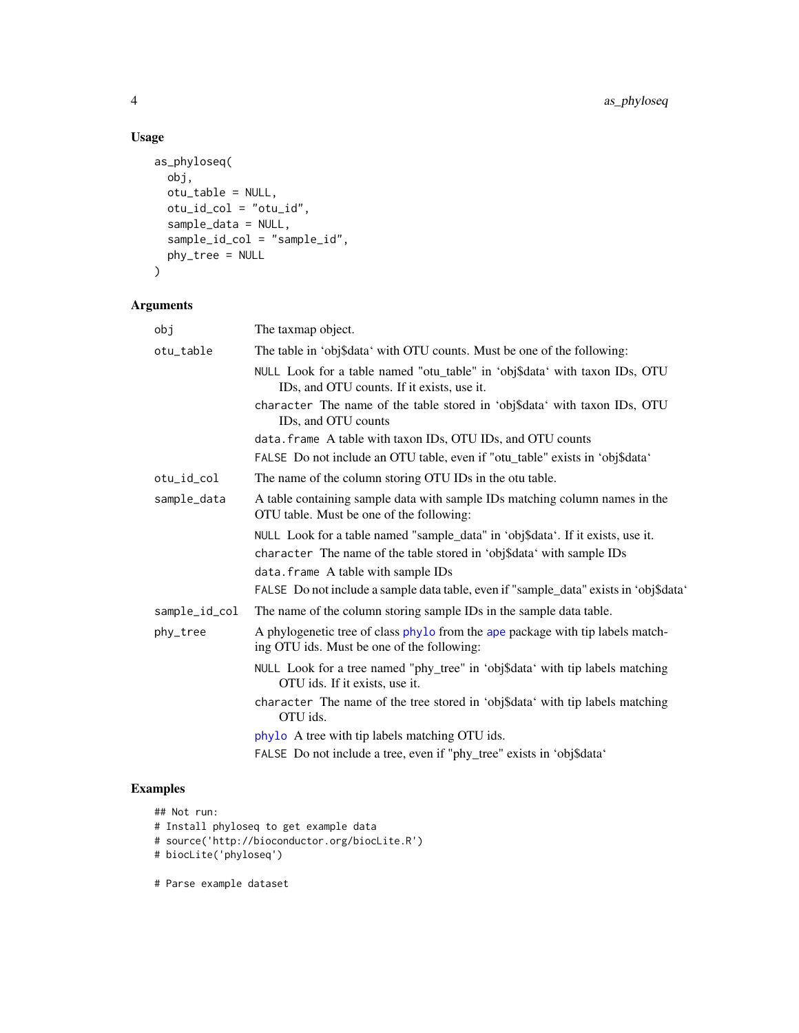## Usage

```
as_phyloseq(
  obj,
  otu_table = NULL,
  otu_id_col = "otu_id",
  sample_data = NULL,
  sample_id_col = "sample_id",
  phy_tree = NULL
)
```

## Arguments

| | |
|---|---|
| `obj` | The taxmap object. |
| `otu_table` | The table in 'obj$data' with OTU counts. Must be one of the following:<br>`NULL` Look for a table named "otu_table" in 'obj$data' with taxon IDs, OTU IDs, and OTU counts. If it exists, use it.<br>`character` The name of the table stored in 'obj$data' with taxon IDs, OTU IDs, and OTU counts<br>`data.frame` A table with taxon IDs, OTU IDs, and OTU counts<br>`FALSE` Do not include an OTU table, even if "otu_table" exists in 'obj$data' |
| `otu_id_col` | The name of the column storing OTU IDs in the otu table. |
| `sample_data` | A table containing sample data with sample IDs matching column names in the OTU table. Must be one of the following:<br>`NULL` Look for a table named "sample_data" in 'obj$data'. If it exists, use it.<br>`character` The name of the table stored in 'obj$data' with sample IDs<br>`data.frame` A table with sample IDs<br>`FALSE` Do not include a sample data table, even if "sample_data" exists in 'obj$data' |
| `sample_id_col` | The name of the column storing sample IDs in the sample data table. |
| `phy_tree` | A phylogenetic tree of class `phylo` from the `ape` package with tip labels matching OTU ids. Must be one of the following:<br>`NULL` Look for a tree named "phy_tree" in 'obj$data' with tip labels matching OTU ids. If it exists, use it.<br>`character` The name of the tree stored in 'obj$data' with tip labels matching OTU ids.<br>`phylo` A tree with tip labels matching OTU ids.<br>`FALSE` Do not include a tree, even if "phy_tree" exists in 'obj$data' |

## Examples

```
## Not run:
# Install phyloseq to get example data
# source('http://bioconductor.org/biocLite.R')
# biocLite('phyloseq')

# Parse example dataset
```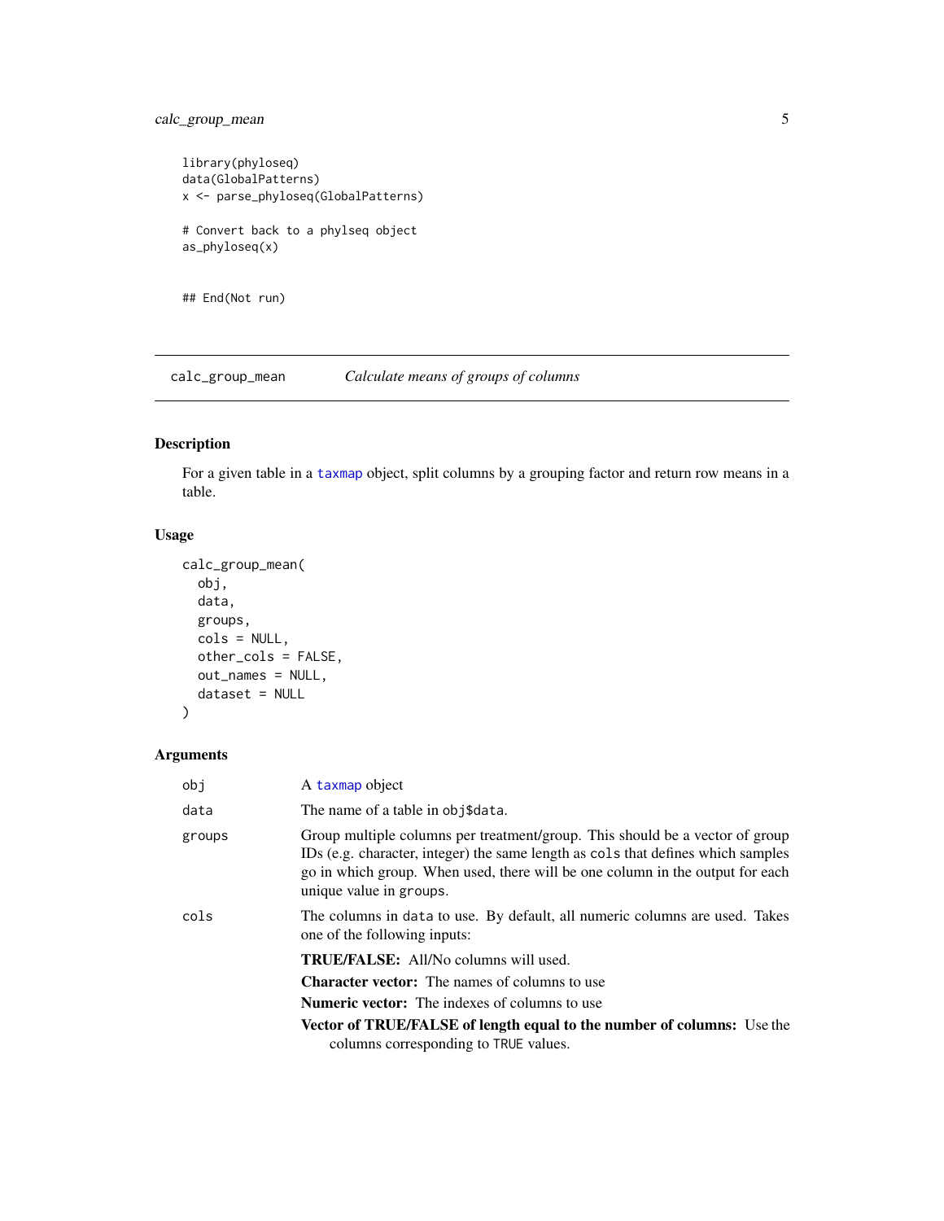```
library(phyloseq)
data(GlobalPatterns)
x <- parse_phyloseq(GlobalPatterns)

# Convert back to a phylseq object
as_phyloseq(x)


## End(Not run)
```

---

## calc_group_mean — *Calculate means of groups of columns*

---

### Description

For a given table in a taxmap object, split columns by a grouping factor and return row means in a table.

### Usage

```
calc_group_mean(
  obj,
  data,
  groups,
  cols = NULL,
  other_cols = FALSE,
  out_names = NULL,
  dataset = NULL
)
```

### Arguments

| | |
|---|---|
| obj | A taxmap object |
| data | The name of a table in obj$data. |
| groups | Group multiple columns per treatment/group. This should be a vector of group IDs (e.g. character, integer) the same length as cols that defines which samples go in which group. When used, there will be one column in the output for each unique value in groups. |
| cols | The columns in data to use. By default, all numeric columns are used. Takes one of the following inputs:<br>**TRUE/FALSE:** All/No columns will used.<br>**Character vector:** The names of columns to use<br>**Numeric vector:** The indexes of columns to use<br>**Vector of TRUE/FALSE of length equal to the number of columns:** Use the columns corresponding to TRUE values. |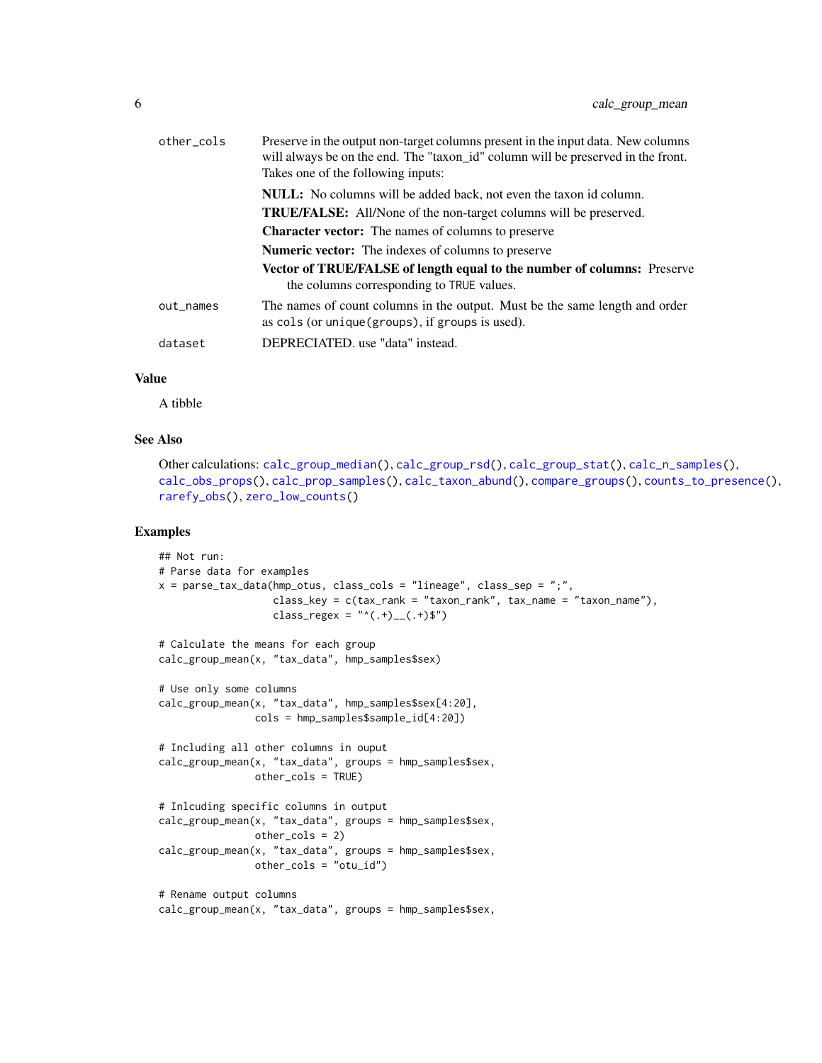other_cols	Preserve in the output non-target columns present in the input data. New columns will always be on the end. The "taxon_id" column will be preserved in the front. Takes one of the following inputs:

**NULL:** No columns will be added back, not even the taxon id column.

**TRUE/FALSE:** All/None of the non-target columns will be preserved.

**Character vector:** The names of columns to preserve

**Numeric vector:** The indexes of columns to preserve

**Vector of TRUE/FALSE of length equal to the number of columns:** Preserve the columns corresponding to TRUE values.

out_names	The names of count columns in the output. Must be the same length and order as cols (or unique(groups), if groups is used).

dataset	DEPRECIATED. use "data" instead.

### Value

A tibble

### See Also

Other calculations: calc_group_median(), calc_group_rsd(), calc_group_stat(), calc_n_samples(), calc_obs_props(), calc_prop_samples(), calc_taxon_abund(), compare_groups(), counts_to_presence(), rarefy_obs(), zero_low_counts()

### Examples

```
## Not run:
# Parse data for examples
x = parse_tax_data(hmp_otus, class_cols = "lineage", class_sep = ";",
                   class_key = c(tax_rank = "taxon_rank", tax_name = "taxon_name"),
                   class_regex = "^(.+)__(.+)$")

# Calculate the means for each group
calc_group_mean(x, "tax_data", hmp_samples$sex)

# Use only some columns
calc_group_mean(x, "tax_data", hmp_samples$sex[4:20],
                cols = hmp_samples$sample_id[4:20])

# Including all other columns in ouput
calc_group_mean(x, "tax_data", groups = hmp_samples$sex,
                other_cols = TRUE)

# Inlcuding specific columns in output
calc_group_mean(x, "tax_data", groups = hmp_samples$sex,
                other_cols = 2)
calc_group_mean(x, "tax_data", groups = hmp_samples$sex,
                other_cols = "otu_id")

# Rename output columns
calc_group_mean(x, "tax_data", groups = hmp_samples$sex,
```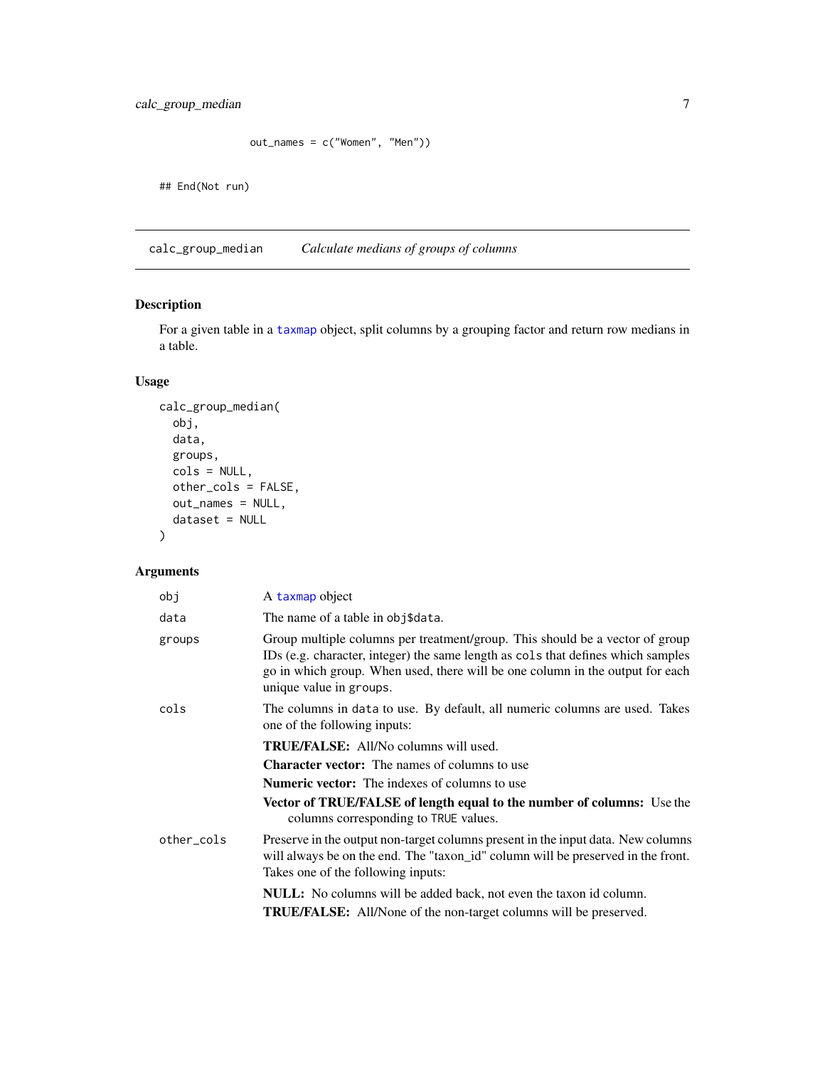```
                out_names = c("Women", "Men"))

## End(Not run)
```

## calc_group_median — *Calculate medians of groups of columns*

### Description

For a given table in a taxmap object, split columns by a grouping factor and return row medians in a table.

### Usage

```
calc_group_median(
  obj,
  data,
  groups,
  cols = NULL,
  other_cols = FALSE,
  out_names = NULL,
  dataset = NULL
)
```

### Arguments

| Argument | Description |
|---|---|
| `obj` | A taxmap object |
| `data` | The name of a table in `obj$data`. |
| `groups` | Group multiple columns per treatment/group. This should be a vector of group IDs (e.g. character, integer) the same length as `cols` that defines which samples go in which group. When used, there will be one column in the output for each unique value in `groups`. |
| `cols` | The columns in `data` to use. By default, all numeric columns are used. Takes one of the following inputs:<br>**TRUE/FALSE:** All/No columns will used.<br>**Character vector:** The names of columns to use<br>**Numeric vector:** The indexes of columns to use<br>**Vector of TRUE/FALSE of length equal to the number of columns:** Use the columns corresponding to `TRUE` values. |
| `other_cols` | Preserve in the output non-target columns present in the input data. New columns will always be on the end. The "taxon_id" column will be preserved in the front. Takes one of the following inputs:<br>**NULL:** No columns will be added back, not even the taxon id column.<br>**TRUE/FALSE:** All/None of the non-target columns will be preserved. |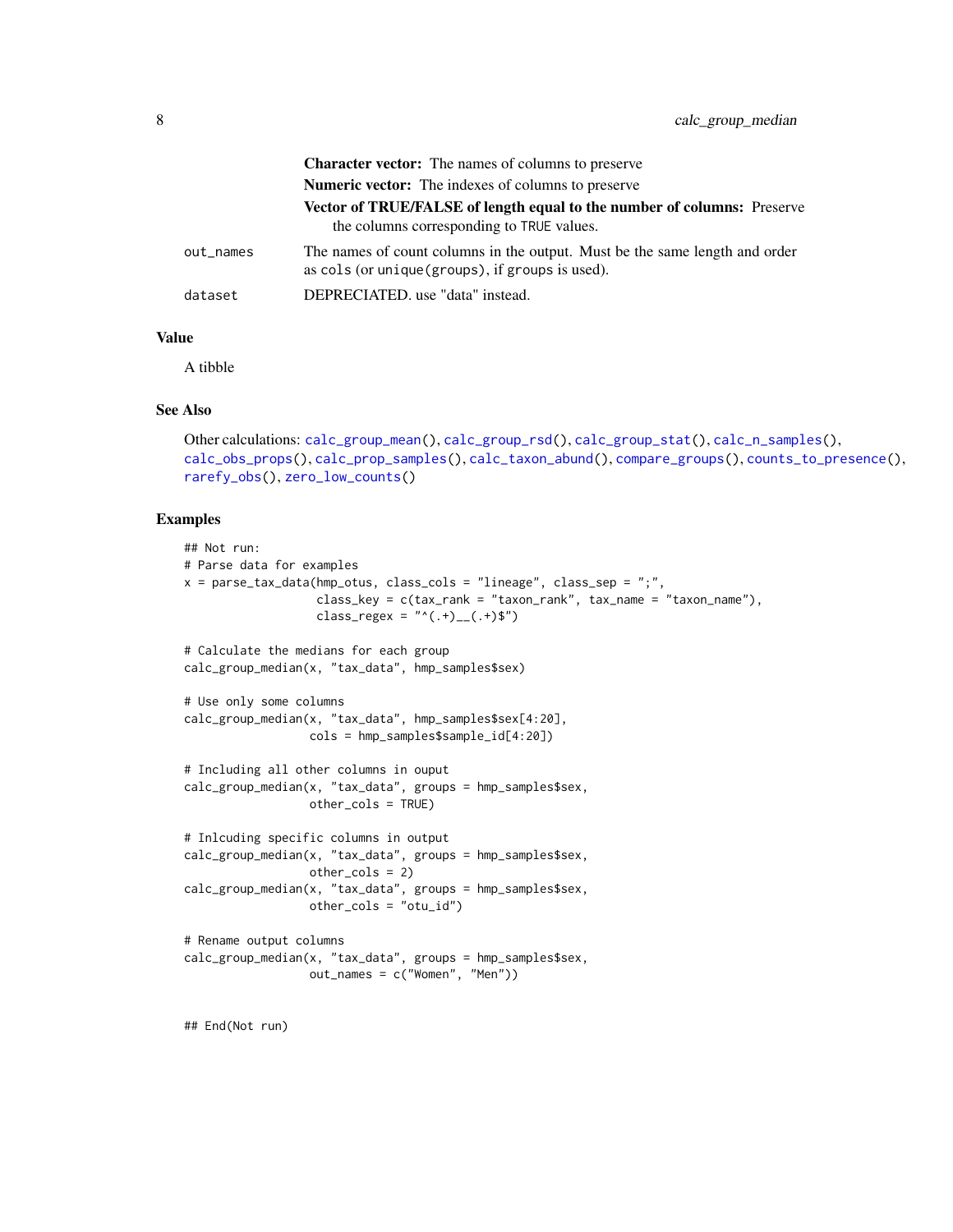**Character vector:** The names of columns to preserve

**Numeric vector:** The indexes of columns to preserve

**Vector of TRUE/FALSE of length equal to the number of columns:** Preserve the columns corresponding to TRUE values.

`out_names` The names of count columns in the output. Must be the same length and order as `cols` (or `unique(groups)`, if `groups` is used).

`dataset` DEPRECIATED. use "data" instead.

## Value

A tibble

## See Also

Other calculations: `calc_group_mean()`, `calc_group_rsd()`, `calc_group_stat()`, `calc_n_samples()`, `calc_obs_props()`, `calc_prop_samples()`, `calc_taxon_abund()`, `compare_groups()`, `counts_to_presence()`, `rarefy_obs()`, `zero_low_counts()`

## Examples

```
## Not run:
# Parse data for examples
x = parse_tax_data(hmp_otus, class_cols = "lineage", class_sep = ";",
                   class_key = c(tax_rank = "taxon_rank", tax_name = "taxon_name"),
                   class_regex = "^(.+)__(.+)$")

# Calculate the medians for each group
calc_group_median(x, "tax_data", hmp_samples$sex)

# Use only some columns
calc_group_median(x, "tax_data", hmp_samples$sex[4:20],
                  cols = hmp_samples$sample_id[4:20])

# Including all other columns in ouput
calc_group_median(x, "tax_data", groups = hmp_samples$sex,
                  other_cols = TRUE)

# Inlcuding specific columns in output
calc_group_median(x, "tax_data", groups = hmp_samples$sex,
                  other_cols = 2)
calc_group_median(x, "tax_data", groups = hmp_samples$sex,
                  other_cols = "otu_id")

# Rename output columns
calc_group_median(x, "tax_data", groups = hmp_samples$sex,
                  out_names = c("Women", "Men"))


## End(Not run)
```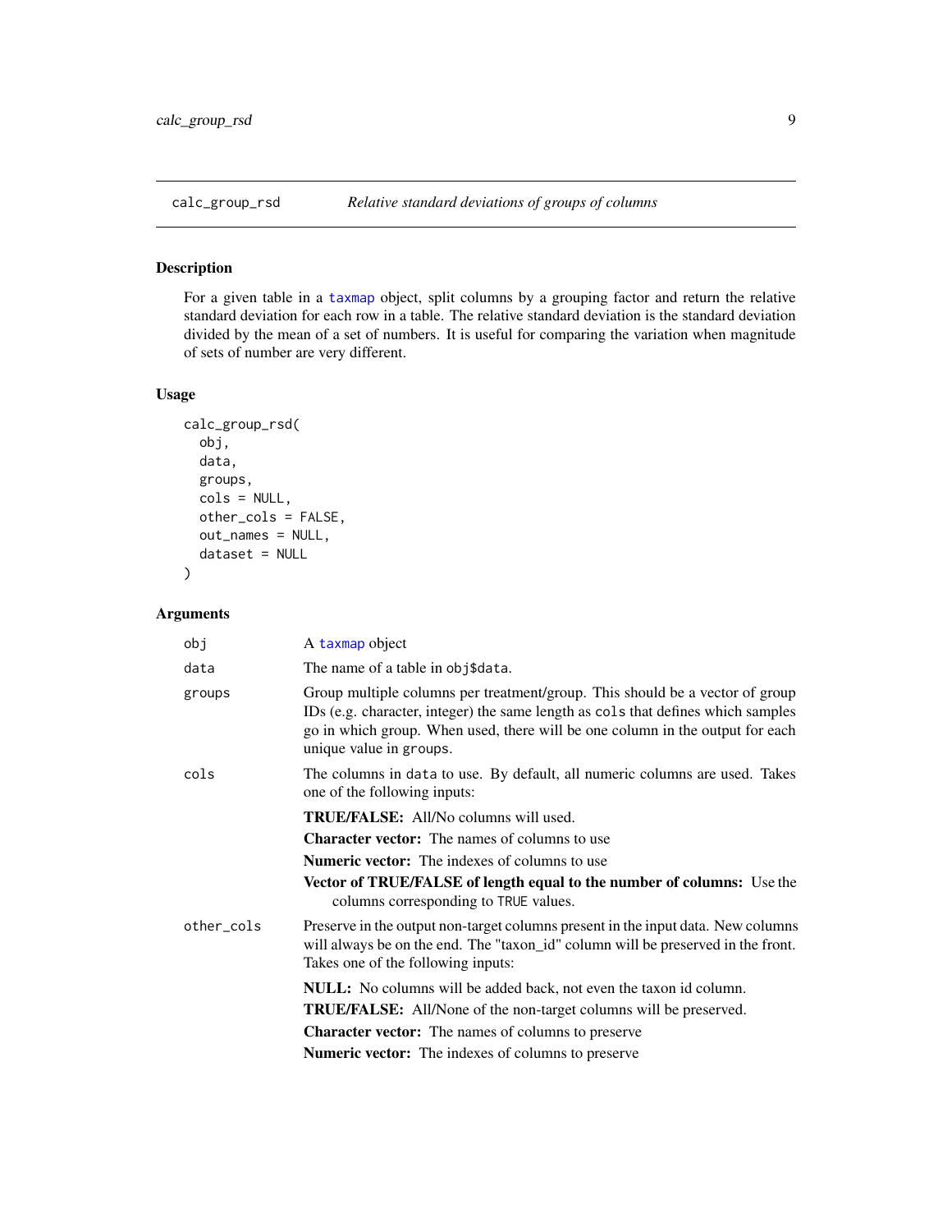## calc_group_rsd — *Relative standard deviations of groups of columns*

### Description

For a given table in a taxmap object, split columns by a grouping factor and return the relative standard deviation for each row in a table. The relative standard deviation is the standard deviation divided by the mean of a set of numbers. It is useful for comparing the variation when magnitude of sets of number are very different.

### Usage

```
calc_group_rsd(
  obj,
  data,
  groups,
  cols = NULL,
  other_cols = FALSE,
  out_names = NULL,
  dataset = NULL
)
```

### Arguments

`obj` — A taxmap object

`data` — The name of a table in `obj$data`.

`groups` — Group multiple columns per treatment/group. This should be a vector of group IDs (e.g. character, integer) the same length as `cols` that defines which samples go in which group. When used, there will be one column in the output for each unique value in `groups`.

`cols` — The columns in `data` to use. By default, all numeric columns are used. Takes one of the following inputs:

- **TRUE/FALSE:** All/No columns will used.
- **Character vector:** The names of columns to use
- **Numeric vector:** The indexes of columns to use
- **Vector of TRUE/FALSE of length equal to the number of columns:** Use the columns corresponding to `TRUE` values.

`other_cols` — Preserve in the output non-target columns present in the input data. New columns will always be on the end. The "taxon_id" column will be preserved in the front. Takes one of the following inputs:

- **NULL:** No columns will be added back, not even the taxon id column.
- **TRUE/FALSE:** All/None of the non-target columns will be preserved.
- **Character vector:** The names of columns to preserve
- **Numeric vector:** The indexes of columns to preserve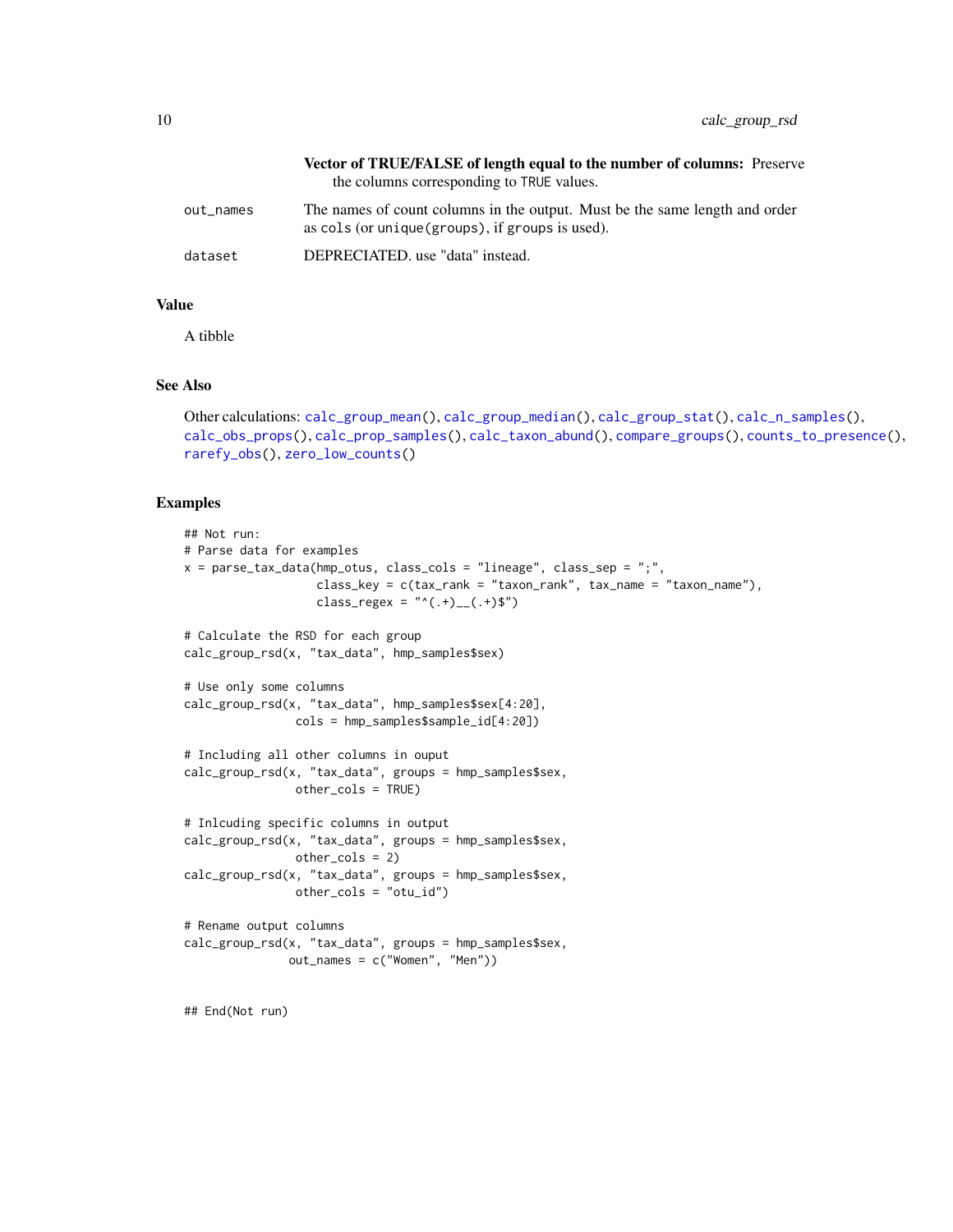**Vector of TRUE/FALSE of length equal to the number of columns:** Preserve the columns corresponding to TRUE values.

| | |
|---|---|
| out_names | The names of count columns in the output. Must be the same length and order as cols (or unique(groups), if groups is used). |
| dataset | DEPRECIATED. use "data" instead. |

## Value

A tibble

## See Also

Other calculations: calc_group_mean(), calc_group_median(), calc_group_stat(), calc_n_samples(), calc_obs_props(), calc_prop_samples(), calc_taxon_abund(), compare_groups(), counts_to_presence(), rarefy_obs(), zero_low_counts()

## Examples

```
## Not run:
# Parse data for examples
x = parse_tax_data(hmp_otus, class_cols = "lineage", class_sep = ";",
                   class_key = c(tax_rank = "taxon_rank", tax_name = "taxon_name"),
                   class_regex = "^(.+)__(.+)$")

# Calculate the RSD for each group
calc_group_rsd(x, "tax_data", hmp_samples$sex)

# Use only some columns
calc_group_rsd(x, "tax_data", hmp_samples$sex[4:20],
                cols = hmp_samples$sample_id[4:20])

# Including all other columns in ouput
calc_group_rsd(x, "tax_data", groups = hmp_samples$sex,
                other_cols = TRUE)

# Inlcuding specific columns in output
calc_group_rsd(x, "tax_data", groups = hmp_samples$sex,
                other_cols = 2)
calc_group_rsd(x, "tax_data", groups = hmp_samples$sex,
                other_cols = "otu_id")

# Rename output columns
calc_group_rsd(x, "tax_data", groups = hmp_samples$sex,
               out_names = c("Women", "Men"))


## End(Not run)
```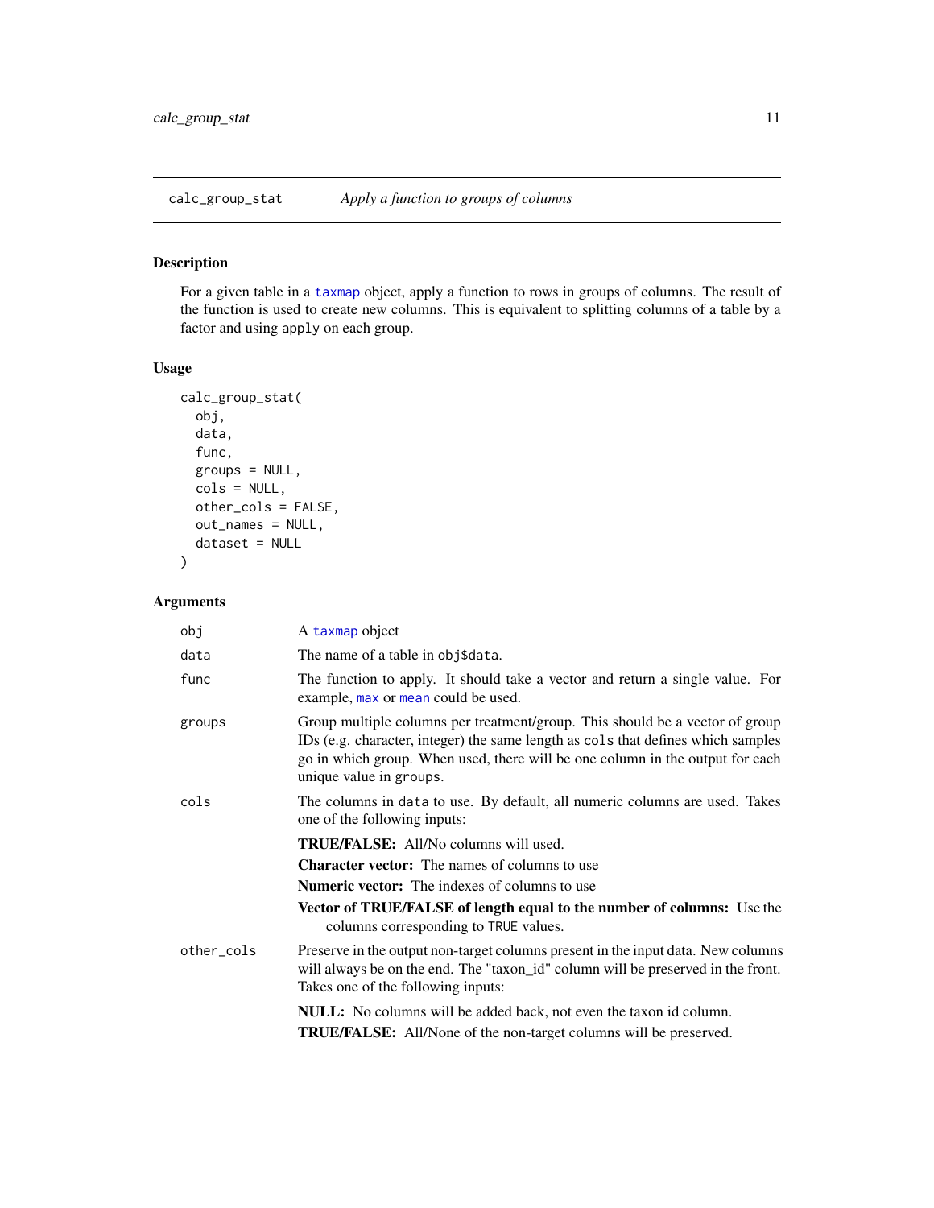## calc_group_stat — *Apply a function to groups of columns*

### Description

For a given table in a `taxmap` object, apply a function to rows in groups of columns. The result of the function is used to create new columns. This is equivalent to splitting columns of a table by a factor and using `apply` on each group.

### Usage

```
calc_group_stat(
  obj,
  data,
  func,
  groups = NULL,
  cols = NULL,
  other_cols = FALSE,
  out_names = NULL,
  dataset = NULL
)
```

### Arguments

`obj` — A `taxmap` object

`data` — The name of a table in `obj$data`.

`func` — The function to apply. It should take a vector and return a single value. For example, `max` or `mean` could be used.

`groups` — Group multiple columns per treatment/group. This should be a vector of group IDs (e.g. character, integer) the same length as `cols` that defines which samples go in which group. When used, there will be one column in the output for each unique value in `groups`.

`cols` — The columns in `data` to use. By default, all numeric columns are used. Takes one of the following inputs:

- **TRUE/FALSE:** All/No columns will used.
- **Character vector:** The names of columns to use
- **Numeric vector:** The indexes of columns to use
- **Vector of TRUE/FALSE of length equal to the number of columns:** Use the columns corresponding to `TRUE` values.

`other_cols` — Preserve in the output non-target columns present in the input data. New columns will always be on the end. The "taxon_id" column will be preserved in the front. Takes one of the following inputs:

- **NULL:** No columns will be added back, not even the taxon id column.
- **TRUE/FALSE:** All/None of the non-target columns will be preserved.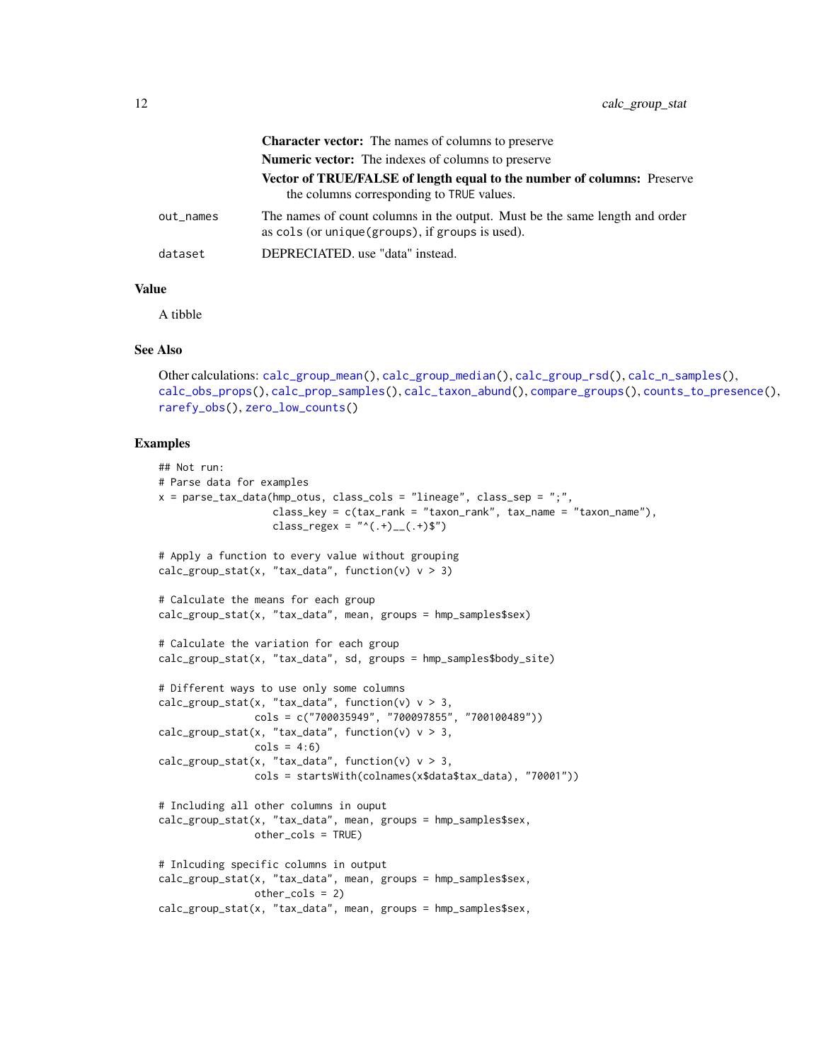**Character vector:** The names of columns to preserve

**Numeric vector:** The indexes of columns to preserve

**Vector of TRUE/FALSE of length equal to the number of columns:** Preserve the columns corresponding to TRUE values.

`out_names` The names of count columns in the output. Must be the same length and order as `cols` (or `unique(groups)`, if `groups` is used).

`dataset` DEPRECIATED. use "data" instead.

### Value

A tibble

### See Also

Other calculations: `calc_group_mean()`, `calc_group_median()`, `calc_group_rsd()`, `calc_n_samples()`, `calc_obs_props()`, `calc_prop_samples()`, `calc_taxon_abund()`, `compare_groups()`, `counts_to_presence()`, `rarefy_obs()`, `zero_low_counts()`

### Examples

```
## Not run:
# Parse data for examples
x = parse_tax_data(hmp_otus, class_cols = "lineage", class_sep = ";",
                   class_key = c(tax_rank = "taxon_rank", tax_name = "taxon_name"),
                   class_regex = "^(.+)__(.+)$")

# Apply a function to every value without grouping
calc_group_stat(x, "tax_data", function(v) v > 3)

# Calculate the means for each group
calc_group_stat(x, "tax_data", mean, groups = hmp_samples$sex)

# Calculate the variation for each group
calc_group_stat(x, "tax_data", sd, groups = hmp_samples$body_site)

# Different ways to use only some columns
calc_group_stat(x, "tax_data", function(v) v > 3,
                cols = c("700035949", "700097855", "700100489"))
calc_group_stat(x, "tax_data", function(v) v > 3,
                cols = 4:6)
calc_group_stat(x, "tax_data", function(v) v > 3,
                cols = startsWith(colnames(x$data$tax_data), "70001"))

# Including all other columns in ouput
calc_group_stat(x, "tax_data", mean, groups = hmp_samples$sex,
                other_cols = TRUE)

# Inlcuding specific columns in output
calc_group_stat(x, "tax_data", mean, groups = hmp_samples$sex,
                other_cols = 2)
calc_group_stat(x, "tax_data", mean, groups = hmp_samples$sex,
```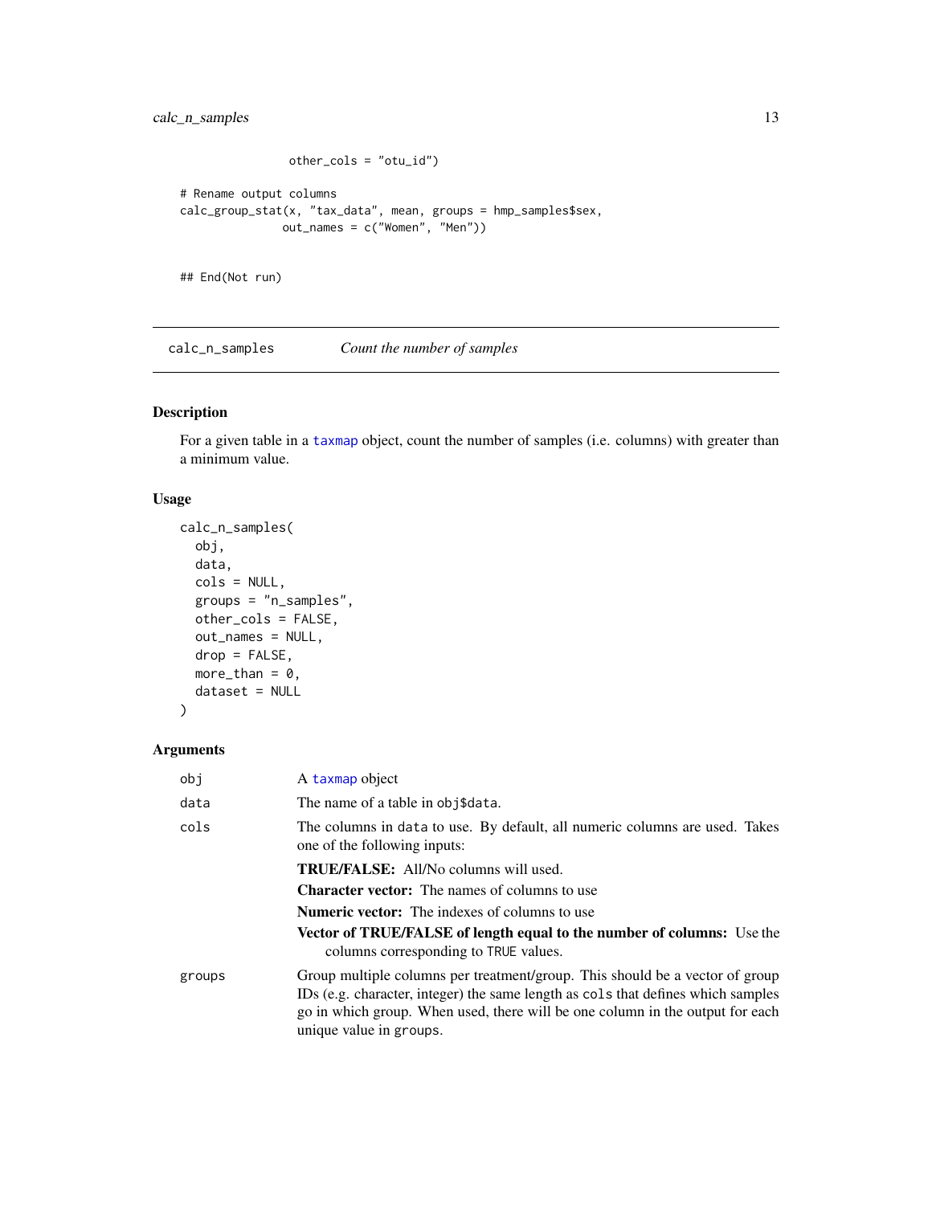```
                 other_cols = "otu_id")

# Rename output columns
calc_group_stat(x, "tax_data", mean, groups = hmp_samples$sex,
               out_names = c("Women", "Men"))


## End(Not run)
```

---

## calc_n_samples — *Count the number of samples*

### Description

For a given table in a taxmap object, count the number of samples (i.e. columns) with greater than a minimum value.

### Usage

```
calc_n_samples(
  obj,
  data,
  cols = NULL,
  groups = "n_samples",
  other_cols = FALSE,
  out_names = NULL,
  drop = FALSE,
  more_than = 0,
  dataset = NULL
)
```

### Arguments

| | |
|---|---|
| `obj` | A taxmap object |
| `data` | The name of a table in `obj$data`. |
| `cols` | The columns in `data` to use. By default, all numeric columns are used. Takes one of the following inputs:<br>**TRUE/FALSE:** All/No columns will used.<br>**Character vector:** The names of columns to use<br>**Numeric vector:** The indexes of columns to use<br>**Vector of TRUE/FALSE of length equal to the number of columns:** Use the columns corresponding to `TRUE` values. |
| `groups` | Group multiple columns per treatment/group. This should be a vector of group IDs (e.g. character, integer) the same length as `cols` that defines which samples go in which group. When used, there will be one column in the output for each unique value in `groups`. |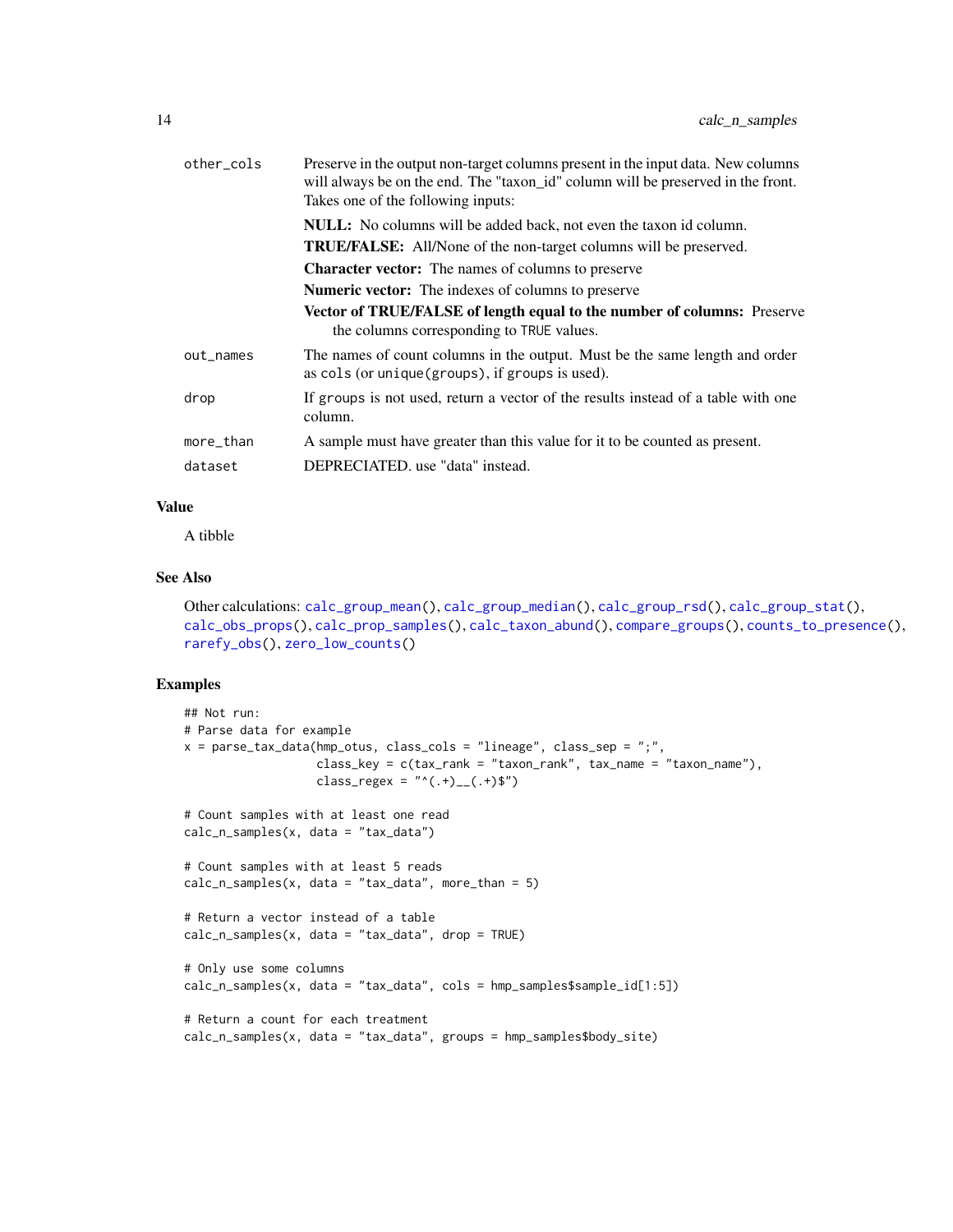| | |
|---|---|
| other_cols | Preserve in the output non-target columns present in the input data. New columns will always be on the end. The "taxon_id" column will be preserved in the front. Takes one of the following inputs:<br>**NULL:** No columns will be added back, not even the taxon id column.<br>**TRUE/FALSE:** All/None of the non-target columns will be preserved.<br>**Character vector:** The names of columns to preserve<br>**Numeric vector:** The indexes of columns to preserve<br>**Vector of TRUE/FALSE of length equal to the number of columns:** Preserve the columns corresponding to TRUE values. |
| out_names | The names of count columns in the output. Must be the same length and order as cols (or unique(groups), if groups is used). |
| drop | If groups is not used, return a vector of the results instead of a table with one column. |
| more_than | A sample must have greater than this value for it to be counted as present. |
| dataset | DEPRECIATED. use "data" instead. |

## Value

A tibble

## See Also

Other calculations: calc_group_mean(), calc_group_median(), calc_group_rsd(), calc_group_stat(), calc_obs_props(), calc_prop_samples(), calc_taxon_abund(), compare_groups(), counts_to_presence(), rarefy_obs(), zero_low_counts()

## Examples

```
## Not run:
# Parse data for example
x = parse_tax_data(hmp_otus, class_cols = "lineage", class_sep = ";",
                   class_key = c(tax_rank = "taxon_rank", tax_name = "taxon_name"),
                   class_regex = "^(.+)__(.+)$")

# Count samples with at least one read
calc_n_samples(x, data = "tax_data")

# Count samples with at least 5 reads
calc_n_samples(x, data = "tax_data", more_than = 5)

# Return a vector instead of a table
calc_n_samples(x, data = "tax_data", drop = TRUE)

# Only use some columns
calc_n_samples(x, data = "tax_data", cols = hmp_samples$sample_id[1:5])

# Return a count for each treatment
calc_n_samples(x, data = "tax_data", groups = hmp_samples$body_site)
```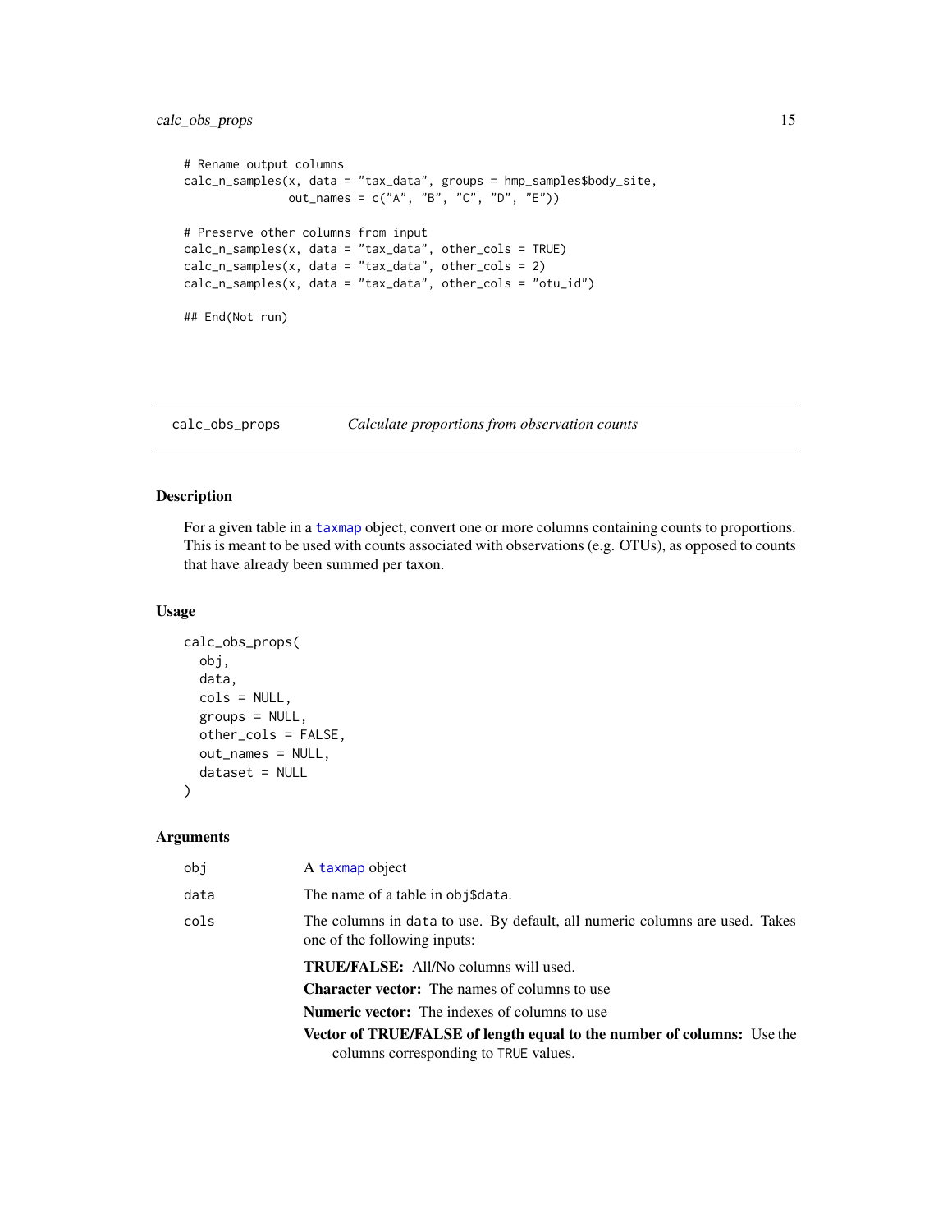```
# Rename output columns
calc_n_samples(x, data = "tax_data", groups = hmp_samples$body_site,
               out_names = c("A", "B", "C", "D", "E"))

# Preserve other columns from input
calc_n_samples(x, data = "tax_data", other_cols = TRUE)
calc_n_samples(x, data = "tax_data", other_cols = 2)
calc_n_samples(x, data = "tax_data", other_cols = "otu_id")

## End(Not run)
```

---

## calc_obs_props — *Calculate proportions from observation counts*

---

### Description

For a given table in a taxmap object, convert one or more columns containing counts to proportions. This is meant to be used with counts associated with observations (e.g. OTUs), as opposed to counts that have already been summed per taxon.

### Usage

```
calc_obs_props(
  obj,
  data,
  cols = NULL,
  groups = NULL,
  other_cols = FALSE,
  out_names = NULL,
  dataset = NULL
)
```

### Arguments

`obj` — A taxmap object

`data` — The name of a table in `obj$data`.

`cols` — The columns in `data` to use. By default, all numeric columns are used. Takes one of the following inputs:

- **TRUE/FALSE:** All/No columns will used.
- **Character vector:** The names of columns to use
- **Numeric vector:** The indexes of columns to use
- **Vector of TRUE/FALSE of length equal to the number of columns:** Use the columns corresponding to `TRUE` values.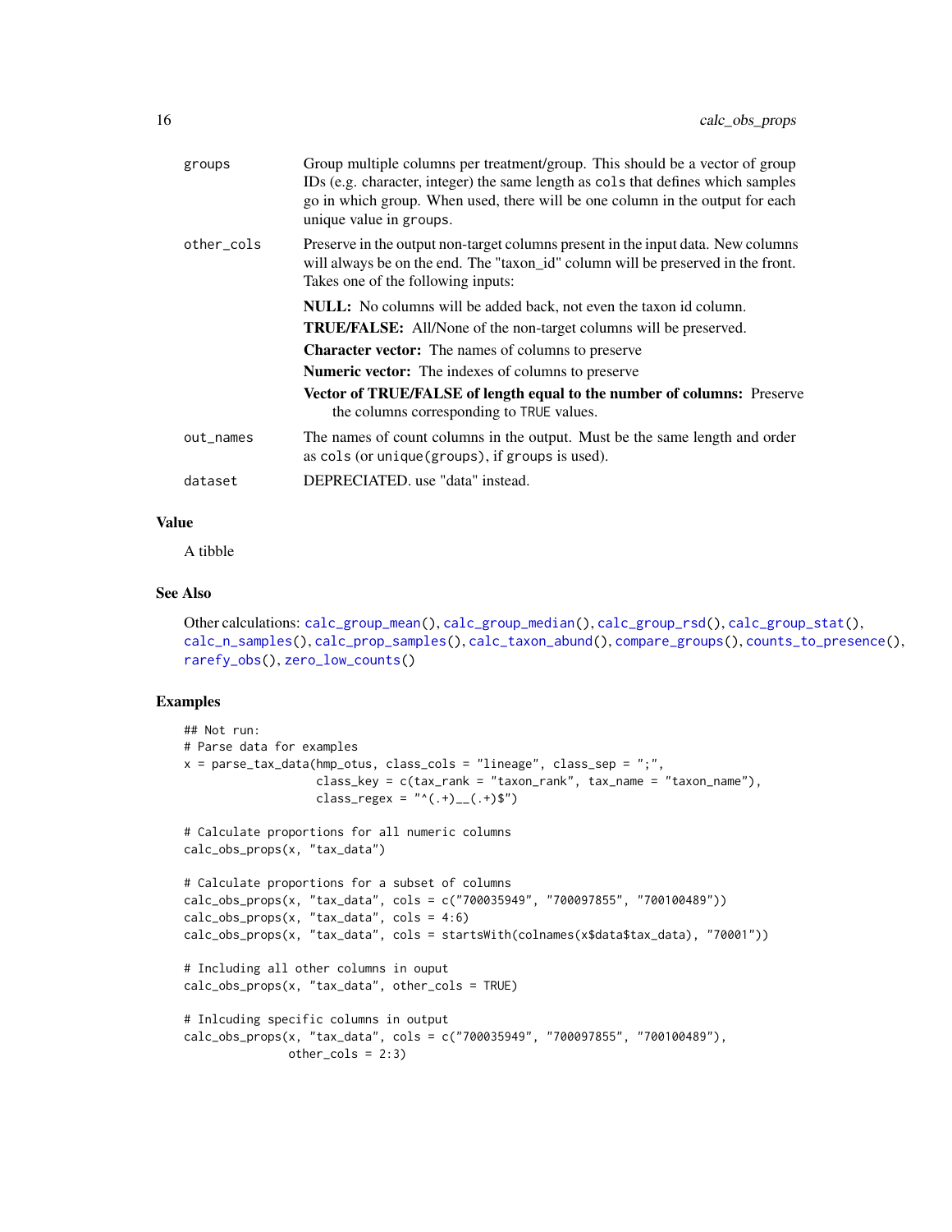| | |
|---|---|
| `groups` | Group multiple columns per treatment/group. This should be a vector of group IDs (e.g. character, integer) the same length as `cols` that defines which samples go in which group. When used, there will be one column in the output for each unique value in `groups`. |
| `other_cols` | Preserve in the output non-target columns present in the input data. New columns will always be on the end. The "taxon_id" column will be preserved in the front. Takes one of the following inputs:<br>**NULL:** No columns will be added back, not even the taxon id column.<br>**TRUE/FALSE:** All/None of the non-target columns will be preserved.<br>**Character vector:** The names of columns to preserve<br>**Numeric vector:** The indexes of columns to preserve<br>**Vector of TRUE/FALSE of length equal to the number of columns:** Preserve the columns corresponding to `TRUE` values. |
| `out_names` | The names of count columns in the output. Must be the same length and order as `cols` (or `unique(groups)`, if `groups` is used). |
| `dataset` | DEPRECIATED. use "data" instead. |

## Value

A tibble

## See Also

Other calculations: `calc_group_mean()`, `calc_group_median()`, `calc_group_rsd()`, `calc_group_stat()`, `calc_n_samples()`, `calc_prop_samples()`, `calc_taxon_abund()`, `compare_groups()`, `counts_to_presence()`, `rarefy_obs()`, `zero_low_counts()`

## Examples

```
## Not run:
# Parse data for examples
x = parse_tax_data(hmp_otus, class_cols = "lineage", class_sep = ";",
                   class_key = c(tax_rank = "taxon_rank", tax_name = "taxon_name"),
                   class_regex = "^(.+)__(.+)$")

# Calculate proportions for all numeric columns
calc_obs_props(x, "tax_data")

# Calculate proportions for a subset of columns
calc_obs_props(x, "tax_data", cols = c("700035949", "700097855", "700100489"))
calc_obs_props(x, "tax_data", cols = 4:6)
calc_obs_props(x, "tax_data", cols = startsWith(colnames(x$data$tax_data), "70001"))

# Including all other columns in ouput
calc_obs_props(x, "tax_data", other_cols = TRUE)

# Inlcuding specific columns in output
calc_obs_props(x, "tax_data", cols = c("700035949", "700097855", "700100489"),
               other_cols = 2:3)
```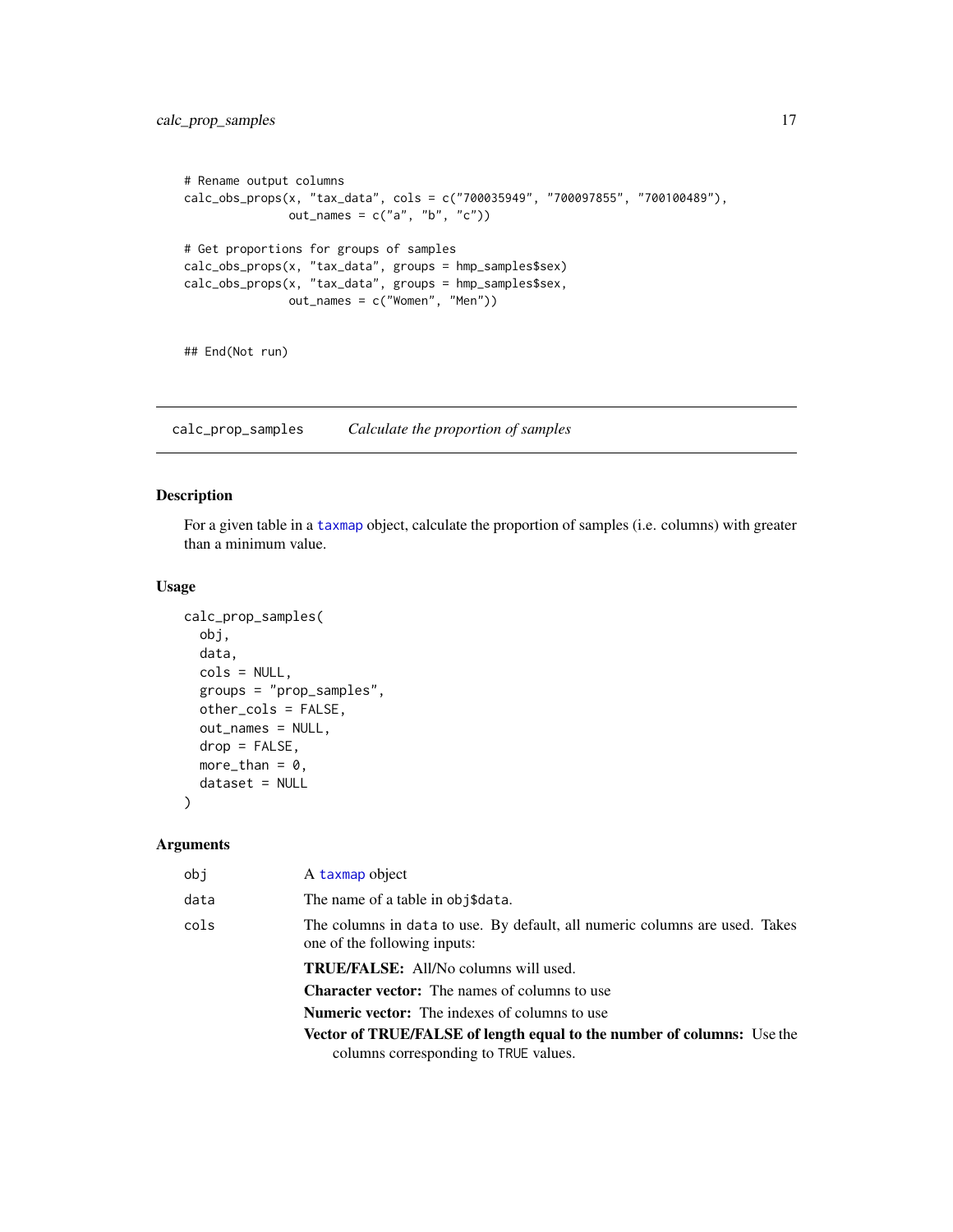```
# Rename output columns
calc_obs_props(x, "tax_data", cols = c("700035949", "700097855", "700100489"),
               out_names = c("a", "b", "c"))

# Get proportions for groups of samples
calc_obs_props(x, "tax_data", groups = hmp_samples$sex)
calc_obs_props(x, "tax_data", groups = hmp_samples$sex,
               out_names = c("Women", "Men"))


## End(Not run)
```

---

## calc_prop_samples — *Calculate the proportion of samples*

### Description

For a given table in a taxmap object, calculate the proportion of samples (i.e. columns) with greater than a minimum value.

### Usage

```
calc_prop_samples(
  obj,
  data,
  cols = NULL,
  groups = "prop_samples",
  other_cols = FALSE,
  out_names = NULL,
  drop = FALSE,
  more_than = 0,
  dataset = NULL
)
```

### Arguments

`obj` — A taxmap object

`data` — The name of a table in `obj$data`.

`cols` — The columns in `data` to use. By default, all numeric columns are used. Takes one of the following inputs:

- **TRUE/FALSE:** All/No columns will used.
- **Character vector:** The names of columns to use
- **Numeric vector:** The indexes of columns to use
- **Vector of TRUE/FALSE of length equal to the number of columns:** Use the columns corresponding to `TRUE` values.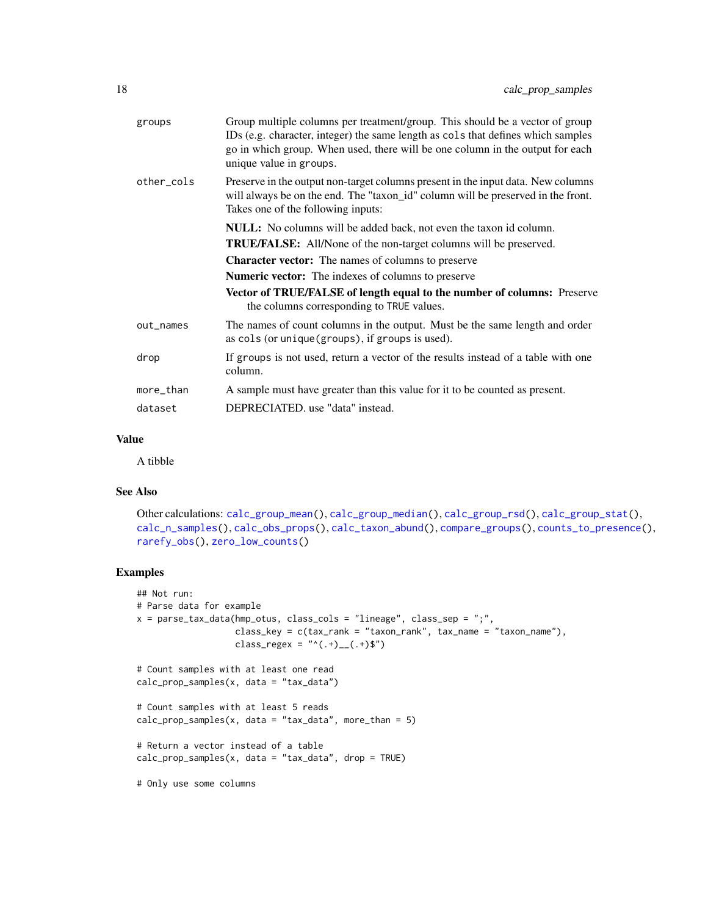| | |
|---|---|
| groups | Group multiple columns per treatment/group. This should be a vector of group IDs (e.g. character, integer) the same length as `cols` that defines which samples go in which group. When used, there will be one column in the output for each unique value in `groups`. |
| other_cols | Preserve in the output non-target columns present in the input data. New columns will always be on the end. The "taxon_id" column will be preserved in the front. Takes one of the following inputs:<br>**NULL:** No columns will be added back, not even the taxon id column.<br>**TRUE/FALSE:** All/None of the non-target columns will be preserved.<br>**Character vector:** The names of columns to preserve<br>**Numeric vector:** The indexes of columns to preserve<br>**Vector of TRUE/FALSE of length equal to the number of columns:** Preserve the columns corresponding to `TRUE` values. |
| out_names | The names of count columns in the output. Must be the same length and order as `cols` (or `unique(groups)`, if `groups` is used). |
| drop | If `groups` is not used, return a vector of the results instead of a table with one column. |
| more_than | A sample must have greater than this value for it to be counted as present. |
| dataset | DEPRECIATED. use "data" instead. |

## Value

A tibble

## See Also

Other calculations: `calc_group_mean()`, `calc_group_median()`, `calc_group_rsd()`, `calc_group_stat()`, `calc_n_samples()`, `calc_obs_props()`, `calc_taxon_abund()`, `compare_groups()`, `counts_to_presence()`, `rarefy_obs()`, `zero_low_counts()`

## Examples

```
## Not run:
# Parse data for example
x = parse_tax_data(hmp_otus, class_cols = "lineage", class_sep = ";",
                   class_key = c(tax_rank = "taxon_rank", tax_name = "taxon_name"),
                   class_regex = "^(.+)__(.+)$")

# Count samples with at least one read
calc_prop_samples(x, data = "tax_data")

# Count samples with at least 5 reads
calc_prop_samples(x, data = "tax_data", more_than = 5)

# Return a vector instead of a table
calc_prop_samples(x, data = "tax_data", drop = TRUE)

# Only use some columns
```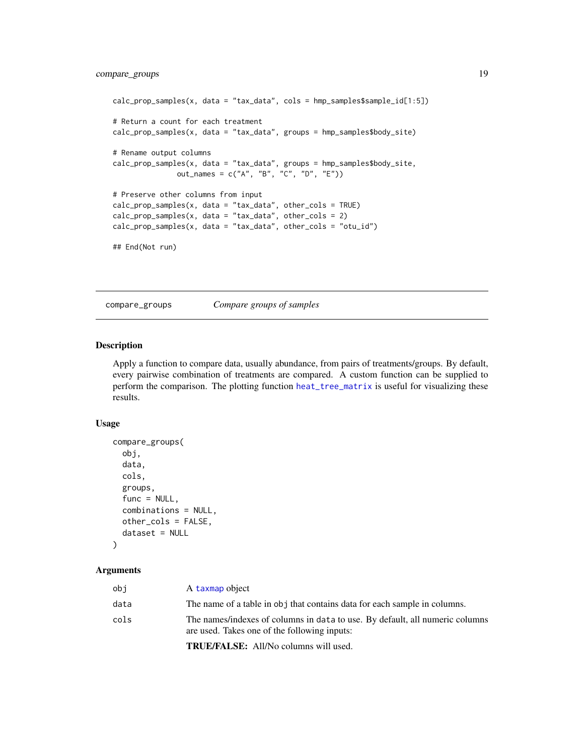```
calc_prop_samples(x, data = "tax_data", cols = hmp_samples$sample_id[1:5])

# Return a count for each treatment
calc_prop_samples(x, data = "tax_data", groups = hmp_samples$body_site)

# Rename output columns
calc_prop_samples(x, data = "tax_data", groups = hmp_samples$body_site,
               out_names = c("A", "B", "C", "D", "E"))

# Preserve other columns from input
calc_prop_samples(x, data = "tax_data", other_cols = TRUE)
calc_prop_samples(x, data = "tax_data", other_cols = 2)
calc_prop_samples(x, data = "tax_data", other_cols = "otu_id")

## End(Not run)
```

## compare_groups — *Compare groups of samples*

### Description

Apply a function to compare data, usually abundance, from pairs of treatments/groups. By default, every pairwise combination of treatments are compared. A custom function can be supplied to perform the comparison. The plotting function heat_tree_matrix is useful for visualizing these results.

### Usage

```
compare_groups(
  obj,
  data,
  cols,
  groups,
  func = NULL,
  combinations = NULL,
  other_cols = FALSE,
  dataset = NULL
)
```

### Arguments

| | |
|---|---|
| obj | A taxmap object |
| data | The name of a table in obj that contains data for each sample in columns. |
| cols | The names/indexes of columns in data to use. By default, all numeric columns are used. Takes one of the following inputs: |
| | **TRUE/FALSE:** All/No columns will used. |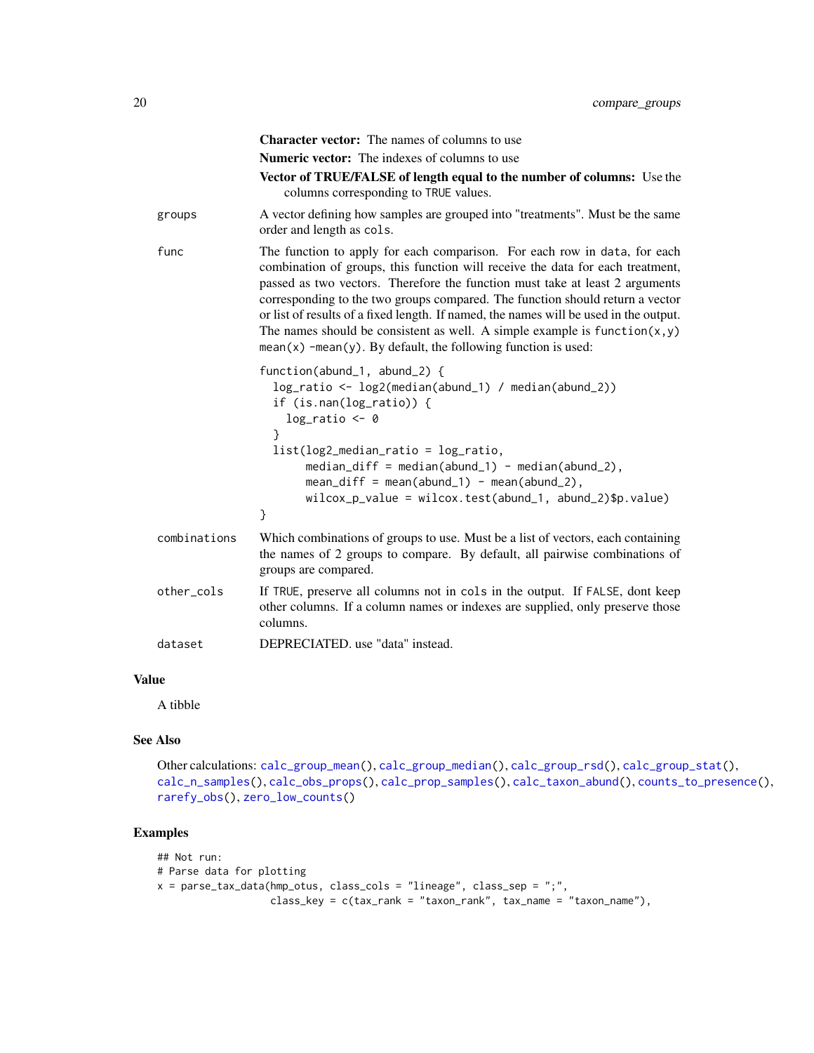**Character vector:** The names of columns to use

**Numeric vector:** The indexes of columns to use

**Vector of TRUE/FALSE of length equal to the number of columns:** Use the columns corresponding to TRUE values.

`groups` A vector defining how samples are grouped into "treatments". Must be the same order and length as `cols`.

`func` The function to apply for each comparison. For each row in `data`, for each combination of groups, this function will receive the data for each treatment, passed as two vectors. Therefore the function must take at least 2 arguments corresponding to the two groups compared. The function should return a vector or list of results of a fixed length. If named, the names will be used in the output. The names should be consistent as well. A simple example is `function(x,y) mean(x) -mean(y)`. By default, the following function is used:

```
function(abund_1, abund_2) {
  log_ratio <- log2(median(abund_1) / median(abund_2))
  if (is.nan(log_ratio)) {
    log_ratio <- 0
  }
  list(log2_median_ratio = log_ratio,
       median_diff = median(abund_1) - median(abund_2),
       mean_diff = mean(abund_1) - mean(abund_2),
       wilcox_p_value = wilcox.test(abund_1, abund_2)$p.value)
}
```

`combinations` Which combinations of groups to use. Must be a list of vectors, each containing the names of 2 groups to compare. By default, all pairwise combinations of groups are compared.

`other_cols` If TRUE, preserve all columns not in `cols` in the output. If FALSE, dont keep other columns. If a column names or indexes are supplied, only preserve those columns.

`dataset` DEPRECIATED. use "data" instead.

## Value

A tibble

## See Also

Other calculations: `calc_group_mean()`, `calc_group_median()`, `calc_group_rsd()`, `calc_group_stat()`, `calc_n_samples()`, `calc_obs_props()`, `calc_prop_samples()`, `calc_taxon_abund()`, `counts_to_presence()`, `rarefy_obs()`, `zero_low_counts()`

## Examples

```
## Not run:
# Parse data for plotting
x = parse_tax_data(hmp_otus, class_cols = "lineage", class_sep = ";",
                   class_key = c(tax_rank = "taxon_rank", tax_name = "taxon_name"),
```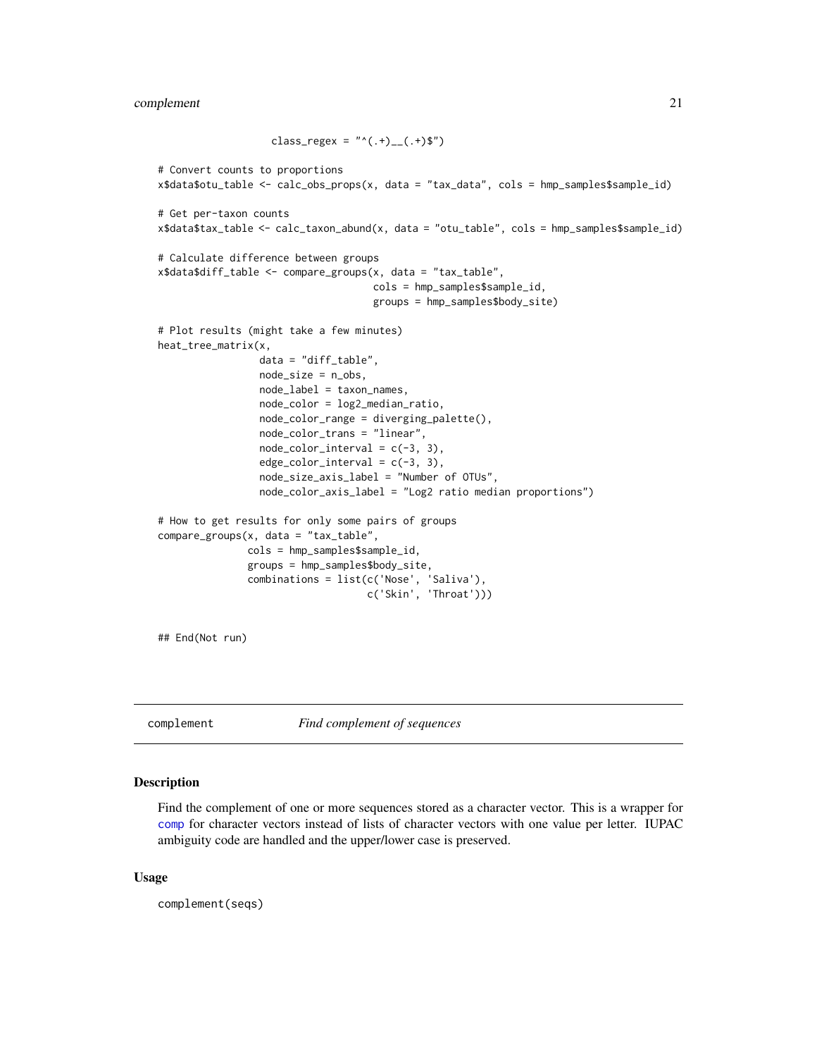```
                   class_regex = "^(.+)__(.+)$")

# Convert counts to proportions
x$data$otu_table <- calc_obs_props(x, data = "tax_data", cols = hmp_samples$sample_id)

# Get per-taxon counts
x$data$tax_table <- calc_taxon_abund(x, data = "otu_table", cols = hmp_samples$sample_id)

# Calculate difference between groups
x$data$diff_table <- compare_groups(x, data = "tax_table",
                                    cols = hmp_samples$sample_id,
                                    groups = hmp_samples$body_site)

# Plot results (might take a few minutes)
heat_tree_matrix(x,
                 data = "diff_table",
                 node_size = n_obs,
                 node_label = taxon_names,
                 node_color = log2_median_ratio,
                 node_color_range = diverging_palette(),
                 node_color_trans = "linear",
                 node_color_interval = c(-3, 3),
                 edge_color_interval = c(-3, 3),
                 node_size_axis_label = "Number of OTUs",
                 node_color_axis_label = "Log2 ratio median proportions")

# How to get results for only some pairs of groups
compare_groups(x, data = "tax_table",
               cols = hmp_samples$sample_id,
               groups = hmp_samples$body_site,
               combinations = list(c('Nose', 'Saliva'),
                                   c('Skin', 'Throat')))


## End(Not run)
```

## complement — *Find complement of sequences*

### Description

Find the complement of one or more sequences stored as a character vector. This is a wrapper for comp for character vectors instead of lists of character vectors with one value per letter. IUPAC ambiguity code are handled and the upper/lower case is preserved.

### Usage

```
complement(seqs)
```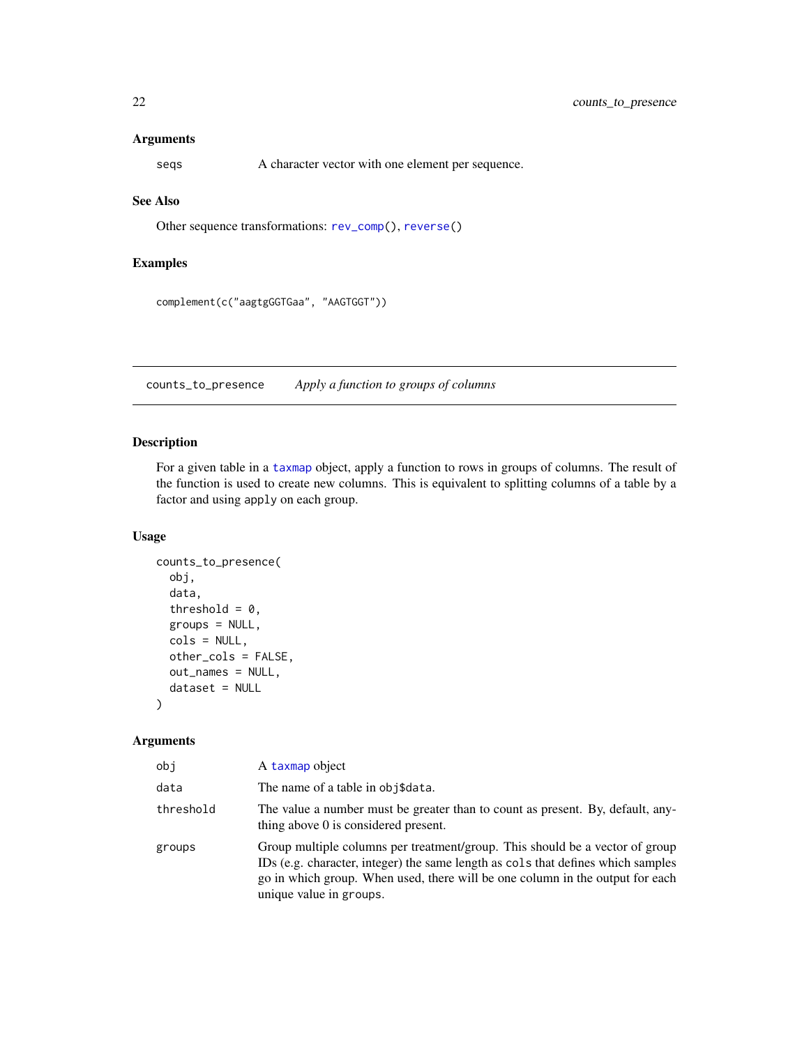### Arguments

| | |
|---|---|
| seqs | A character vector with one element per sequence. |

### See Also

Other sequence transformations: rev_comp(), reverse()

### Examples

```
complement(c("aagtgGGTGaa", "AAGTGGT"))
```

---

## counts_to_presence &nbsp;&nbsp; *Apply a function to groups of columns*

---

### Description

For a given table in a taxmap object, apply a function to rows in groups of columns. The result of the function is used to create new columns. This is equivalent to splitting columns of a table by a factor and using apply on each group.

### Usage

```
counts_to_presence(
  obj,
  data,
  threshold = 0,
  groups = NULL,
  cols = NULL,
  other_cols = FALSE,
  out_names = NULL,
  dataset = NULL
)
```

### Arguments

| | |
|---|---|
| obj | A taxmap object |
| data | The name of a table in obj$data. |
| threshold | The value a number must be greater than to count as present. By, default, anything above 0 is considered present. |
| groups | Group multiple columns per treatment/group. This should be a vector of group IDs (e.g. character, integer) the same length as cols that defines which samples go in which group. When used, there will be one column in the output for each unique value in groups. |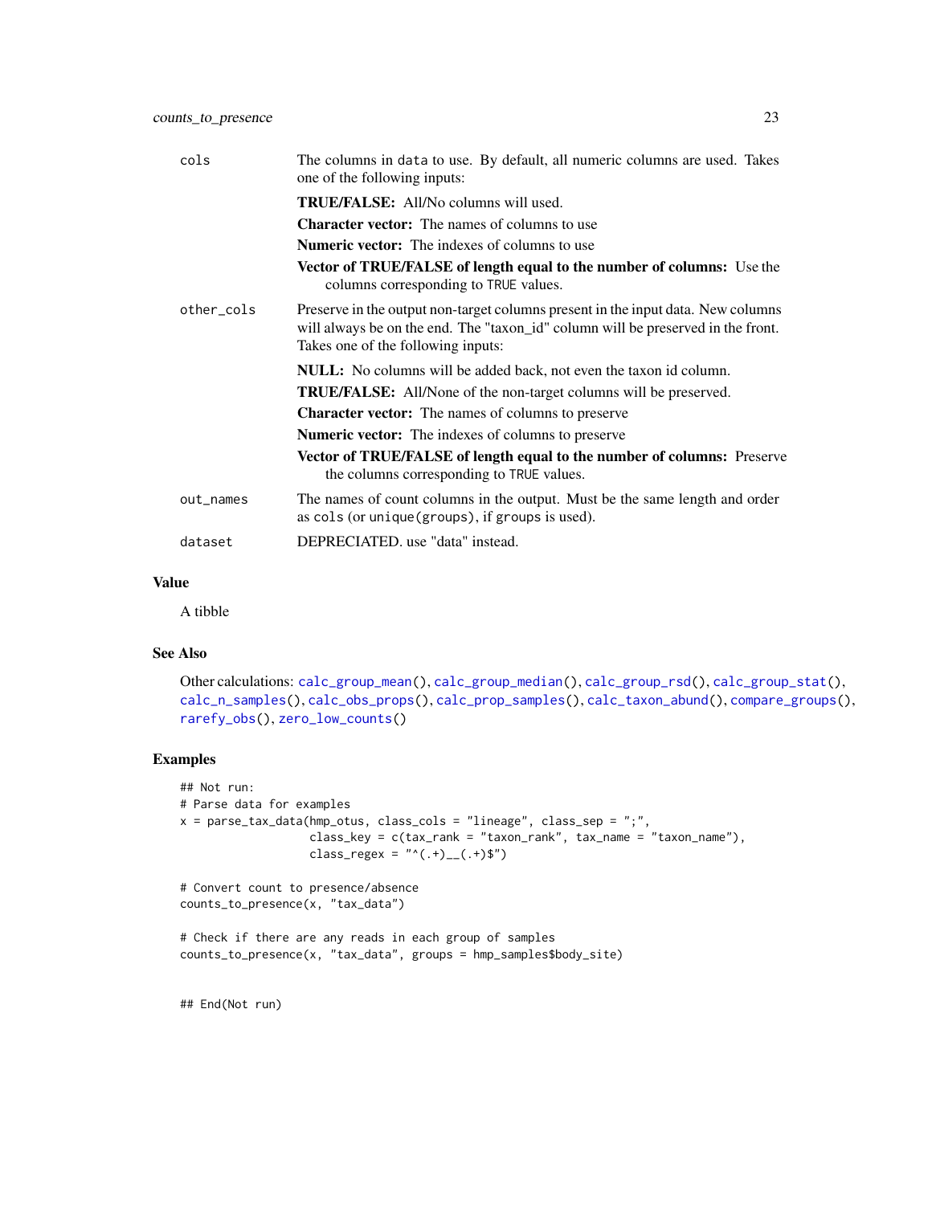**cols**
The columns in `data` to use. By default, all numeric columns are used. Takes one of the following inputs:

- **TRUE/FALSE:** All/No columns will used.
- **Character vector:** The names of columns to use
- **Numeric vector:** The indexes of columns to use
- **Vector of TRUE/FALSE of length equal to the number of columns:** Use the columns corresponding to `TRUE` values.

**other_cols**
Preserve in the output non-target columns present in the input data. New columns will always be on the end. The "taxon_id" column will be preserved in the front. Takes one of the following inputs:

- **NULL:** No columns will be added back, not even the taxon id column.
- **TRUE/FALSE:** All/None of the non-target columns will be preserved.
- **Character vector:** The names of columns to preserve
- **Numeric vector:** The indexes of columns to preserve
- **Vector of TRUE/FALSE of length equal to the number of columns:** Preserve the columns corresponding to `TRUE` values.

**out_names**
The names of count columns in the output. Must be the same length and order as `cols` (or `unique(groups)`, if `groups` is used).

**dataset**
DEPRECIATED. use "data" instead.

## Value

A tibble

## See Also

Other calculations: `calc_group_mean()`, `calc_group_median()`, `calc_group_rsd()`, `calc_group_stat()`, `calc_n_samples()`, `calc_obs_props()`, `calc_prop_samples()`, `calc_taxon_abund()`, `compare_groups()`, `rarefy_obs()`, `zero_low_counts()`

## Examples

```
## Not run:
# Parse data for examples
x = parse_tax_data(hmp_otus, class_cols = "lineage", class_sep = ";",
                   class_key = c(tax_rank = "taxon_rank", tax_name = "taxon_name"),
                   class_regex = "^(.+)__(.+)$")

# Convert count to presence/absence
counts_to_presence(x, "tax_data")

# Check if there are any reads in each group of samples
counts_to_presence(x, "tax_data", groups = hmp_samples$body_site)


## End(Not run)
```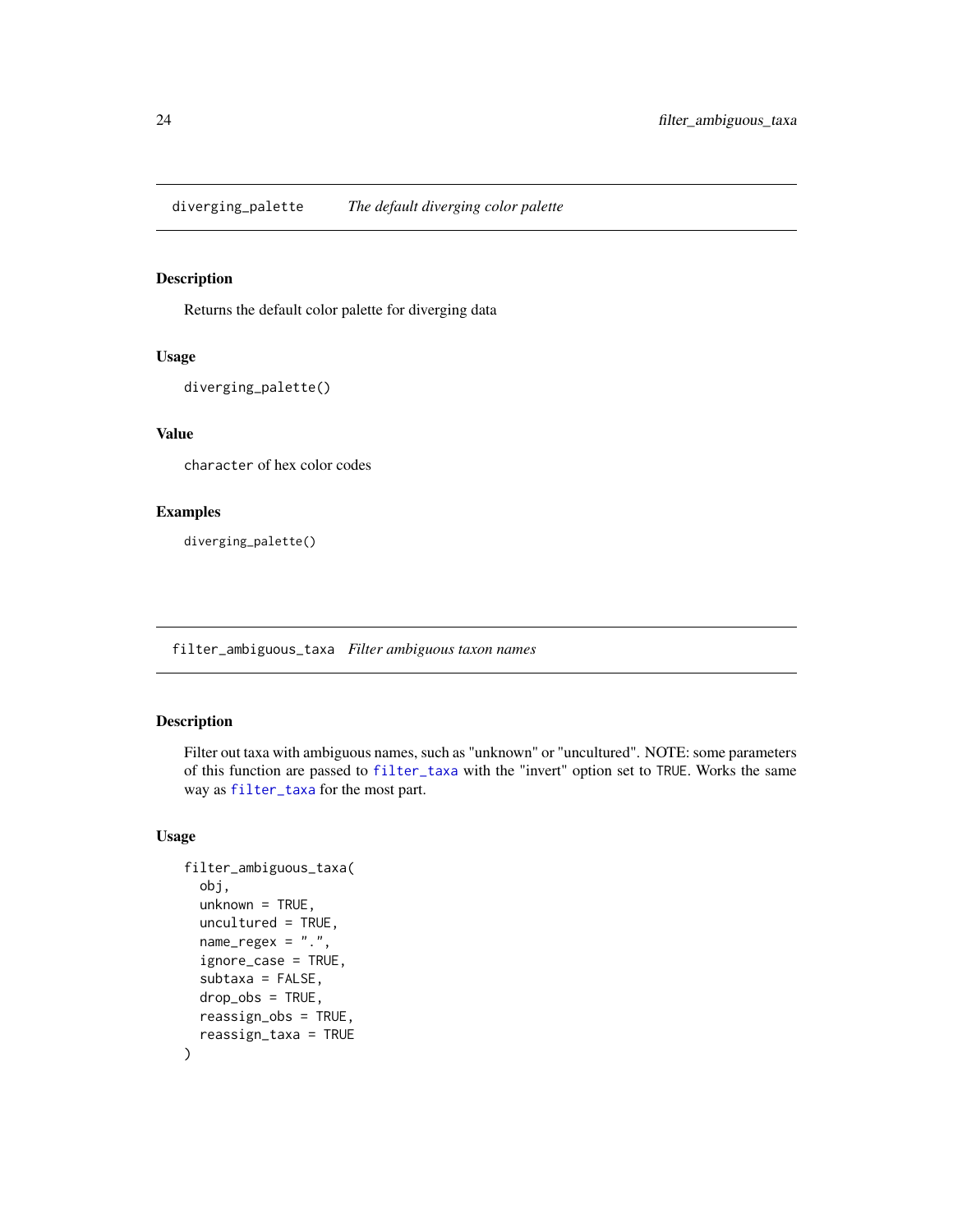## diverging_palette — *The default diverging color palette*

### Description

Returns the default color palette for diverging data

### Usage

```
diverging_palette()
```

### Value

`character` of hex color codes

### Examples

```
diverging_palette()
```

## filter_ambiguous_taxa — *Filter ambiguous taxon names*

### Description

Filter out taxa with ambiguous names, such as "unknown" or "uncultured". NOTE: some parameters of this function are passed to filter_taxa with the "invert" option set to TRUE. Works the same way as filter_taxa for the most part.

### Usage

```
filter_ambiguous_taxa(
  obj,
  unknown = TRUE,
  uncultured = TRUE,
  name_regex = ".",
  ignore_case = TRUE,
  subtaxa = FALSE,
  drop_obs = TRUE,
  reassign_obs = TRUE,
  reassign_taxa = TRUE
)
```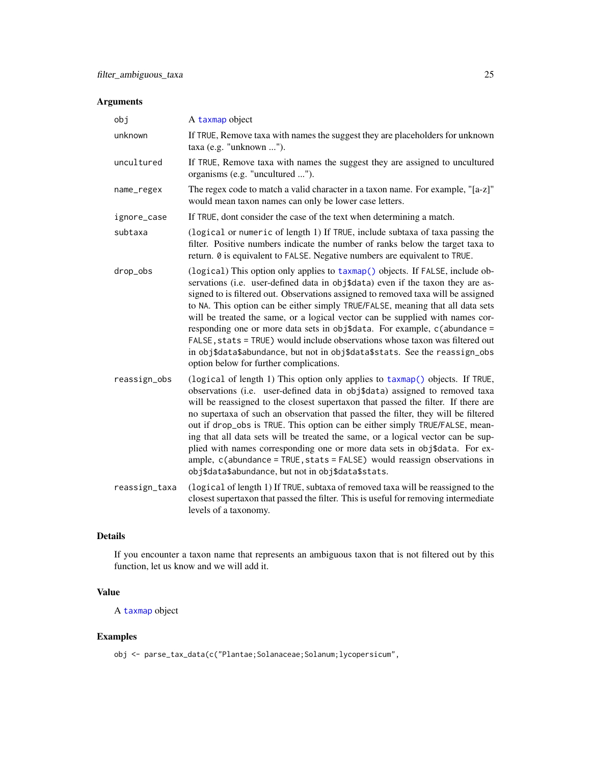### Arguments

| | |
|---|---|
| obj | A taxmap object |
| unknown | If TRUE, Remove taxa with names the suggest they are placeholders for unknown taxa (e.g. "unknown ..."). |
| uncultured | If TRUE, Remove taxa with names the suggest they are assigned to uncultured organisms (e.g. "uncultured ..."). |
| name_regex | The regex code to match a valid character in a taxon name. For example, "[a-z]" would mean taxon names can only be lower case letters. |
| ignore_case | If TRUE, dont consider the case of the text when determining a match. |
| subtaxa | (logical or numeric of length 1) If TRUE, include subtaxa of taxa passing the filter. Positive numbers indicate the number of ranks below the target taxa to return. 0 is equivalent to FALSE. Negative numbers are equivalent to TRUE. |
| drop_obs | (logical) This option only applies to taxmap() objects. If FALSE, include observations (i.e. user-defined data in obj$data) even if the taxon they are assigned to is filtered out. Observations assigned to removed taxa will be assigned to NA. This option can be either simply TRUE/FALSE, meaning that all data sets will be treated the same, or a logical vector can be supplied with names corresponding one or more data sets in obj$data. For example, c(abundance = FALSE, stats = TRUE) would include observations whose taxon was filtered out in obj$data$abundance, but not in obj$data$stats. See the reassign_obs option below for further complications. |
| reassign_obs | (logical of length 1) This option only applies to taxmap() objects. If TRUE, observations (i.e. user-defined data in obj$data) assigned to removed taxa will be reassigned to the closest supertaxon that passed the filter. If there are no supertaxa of such an observation that passed the filter, they will be filtered out if drop_obs is TRUE. This option can be either simply TRUE/FALSE, meaning that all data sets will be treated the same, or a logical vector can be supplied with names corresponding one or more data sets in obj$data. For example, c(abundance = TRUE, stats = FALSE) would reassign observations in obj$data$abundance, but not in obj$data$stats. |
| reassign_taxa | (logical of length 1) If TRUE, subtaxa of removed taxa will be reassigned to the closest supertaxon that passed the filter. This is useful for removing intermediate levels of a taxonomy. |

### Details

If you encounter a taxon name that represents an ambiguous taxon that is not filtered out by this function, let us know and we will add it.

### Value

A taxmap object

### Examples

```
obj <- parse_tax_data(c("Plantae;Solanaceae;Solanum;lycopersicum",
```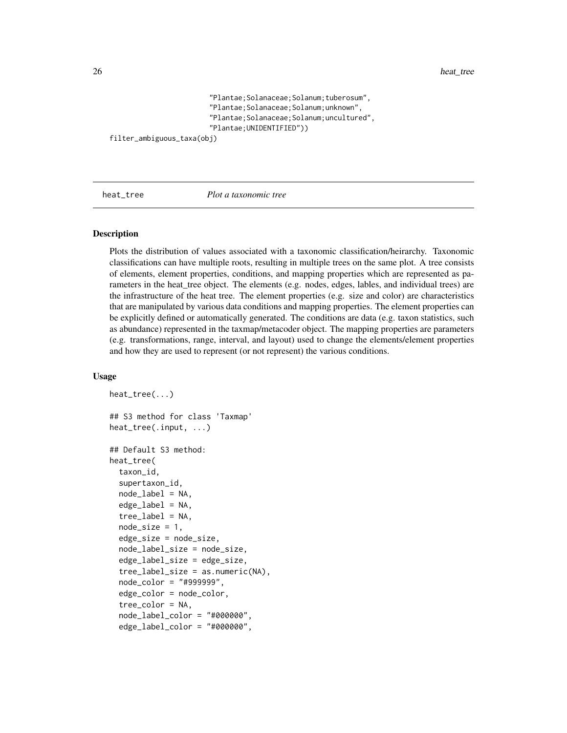```
                        "Plantae;Solanaceae;Solanum;tuberosum",
                        "Plantae;Solanaceae;Solanum;unknown",
                        "Plantae;Solanaceae;Solanum;uncultured",
                        "Plantae;UNIDENTIFIED"))
filter_ambiguous_taxa(obj)
```

## heat_tree *Plot a taxonomic tree*

### Description

Plots the distribution of values associated with a taxonomic classification/heirarchy. Taxonomic classifications can have multiple roots, resulting in multiple trees on the same plot. A tree consists of elements, element properties, conditions, and mapping properties which are represented as parameters in the heat_tree object. The elements (e.g. nodes, edges, lables, and individual trees) are the infrastructure of the heat tree. The element properties (e.g. size and color) are characteristics that are manipulated by various data conditions and mapping properties. The element properties can be explicitly defined or automatically generated. The conditions are data (e.g. taxon statistics, such as abundance) represented in the taxmap/metacoder object. The mapping properties are parameters (e.g. transformations, range, interval, and layout) used to change the elements/element properties and how they are used to represent (or not represent) the various conditions.

### Usage

```
heat_tree(...)

## S3 method for class 'Taxmap'
heat_tree(.input, ...)

## Default S3 method:
heat_tree(
  taxon_id,
  supertaxon_id,
  node_label = NA,
  edge_label = NA,
  tree_label = NA,
  node_size = 1,
  edge_size = node_size,
  node_label_size = node_size,
  edge_label_size = edge_size,
  tree_label_size = as.numeric(NA),
  node_color = "#999999",
  edge_color = node_color,
  tree_color = NA,
  node_label_color = "#000000",
  edge_label_color = "#000000",
```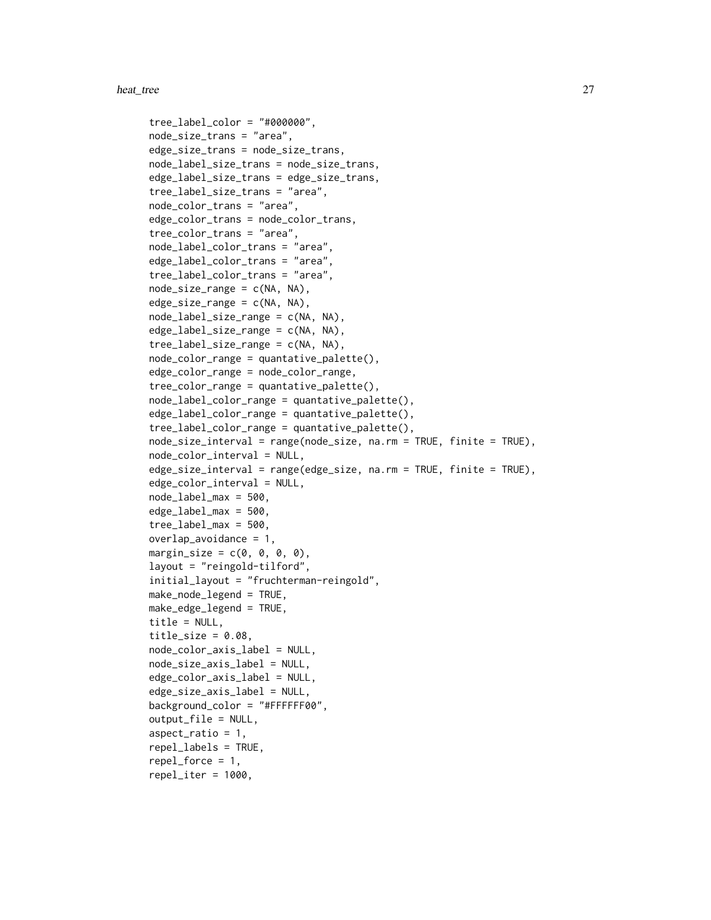```
tree_label_color = "#000000",
node_size_trans = "area",
edge_size_trans = node_size_trans,
node_label_size_trans = node_size_trans,
edge_label_size_trans = edge_size_trans,
tree_label_size_trans = "area",
node_color_trans = "area",
edge_color_trans = node_color_trans,
tree_color_trans = "area",
node_label_color_trans = "area",
edge_label_color_trans = "area",
tree_label_color_trans = "area",
node_size_range = c(NA, NA),
edge_size_range = c(NA, NA),
node_label_size_range = c(NA, NA),
edge_label_size_range = c(NA, NA),
tree_label_size_range = c(NA, NA),
node_color_range = quantative_palette(),
edge_color_range = node_color_range,
tree_color_range = quantative_palette(),
node_label_color_range = quantative_palette(),
edge_label_color_range = quantative_palette(),
tree_label_color_range = quantative_palette(),
node_size_interval = range(node_size, na.rm = TRUE, finite = TRUE),
node_color_interval = NULL,
edge_size_interval = range(edge_size, na.rm = TRUE, finite = TRUE),
edge_color_interval = NULL,
node_label_max = 500,
edge_label_max = 500,
tree_label_max = 500,
overlap_avoidance = 1,
margin_size = c(0, 0, 0, 0),
layout = "reingold-tilford",
initial_layout = "fruchterman-reingold",
make_node_legend = TRUE,
make_edge_legend = TRUE,
title = NULL,
title_size = 0.08,
node_color_axis_label = NULL,
node_size_axis_label = NULL,
edge_color_axis_label = NULL,
edge_size_axis_label = NULL,
background_color = "#FFFFFF00",
output_file = NULL,
aspect_ratio = 1,
repel_labels = TRUE,
repel_force = 1,
repel_iter = 1000,
```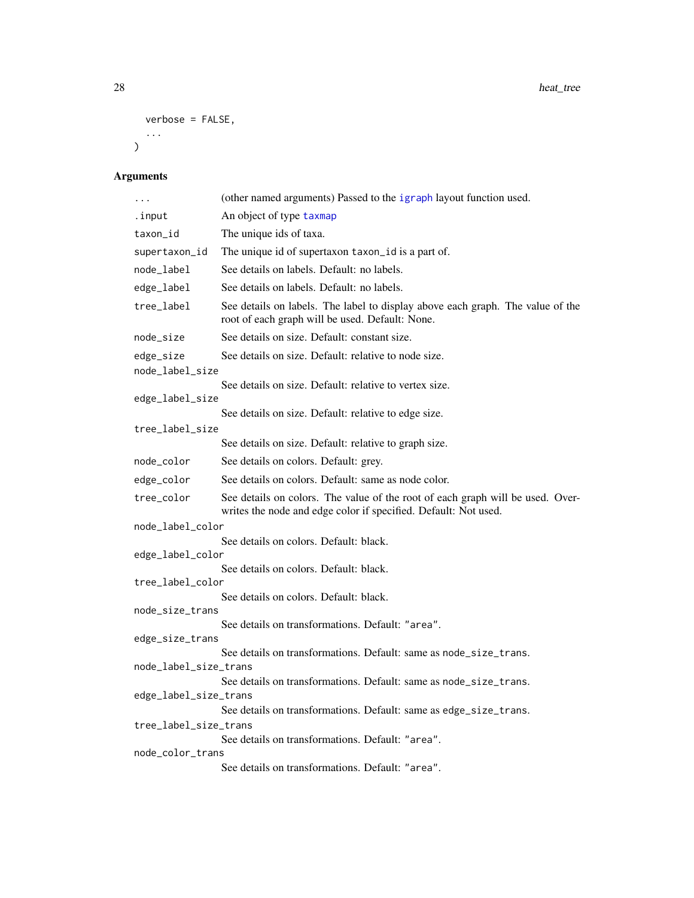```
  verbose = FALSE,
  ...
)
```

## Arguments

| | |
|---|---|
| `...` | (other named arguments) Passed to the igraph layout function used. |
| `.input` | An object of type taxmap |
| `taxon_id` | The unique ids of taxa. |
| `supertaxon_id` | The unique id of supertaxon `taxon_id` is a part of. |
| `node_label` | See details on labels. Default: no labels. |
| `edge_label` | See details on labels. Default: no labels. |
| `tree_label` | See details on labels. The label to display above each graph. The value of the root of each graph will be used. Default: None. |
| `node_size` | See details on size. Default: constant size. |
| `edge_size` | See details on size. Default: relative to node size. |
| `node_label_size` | See details on size. Default: relative to vertex size. |
| `edge_label_size` | See details on size. Default: relative to edge size. |
| `tree_label_size` | See details on size. Default: relative to graph size. |
| `node_color` | See details on colors. Default: grey. |
| `edge_color` | See details on colors. Default: same as node color. |
| `tree_color` | See details on colors. The value of the root of each graph will be used. Overwrites the node and edge color if specified. Default: Not used. |
| `node_label_color` | See details on colors. Default: black. |
| `edge_label_color` | See details on colors. Default: black. |
| `tree_label_color` | See details on colors. Default: black. |
| `node_size_trans` | See details on transformations. Default: `"area"`. |
| `edge_size_trans` | See details on transformations. Default: same as `node_size_trans`. |
| `node_label_size_trans` | See details on transformations. Default: same as `node_size_trans`. |
| `edge_label_size_trans` | See details on transformations. Default: same as `edge_size_trans`. |
| `tree_label_size_trans` | See details on transformations. Default: `"area"`. |
| `node_color_trans` | See details on transformations. Default: `"area"`. |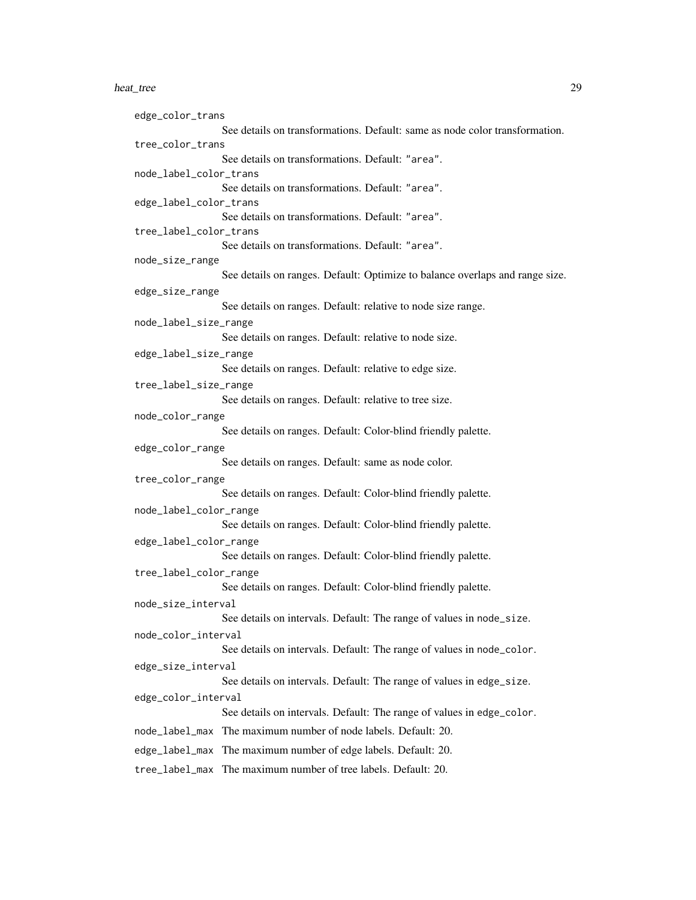`edge_color_trans`
: See details on transformations. Default: same as node color transformation.

`tree_color_trans`
: See details on transformations. Default: "area".

`node_label_color_trans`
: See details on transformations. Default: "area".

`edge_label_color_trans`
: See details on transformations. Default: "area".

`tree_label_color_trans`
: See details on transformations. Default: "area".

`node_size_range`
: See details on ranges. Default: Optimize to balance overlaps and range size.

`edge_size_range`
: See details on ranges. Default: relative to node size range.

`node_label_size_range`
: See details on ranges. Default: relative to node size.

`edge_label_size_range`
: See details on ranges. Default: relative to edge size.

`tree_label_size_range`
: See details on ranges. Default: relative to tree size.

`node_color_range`
: See details on ranges. Default: Color-blind friendly palette.

`edge_color_range`
: See details on ranges. Default: same as node color.

`tree_color_range`
: See details on ranges. Default: Color-blind friendly palette.

`node_label_color_range`
: See details on ranges. Default: Color-blind friendly palette.

`edge_label_color_range`
: See details on ranges. Default: Color-blind friendly palette.

`tree_label_color_range`
: See details on ranges. Default: Color-blind friendly palette.

`node_size_interval`
: See details on intervals. Default: The range of values in `node_size`.

`node_color_interval`
: See details on intervals. Default: The range of values in `node_color`.

`edge_size_interval`
: See details on intervals. Default: The range of values in `edge_size`.

`edge_color_interval`
: See details on intervals. Default: The range of values in `edge_color`.

`node_label_max`
: The maximum number of node labels. Default: 20.

`edge_label_max`
: The maximum number of edge labels. Default: 20.

`tree_label_max`
: The maximum number of tree labels. Default: 20.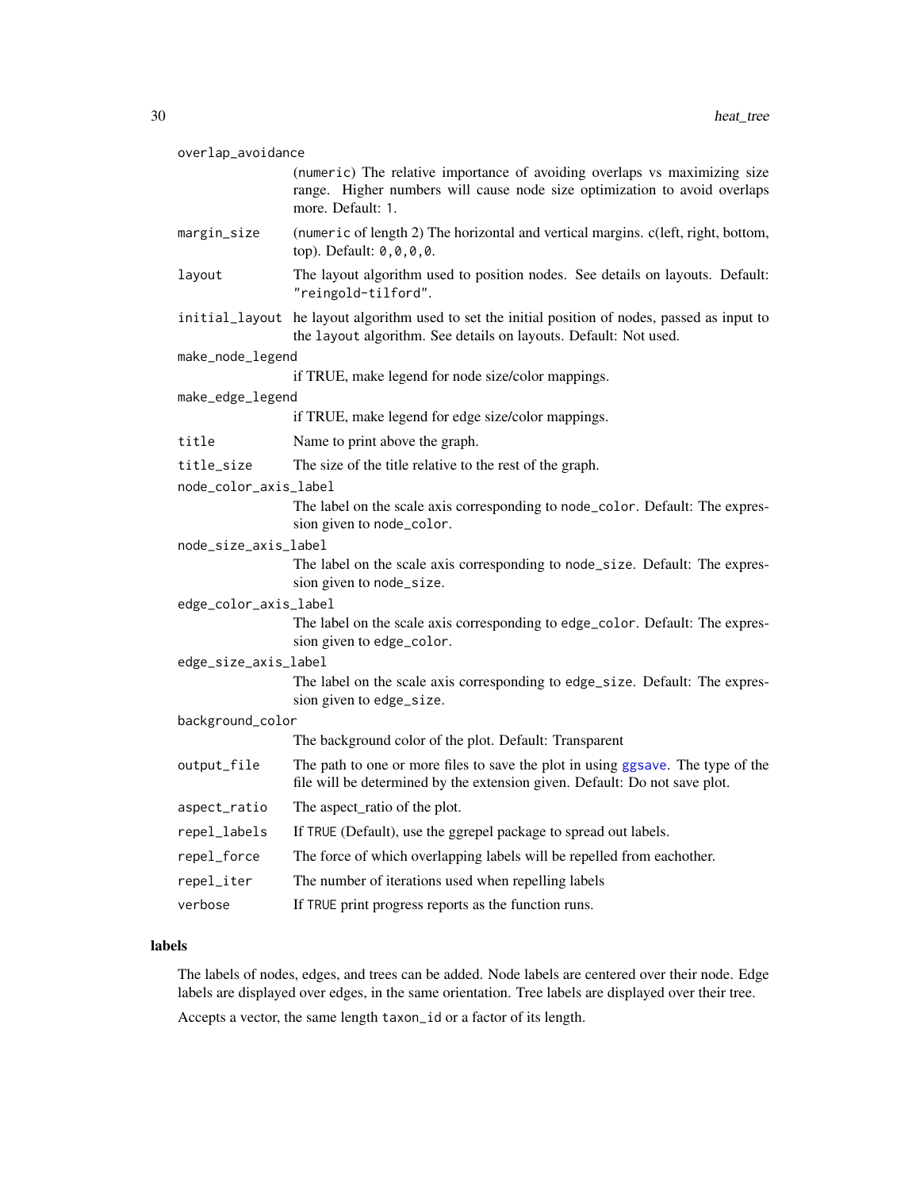| | |
|---|---|
| `overlap_avoidance` | (`numeric`) The relative importance of avoiding overlaps vs maximizing size range. Higher numbers will cause node size optimization to avoid overlaps more. Default: `1`. |
| `margin_size` | (`numeric` of length 2) The horizontal and vertical margins. c(left, right, bottom, top). Default: `0,0,0,0`. |
| `layout` | The layout algorithm used to position nodes. See details on layouts. Default: `"reingold-tilford"`. |
| `initial_layout` | he layout algorithm used to set the initial position of nodes, passed as input to the `layout` algorithm. See details on layouts. Default: Not used. |
| `make_node_legend` | if TRUE, make legend for node size/color mappings. |
| `make_edge_legend` | if TRUE, make legend for edge size/color mappings. |
| `title` | Name to print above the graph. |
| `title_size` | The size of the title relative to the rest of the graph. |
| `node_color_axis_label` | The label on the scale axis corresponding to `node_color`. Default: The expression given to `node_color`. |
| `node_size_axis_label` | The label on the scale axis corresponding to `node_size`. Default: The expression given to `node_size`. |
| `edge_color_axis_label` | The label on the scale axis corresponding to `edge_color`. Default: The expression given to `edge_color`. |
| `edge_size_axis_label` | The label on the scale axis corresponding to `edge_size`. Default: The expression given to `edge_size`. |
| `background_color` | The background color of the plot. Default: Transparent |
| `output_file` | The path to one or more files to save the plot in using ggsave. The type of the file will be determined by the extension given. Default: Do not save plot. |
| `aspect_ratio` | The aspect_ratio of the plot. |
| `repel_labels` | If `TRUE` (Default), use the ggrepel package to spread out labels. |
| `repel_force` | The force of which overlapping labels will be repelled from eachother. |
| `repel_iter` | The number of iterations used when repelling labels |
| `verbose` | If `TRUE` print progress reports as the function runs. |

## labels

The labels of nodes, edges, and trees can be added. Node labels are centered over their node. Edge labels are displayed over edges, in the same orientation. Tree labels are displayed over their tree.

Accepts a vector, the same length `taxon_id` or a factor of its length.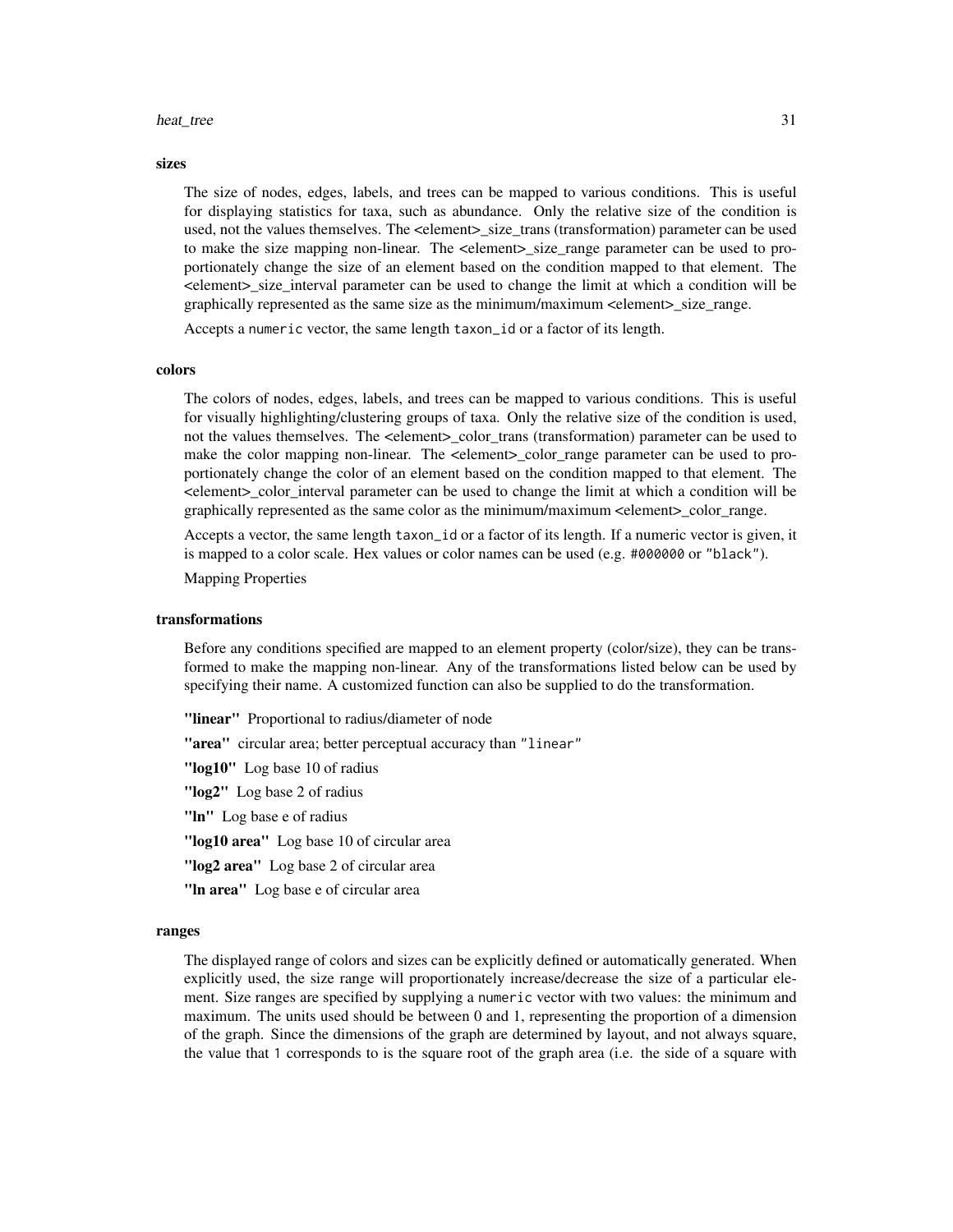**sizes**

The size of nodes, edges, labels, and trees can be mapped to various conditions. This is useful for displaying statistics for taxa, such as abundance. Only the relative size of the condition is used, not the values themselves. The <element>_size_trans (transformation) parameter can be used to make the size mapping non-linear. The <element>_size_range parameter can be used to proportionately change the size of an element based on the condition mapped to that element. The <element>_size_interval parameter can be used to change the limit at which a condition will be graphically represented as the same size as the minimum/maximum <element>_size_range.

Accepts a `numeric` vector, the same length `taxon_id` or a factor of its length.

**colors**

The colors of nodes, edges, labels, and trees can be mapped to various conditions. This is useful for visually highlighting/clustering groups of taxa. Only the relative size of the condition is used, not the values themselves. The <element>_color_trans (transformation) parameter can be used to make the color mapping non-linear. The <element>_color_range parameter can be used to proportionately change the color of an element based on the condition mapped to that element. The <element>_color_interval parameter can be used to change the limit at which a condition will be graphically represented as the same color as the minimum/maximum <element>_color_range.

Accepts a vector, the same length `taxon_id` or a factor of its length. If a numeric vector is given, it is mapped to a color scale. Hex values or color names can be used (e.g. `#000000` or `"black"`).

Mapping Properties

**transformations**

Before any conditions specified are mapped to an element property (color/size), they can be transformed to make the mapping non-linear. Any of the transformations listed below can be used by specifying their name. A customized function can also be supplied to do the transformation.

**"linear"** Proportional to radius/diameter of node

**"area"** circular area; better perceptual accuracy than `"linear"`

**"log10"** Log base 10 of radius

**"log2"** Log base 2 of radius

**"ln"** Log base e of radius

**"log10 area"** Log base 10 of circular area

**"log2 area"** Log base 2 of circular area

**"ln area"** Log base e of circular area

**ranges**

The displayed range of colors and sizes can be explicitly defined or automatically generated. When explicitly used, the size range will proportionately increase/decrease the size of a particular element. Size ranges are specified by supplying a `numeric` vector with two values: the minimum and maximum. The units used should be between 0 and 1, representing the proportion of a dimension of the graph. Since the dimensions of the graph are determined by layout, and not always square, the value that `1` corresponds to is the square root of the graph area (i.e. the side of a square with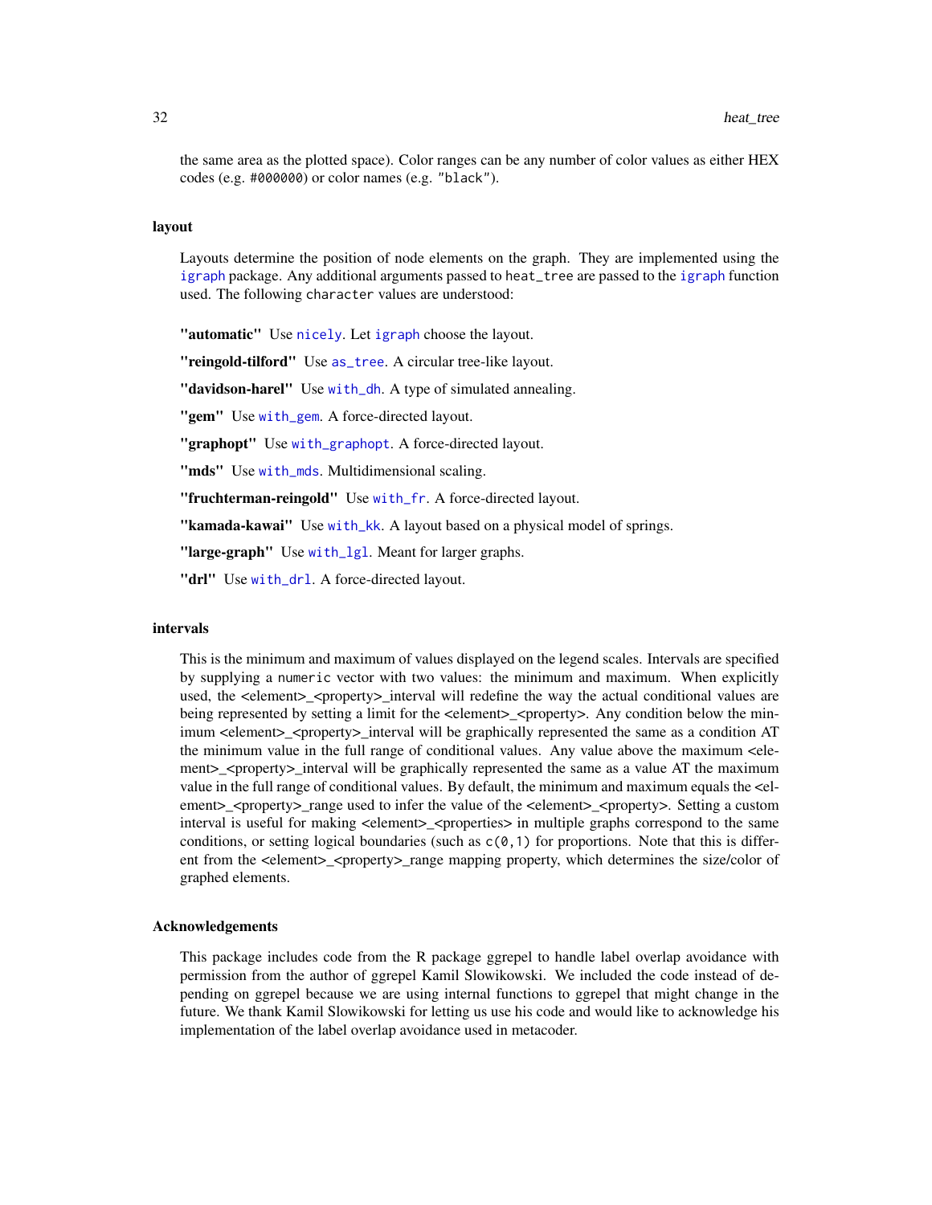the same area as the plotted space). Color ranges can be any number of color values as either HEX codes (e.g. `#000000`) or color names (e.g. `"black"`).

### layout

Layouts determine the position of node elements on the graph. They are implemented using the `igraph` package. Any additional arguments passed to `heat_tree` are passed to the `igraph` function used. The following `character` values are understood:

**"automatic"** Use `nicely`. Let `igraph` choose the layout.

**"reingold-tilford"** Use `as_tree`. A circular tree-like layout.

**"davidson-harel"** Use `with_dh`. A type of simulated annealing.

**"gem"** Use `with_gem`. A force-directed layout.

**"graphopt"** Use `with_graphopt`. A force-directed layout.

**"mds"** Use `with_mds`. Multidimensional scaling.

**"fruchterman-reingold"** Use `with_fr`. A force-directed layout.

**"kamada-kawai"** Use `with_kk`. A layout based on a physical model of springs.

**"large-graph"** Use `with_lgl`. Meant for larger graphs.

**"drl"** Use `with_drl`. A force-directed layout.

### intervals

This is the minimum and maximum of values displayed on the legend scales. Intervals are specified by supplying a `numeric` vector with two values: the minimum and maximum. When explicitly used, the <element>_<property>_interval will redefine the way the actual conditional values are being represented by setting a limit for the <element>_<property>. Any condition below the minimum <element>_<property>_interval will be graphically represented the same as a condition AT the minimum value in the full range of conditional values. Any value above the maximum <element>_<property>_interval will be graphically represented the same as a value AT the maximum value in the full range of conditional values. By default, the minimum and maximum equals the <element>_<property>_range used to infer the value of the <element>_<property>. Setting a custom interval is useful for making <element>_<properties> in multiple graphs correspond to the same conditions, or setting logical boundaries (such as `c(0,1)` for proportions. Note that this is different from the <element>_<property>_range mapping property, which determines the size/color of graphed elements.

### Acknowledgements

This package includes code from the R package ggrepel to handle label overlap avoidance with permission from the author of ggrepel Kamil Slowikowski. We included the code instead of depending on ggrepel because we are using internal functions to ggrepel that might change in the future. We thank Kamil Slowikowski for letting us use his code and would like to acknowledge his implementation of the label overlap avoidance used in metacoder.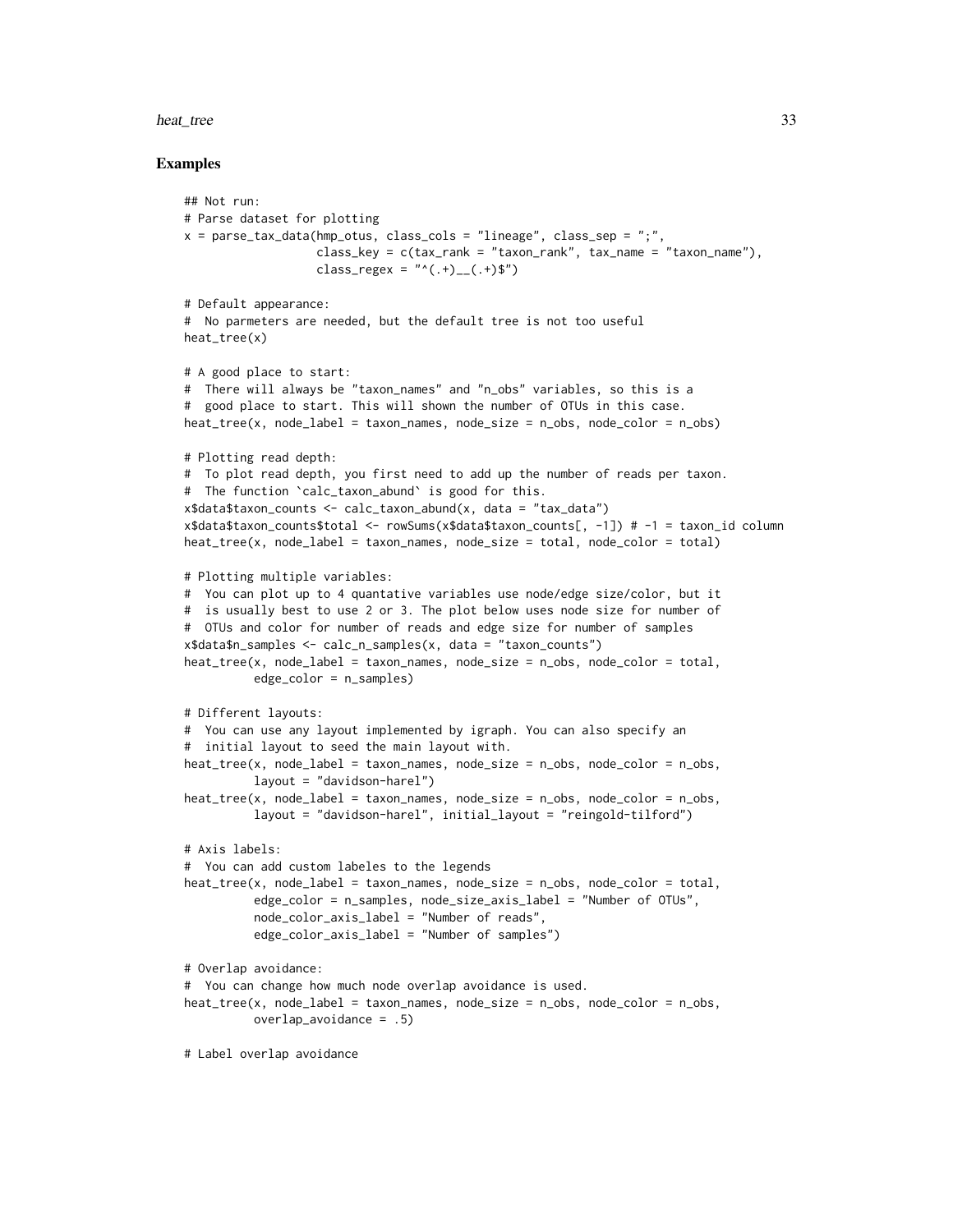## Examples

```
## Not run:
# Parse dataset for plotting
x = parse_tax_data(hmp_otus, class_cols = "lineage", class_sep = ";",
                   class_key = c(tax_rank = "taxon_rank", tax_name = "taxon_name"),
                   class_regex = "^(.+)__(.+)$")

# Default appearance:
#  No parmeters are needed, but the default tree is not too useful
heat_tree(x)

# A good place to start:
#  There will always be "taxon_names" and "n_obs" variables, so this is a
#  good place to start. This will shown the number of OTUs in this case.
heat_tree(x, node_label = taxon_names, node_size = n_obs, node_color = n_obs)

# Plotting read depth:
#  To plot read depth, you first need to add up the number of reads per taxon.
#  The function `calc_taxon_abund` is good for this.
x$data$taxon_counts <- calc_taxon_abund(x, data = "tax_data")
x$data$taxon_counts$total <- rowSums(x$data$taxon_counts[, -1]) # -1 = taxon_id column
heat_tree(x, node_label = taxon_names, node_size = total, node_color = total)

# Plotting multiple variables:
#  You can plot up to 4 quantative variables use node/edge size/color, but it
#  is usually best to use 2 or 3. The plot below uses node size for number of
#  OTUs and color for number of reads and edge size for number of samples
x$data$n_samples <- calc_n_samples(x, data = "taxon_counts")
heat_tree(x, node_label = taxon_names, node_size = n_obs, node_color = total,
          edge_color = n_samples)

# Different layouts:
#  You can use any layout implemented by igraph. You can also specify an
#  initial layout to seed the main layout with.
heat_tree(x, node_label = taxon_names, node_size = n_obs, node_color = n_obs,
          layout = "davidson-harel")
heat_tree(x, node_label = taxon_names, node_size = n_obs, node_color = n_obs,
          layout = "davidson-harel", initial_layout = "reingold-tilford")

# Axis labels:
#  You can add custom labeles to the legends
heat_tree(x, node_label = taxon_names, node_size = n_obs, node_color = total,
          edge_color = n_samples, node_size_axis_label = "Number of OTUs",
          node_color_axis_label = "Number of reads",
          edge_color_axis_label = "Number of samples")

# Overlap avoidance:
#  You can change how much node overlap avoidance is used.
heat_tree(x, node_label = taxon_names, node_size = n_obs, node_color = n_obs,
          overlap_avoidance = .5)

# Label overlap avoidance
```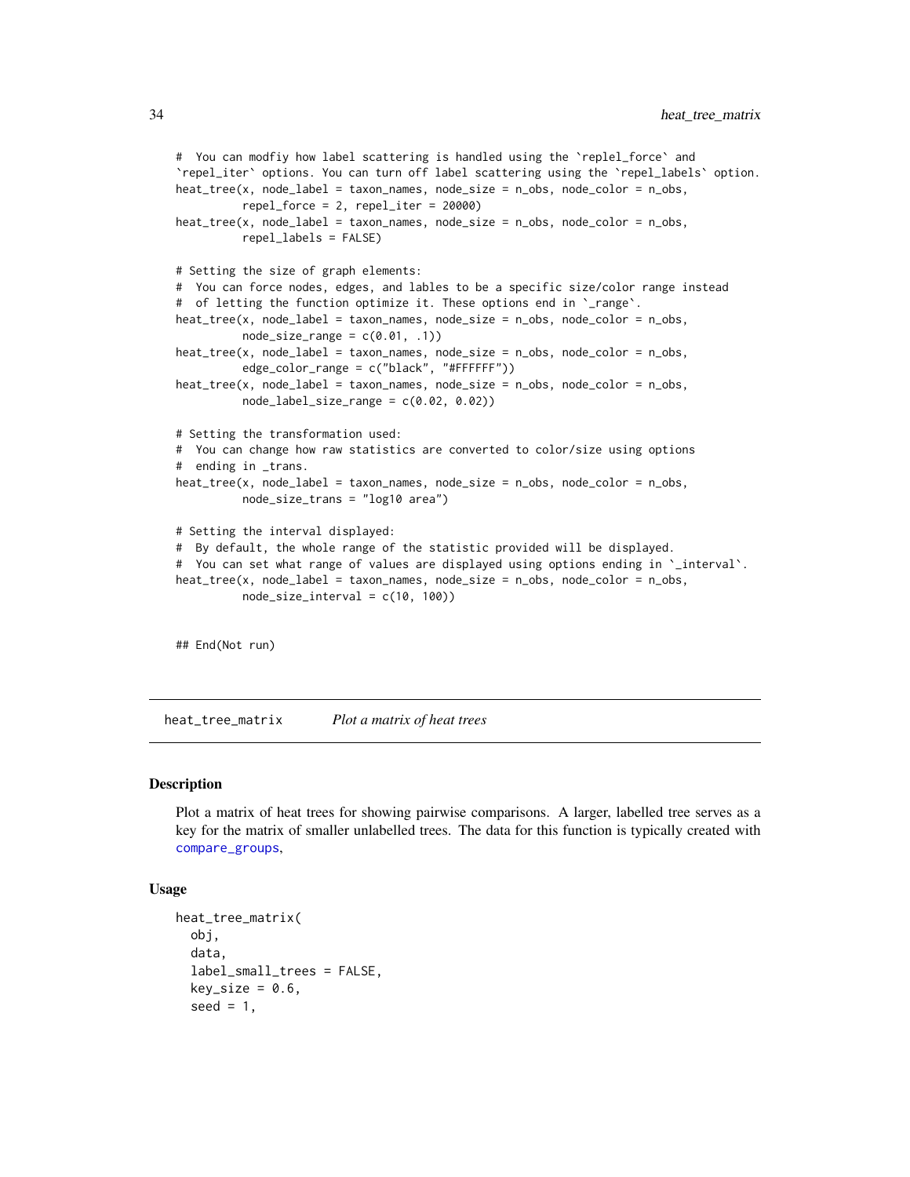```
#  You can modfiy how label scattering is handled using the `replel_force` and
`repel_iter` options. You can turn off label scattering using the `repel_labels` option.
heat_tree(x, node_label = taxon_names, node_size = n_obs, node_color = n_obs,
          repel_force = 2, repel_iter = 20000)
heat_tree(x, node_label = taxon_names, node_size = n_obs, node_color = n_obs,
          repel_labels = FALSE)

# Setting the size of graph elements:
#  You can force nodes, edges, and lables to be a specific size/color range instead
#  of letting the function optimize it. These options end in `_range`.
heat_tree(x, node_label = taxon_names, node_size = n_obs, node_color = n_obs,
          node_size_range = c(0.01, .1))
heat_tree(x, node_label = taxon_names, node_size = n_obs, node_color = n_obs,
          edge_color_range = c("black", "#FFFFFF"))
heat_tree(x, node_label = taxon_names, node_size = n_obs, node_color = n_obs,
          node_label_size_range = c(0.02, 0.02))

# Setting the transformation used:
#  You can change how raw statistics are converted to color/size using options
#  ending in _trans.
heat_tree(x, node_label = taxon_names, node_size = n_obs, node_color = n_obs,
          node_size_trans = "log10 area")

# Setting the interval displayed:
#  By default, the whole range of the statistic provided will be displayed.
#  You can set what range of values are displayed using options ending in `_interval`.
heat_tree(x, node_label = taxon_names, node_size = n_obs, node_color = n_obs,
          node_size_interval = c(10, 100))


## End(Not run)
```

## heat_tree_matrix    *Plot a matrix of heat trees*

### Description

Plot a matrix of heat trees for showing pairwise comparisons. A larger, labelled tree serves as a key for the matrix of smaller unlabelled trees. The data for this function is typically created with compare_groups,

### Usage

```
heat_tree_matrix(
  obj,
  data,
  label_small_trees = FALSE,
  key_size = 0.6,
  seed = 1,
```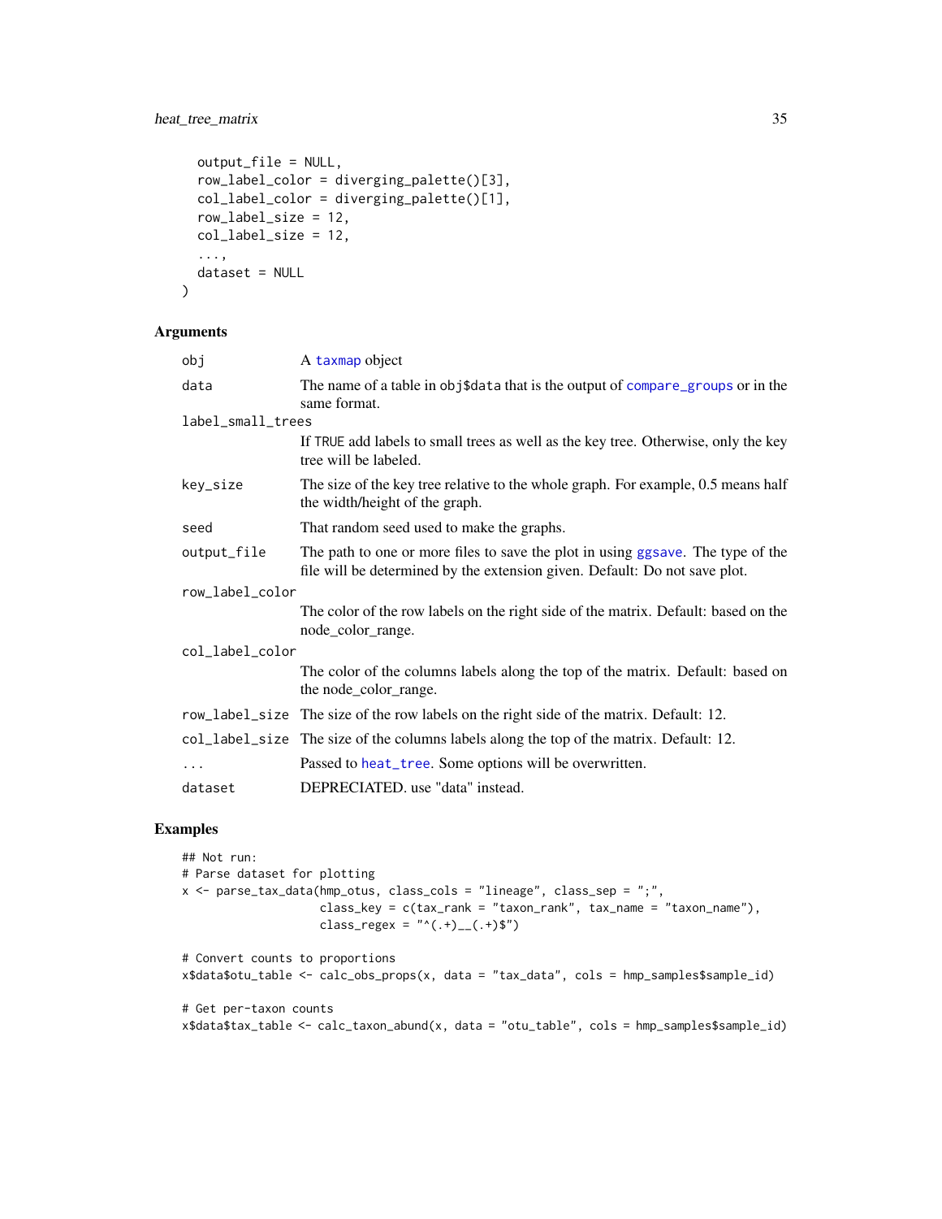```
  output_file = NULL,
  row_label_color = diverging_palette()[3],
  col_label_color = diverging_palette()[1],
  row_label_size = 12,
  col_label_size = 12,
  ...,
  dataset = NULL
)
```

## Arguments

| | |
|---|---|
| obj | A taxmap object |
| data | The name of a table in obj$data that is the output of compare_groups or in the same format. |
| label_small_trees | If TRUE add labels to small trees as well as the key tree. Otherwise, only the key tree will be labeled. |
| key_size | The size of the key tree relative to the whole graph. For example, 0.5 means half the width/height of the graph. |
| seed | That random seed used to make the graphs. |
| output_file | The path to one or more files to save the plot in using ggsave. The type of the file will be determined by the extension given. Default: Do not save plot. |
| row_label_color | The color of the row labels on the right side of the matrix. Default: based on the node_color_range. |
| col_label_color | The color of the columns labels along the top of the matrix. Default: based on the node_color_range. |
| row_label_size | The size of the row labels on the right side of the matrix. Default: 12. |
| col_label_size | The size of the columns labels along the top of the matrix. Default: 12. |
| ... | Passed to heat_tree. Some options will be overwritten. |
| dataset | DEPRECIATED. use "data" instead. |

## Examples

```
## Not run:
# Parse dataset for plotting
x <- parse_tax_data(hmp_otus, class_cols = "lineage", class_sep = ";",
                    class_key = c(tax_rank = "taxon_rank", tax_name = "taxon_name"),
                    class_regex = "^(.+)__(.+)$")

# Convert counts to proportions
x$data$otu_table <- calc_obs_props(x, data = "tax_data", cols = hmp_samples$sample_id)

# Get per-taxon counts
x$data$tax_table <- calc_taxon_abund(x, data = "otu_table", cols = hmp_samples$sample_id)
```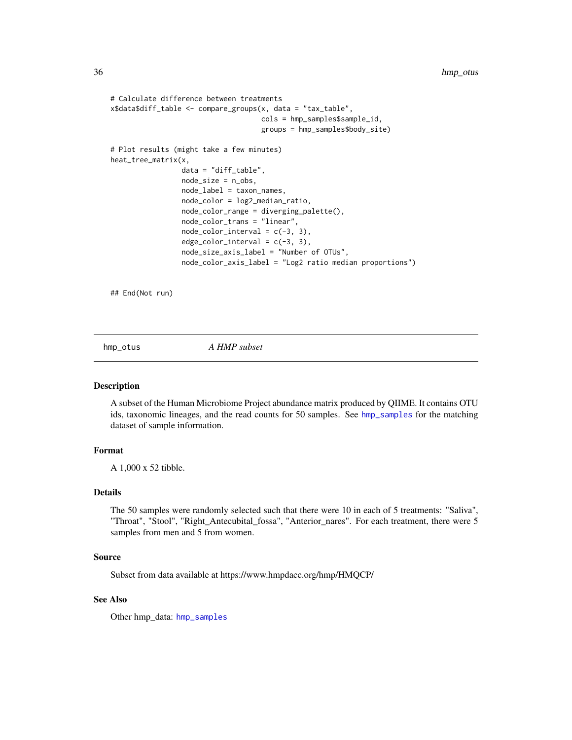```
# Calculate difference between treatments
x$data$diff_table <- compare_groups(x, data = "tax_table",
                                    cols = hmp_samples$sample_id,
                                    groups = hmp_samples$body_site)

# Plot results (might take a few minutes)
heat_tree_matrix(x,
                 data = "diff_table",
                 node_size = n_obs,
                 node_label = taxon_names,
                 node_color = log2_median_ratio,
                 node_color_range = diverging_palette(),
                 node_color_trans = "linear",
                 node_color_interval = c(-3, 3),
                 edge_color_interval = c(-3, 3),
                 node_size_axis_label = "Number of OTUs",
                 node_color_axis_label = "Log2 ratio median proportions")

## End(Not run)
```

## hmp_otus — *A HMP subset*

### Description

A subset of the Human Microbiome Project abundance matrix produced by QIIME. It contains OTU ids, taxonomic lineages, and the read counts for 50 samples. See hmp_samples for the matching dataset of sample information.

### Format

A 1,000 x 52 tibble.

### Details

The 50 samples were randomly selected such that there were 10 in each of 5 treatments: "Saliva", "Throat", "Stool", "Right_Antecubital_fossa", "Anterior_nares". For each treatment, there were 5 samples from men and 5 from women.

### Source

Subset from data available at https://www.hmpdacc.org/hmp/HMQCP/

### See Also

Other hmp_data: hmp_samples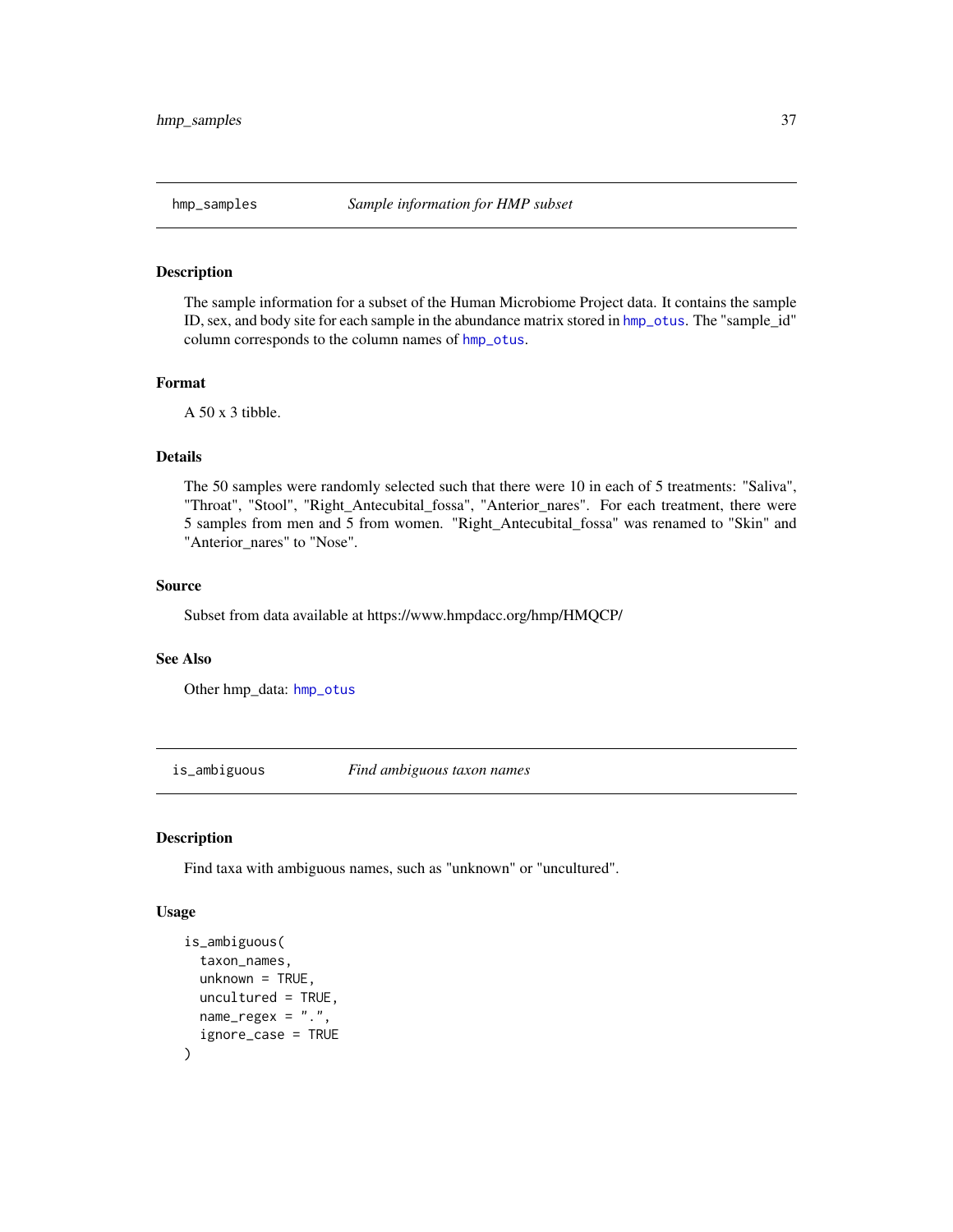## hmp_samples — *Sample information for HMP subset*

### Description

The sample information for a subset of the Human Microbiome Project data. It contains the sample ID, sex, and body site for each sample in the abundance matrix stored in `hmp_otus`. The "sample_id" column corresponds to the column names of `hmp_otus`.

### Format

A 50 x 3 tibble.

### Details

The 50 samples were randomly selected such that there were 10 in each of 5 treatments: "Saliva", "Throat", "Stool", "Right_Antecubital_fossa", "Anterior_nares". For each treatment, there were 5 samples from men and 5 from women. "Right_Antecubital_fossa" was renamed to "Skin" and "Anterior_nares" to "Nose".

### Source

Subset from data available at https://www.hmpdacc.org/hmp/HMQCP/

### See Also

Other hmp_data: `hmp_otus`

## is_ambiguous — *Find ambiguous taxon names*

### Description

Find taxa with ambiguous names, such as "unknown" or "uncultured".

### Usage

```
is_ambiguous(
  taxon_names,
  unknown = TRUE,
  uncultured = TRUE,
  name_regex = ".",
  ignore_case = TRUE
)
```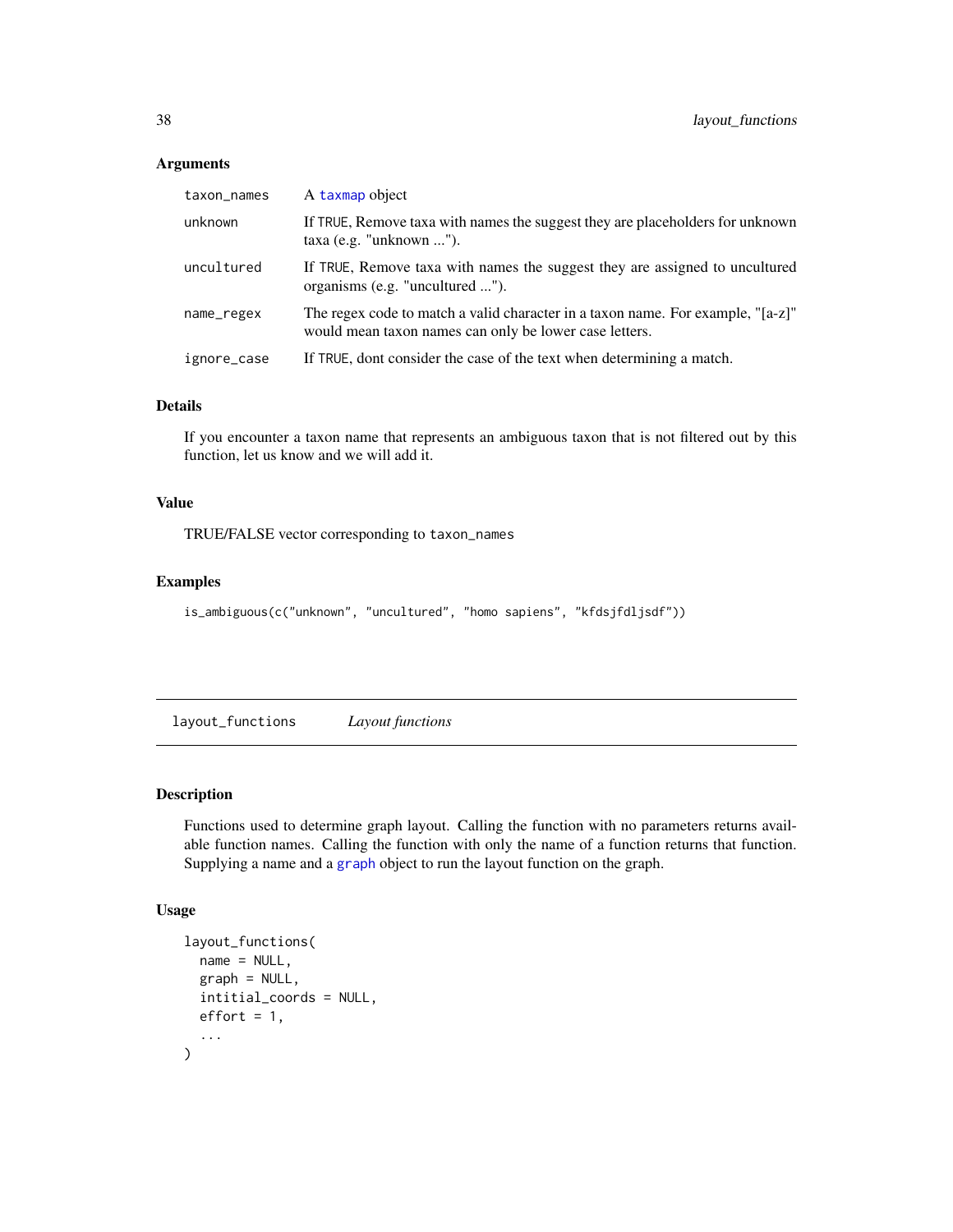### Arguments

| | |
|---|---|
| `taxon_names` | A `taxmap` object |
| `unknown` | If `TRUE`, Remove taxa with names the suggest they are placeholders for unknown taxa (e.g. "unknown ..."). |
| `uncultured` | If `TRUE`, Remove taxa with names the suggest they are assigned to uncultured organisms (e.g. "uncultured ..."). |
| `name_regex` | The regex code to match a valid character in a taxon name. For example, "[a-z]" would mean taxon names can only be lower case letters. |
| `ignore_case` | If `TRUE`, dont consider the case of the text when determining a match. |

### Details

If you encounter a taxon name that represents an ambiguous taxon that is not filtered out by this function, let us know and we will add it.

### Value

TRUE/FALSE vector corresponding to `taxon_names`

### Examples

```
is_ambiguous(c("unknown", "uncultured", "homo sapiens", "kfdsjfdljsdf"))
```

---

## layout_functions    *Layout functions*

---

### Description

Functions used to determine graph layout. Calling the function with no parameters returns available function names. Calling the function with only the name of a function returns that function. Supplying a name and a `graph` object to run the layout function on the graph.

### Usage

```
layout_functions(
  name = NULL,
  graph = NULL,
  intitial_coords = NULL,
  effort = 1,
  ...
)
```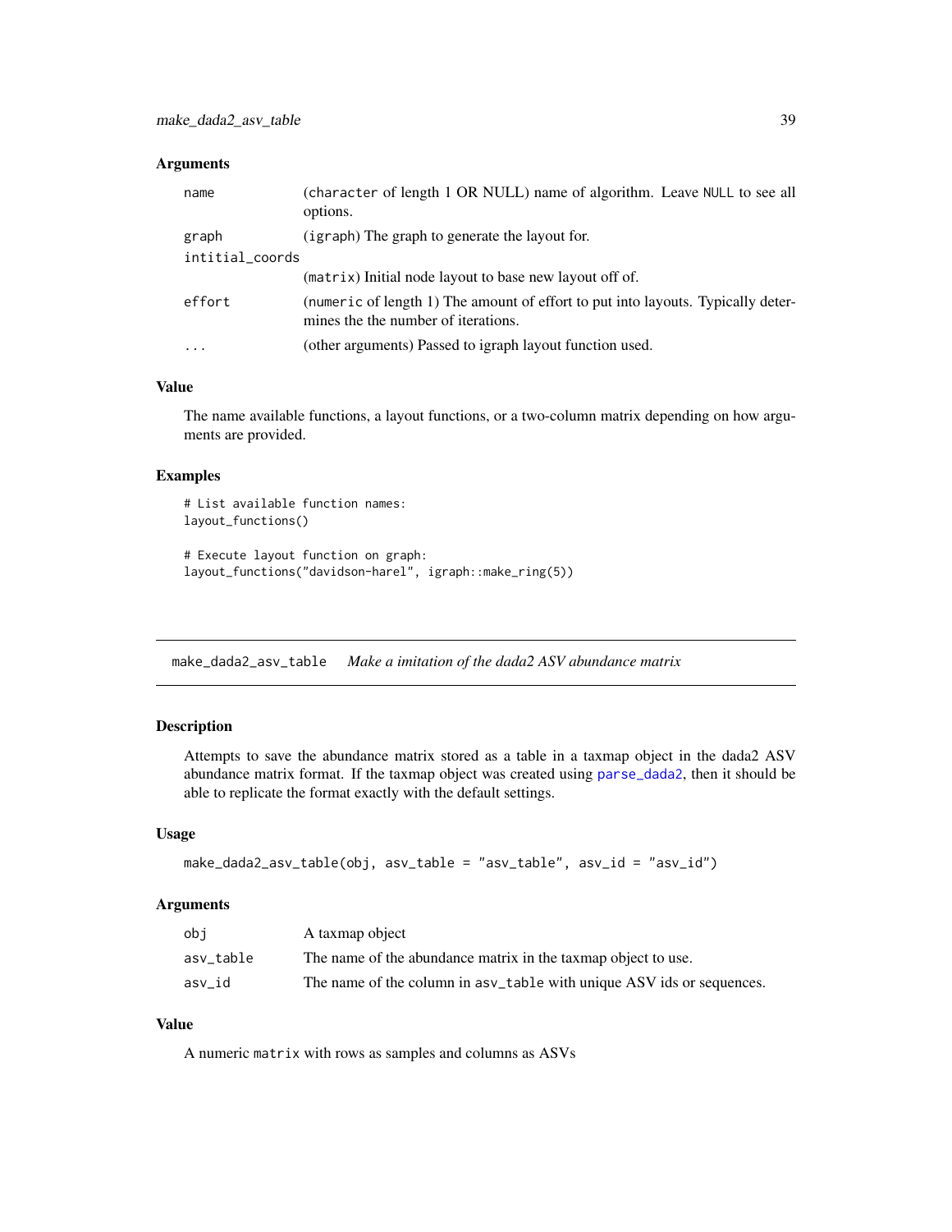### Arguments

| | |
|---|---|
| `name` | (`character` of length 1 OR NULL) name of algorithm. Leave `NULL` to see all options. |
| `graph` | (`igraph`) The graph to generate the layout for. |
| `intitial_coords` | (`matrix`) Initial node layout to base new layout off of. |
| `effort` | (`numeric` of length 1) The amount of effort to put into layouts. Typically determines the the number of iterations. |
| `...` | (other arguments) Passed to igraph layout function used. |

### Value

The name available functions, a layout functions, or a two-column matrix depending on how arguments are provided.

### Examples

```
# List available function names:
layout_functions()

# Execute layout function on graph:
layout_functions("davidson-harel", igraph::make_ring(5))
```

---

## make_dada2_asv_table    *Make a imitation of the dada2 ASV abundance matrix*

### Description

Attempts to save the abundance matrix stored as a table in a taxmap object in the dada2 ASV abundance matrix format. If the taxmap object was created using `parse_dada2`, then it should be able to replicate the format exactly with the default settings.

### Usage

```
make_dada2_asv_table(obj, asv_table = "asv_table", asv_id = "asv_id")
```

### Arguments

| | |
|---|---|
| `obj` | A taxmap object |
| `asv_table` | The name of the abundance matrix in the taxmap object to use. |
| `asv_id` | The name of the column in `asv_table` with unique ASV ids or sequences. |

### Value

A numeric `matrix` with rows as samples and columns as ASVs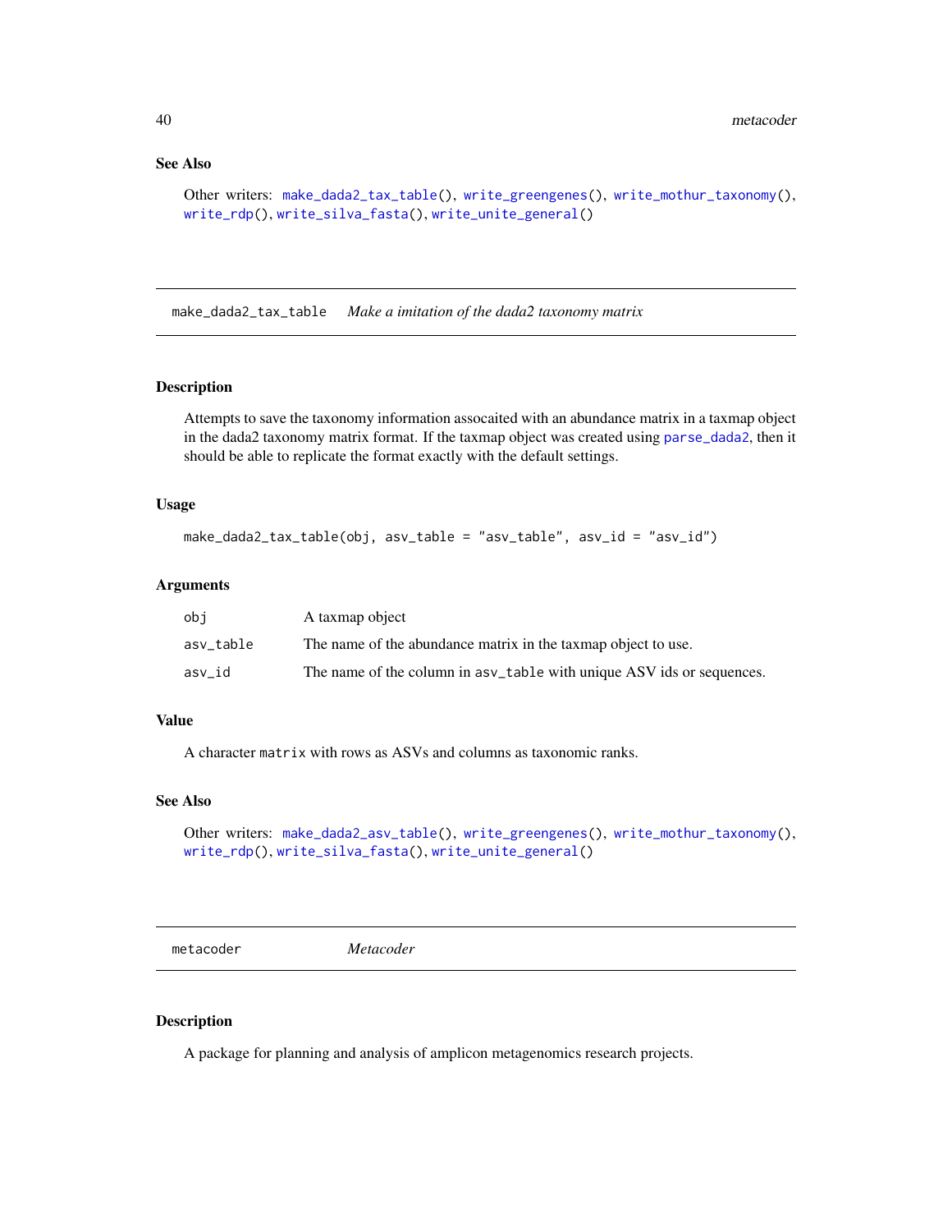## See Also

Other writers: `make_dada2_tax_table()`, `write_greengenes()`, `write_mothur_taxonomy()`, `write_rdp()`, `write_silva_fasta()`, `write_unite_general()`

---

`make_dada2_tax_table` *Make a imitation of the dada2 taxonomy matrix*

---

### Description

Attempts to save the taxonomy information assocaited with an abundance matrix in a taxmap object in the dada2 taxonomy matrix format. If the taxmap object was created using `parse_dada2`, then it should be able to replicate the format exactly with the default settings.

### Usage

```
make_dada2_tax_table(obj, asv_table = "asv_table", asv_id = "asv_id")
```

### Arguments

| | |
|---|---|
| `obj` | A taxmap object |
| `asv_table` | The name of the abundance matrix in the taxmap object to use. |
| `asv_id` | The name of the column in `asv_table` with unique ASV ids or sequences. |

### Value

A character `matrix` with rows as ASVs and columns as taxonomic ranks.

### See Also

Other writers: `make_dada2_asv_table()`, `write_greengenes()`, `write_mothur_taxonomy()`, `write_rdp()`, `write_silva_fasta()`, `write_unite_general()`

---

`metacoder` *Metacoder*

---

### Description

A package for planning and analysis of amplicon metagenomics research projects.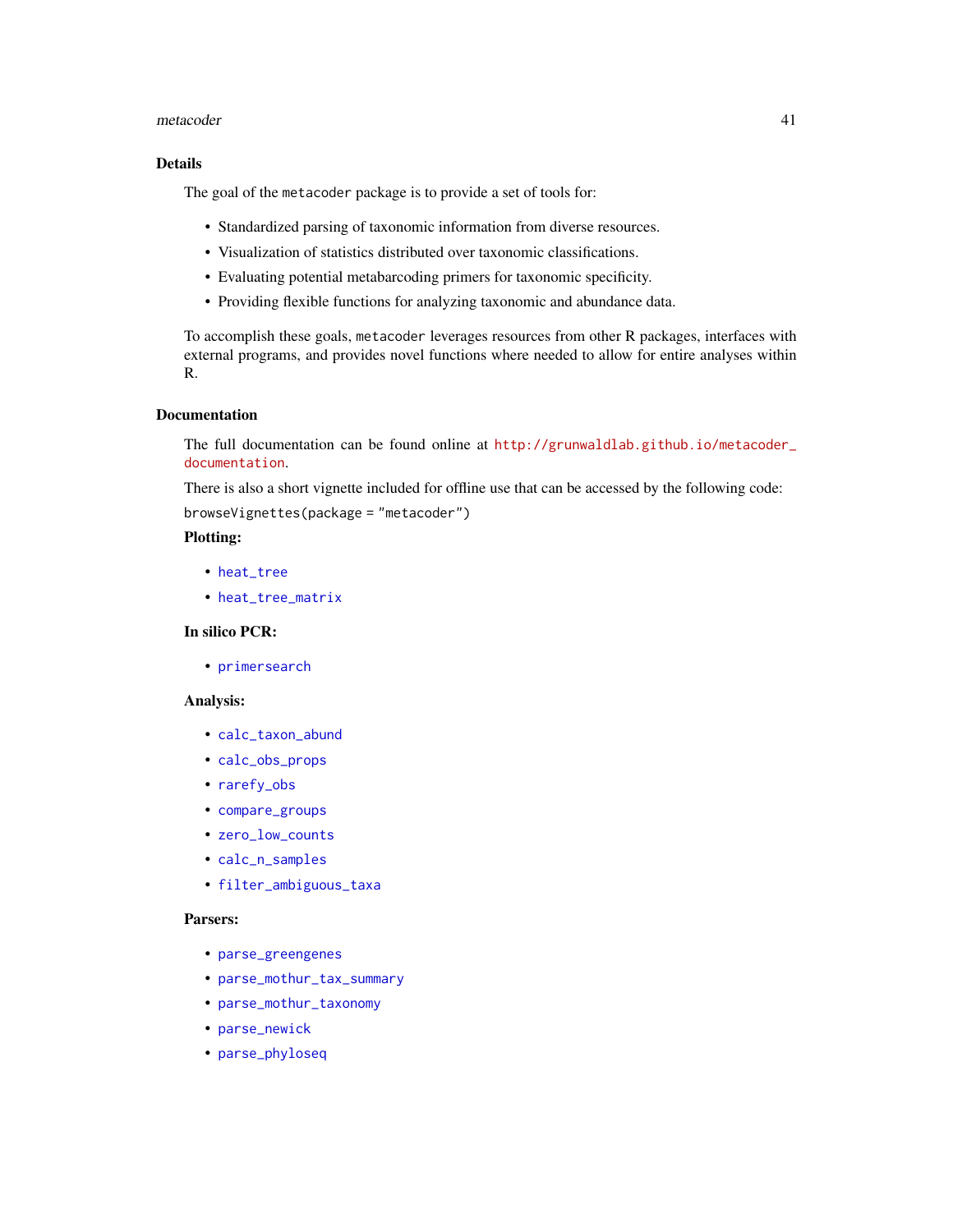## Details

The goal of the metacoder package is to provide a set of tools for:

- Standardized parsing of taxonomic information from diverse resources.
- Visualization of statistics distributed over taxonomic classifications.
- Evaluating potential metabarcoding primers for taxonomic specificity.
- Providing flexible functions for analyzing taxonomic and abundance data.

To accomplish these goals, metacoder leverages resources from other R packages, interfaces with external programs, and provides novel functions where needed to allow for entire analyses within R.

## Documentation

The full documentation can be found online at http://grunwaldlab.github.io/metacoder_documentation.

There is also a short vignette included for offline use that can be accessed by the following code:

```
browseVignettes(package = "metacoder")
```

### Plotting:

- heat_tree
- heat_tree_matrix

### In silico PCR:

- primersearch

### Analysis:

- calc_taxon_abund
- calc_obs_props
- rarefy_obs
- compare_groups
- zero_low_counts
- calc_n_samples
- filter_ambiguous_taxa

### Parsers:

- parse_greengenes
- parse_mothur_tax_summary
- parse_mothur_taxonomy
- parse_newick
- parse_phyloseq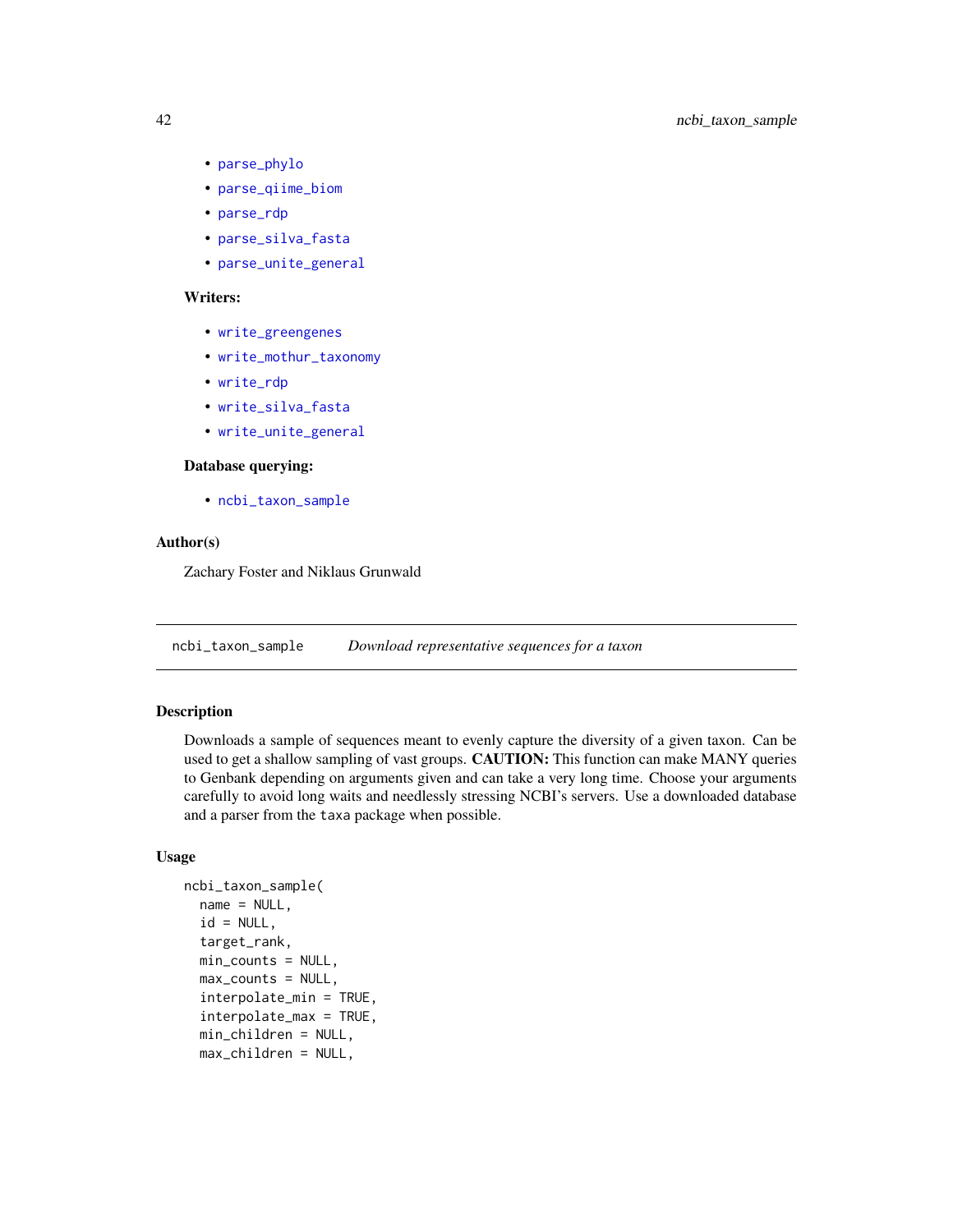- parse_phylo
- parse_qiime_biom
- parse_rdp
- parse_silva_fasta
- parse_unite_general

**Writers:**

- write_greengenes
- write_mothur_taxonomy
- write_rdp
- write_silva_fasta
- write_unite_general

**Database querying:**

- ncbi_taxon_sample

## Author(s)

Zachary Foster and Niklaus Grunwald

---

`ncbi_taxon_sample` *Download representative sequences for a taxon*

---

## Description

Downloads a sample of sequences meant to evenly capture the diversity of a given taxon. Can be used to get a shallow sampling of vast groups. **CAUTION:** This function can make MANY queries to Genbank depending on arguments given and can take a very long time. Choose your arguments carefully to avoid long waits and needlessly stressing NCBI's servers. Use a downloaded database and a parser from the taxa package when possible.

## Usage

```
ncbi_taxon_sample(
  name = NULL,
  id = NULL,
  target_rank,
  min_counts = NULL,
  max_counts = NULL,
  interpolate_min = TRUE,
  interpolate_max = TRUE,
  min_children = NULL,
  max_children = NULL,
```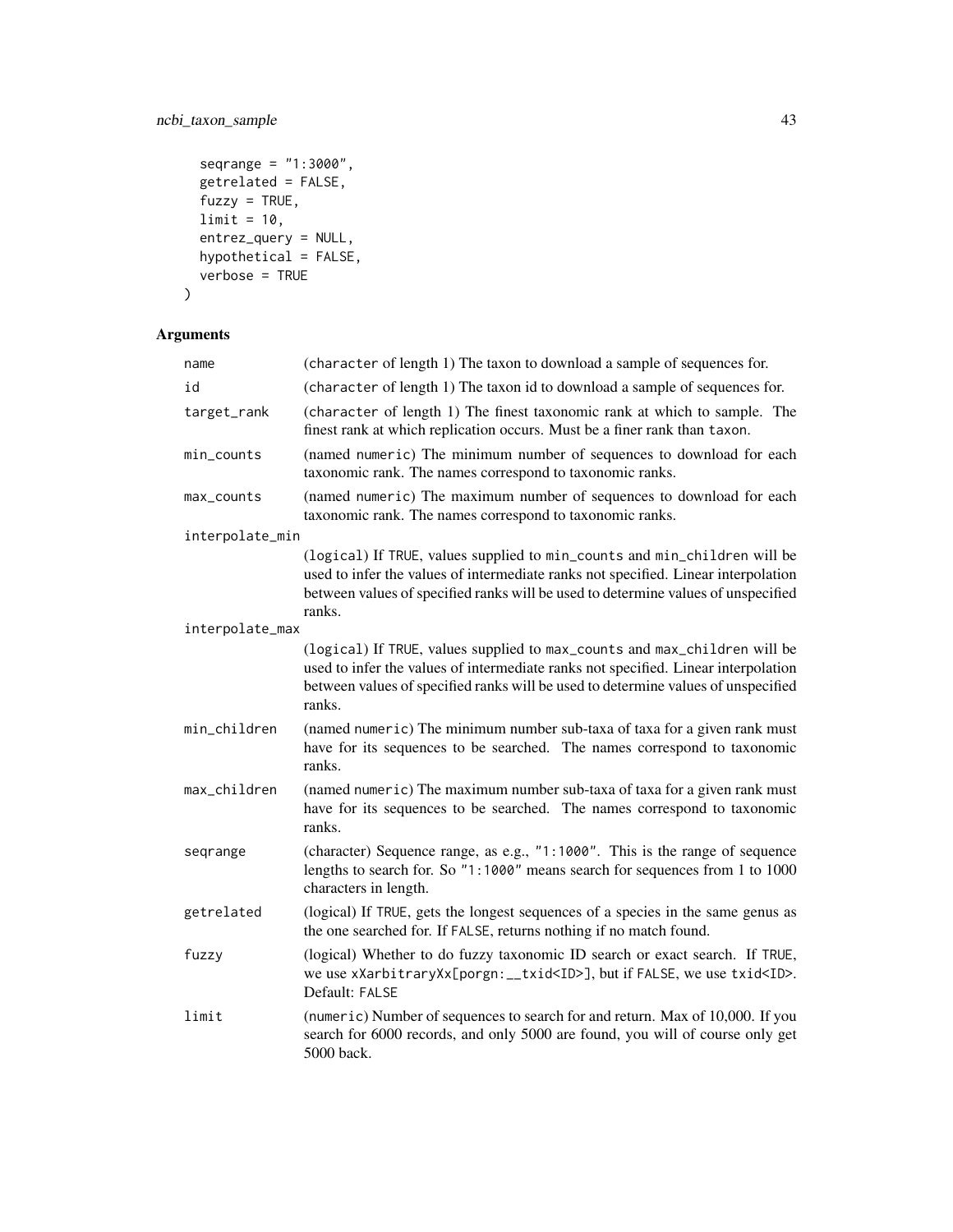```
  seqrange = "1:3000",
  getrelated = FALSE,
  fuzzy = TRUE,
  limit = 10,
  entrez_query = NULL,
  hypothetical = FALSE,
  verbose = TRUE
)
```

## Arguments

- **name** (character of length 1) The taxon to download a sample of sequences for.
- **id** (character of length 1) The taxon id to download a sample of sequences for.
- **target_rank** (character of length 1) The finest taxonomic rank at which to sample. The finest rank at which replication occurs. Must be a finer rank than taxon.
- **min_counts** (named numeric) The minimum number of sequences to download for each taxonomic rank. The names correspond to taxonomic ranks.
- **max_counts** (named numeric) The maximum number of sequences to download for each taxonomic rank. The names correspond to taxonomic ranks.
- **interpolate_min** (logical) If TRUE, values supplied to min_counts and min_children will be used to infer the values of intermediate ranks not specified. Linear interpolation between values of specified ranks will be used to determine values of unspecified ranks.
- **interpolate_max** (logical) If TRUE, values supplied to max_counts and max_children will be used to infer the values of intermediate ranks not specified. Linear interpolation between values of specified ranks will be used to determine values of unspecified ranks.
- **min_children** (named numeric) The minimum number sub-taxa of taxa for a given rank must have for its sequences to be searched. The names correspond to taxonomic ranks.
- **max_children** (named numeric) The maximum number sub-taxa of taxa for a given rank must have for its sequences to be searched. The names correspond to taxonomic ranks.
- **seqrange** (character) Sequence range, as e.g., "1:1000". This is the range of sequence lengths to search for. So "1:1000" means search for sequences from 1 to 1000 characters in length.
- **getrelated** (logical) If TRUE, gets the longest sequences of a species in the same genus as the one searched for. If FALSE, returns nothing if no match found.
- **fuzzy** (logical) Whether to do fuzzy taxonomic ID search or exact search. If TRUE, we use xXarbitraryXx[porgn:__txid<ID>], but if FALSE, we use txid<ID>. Default: FALSE
- **limit** (numeric) Number of sequences to search for and return. Max of 10,000. If you search for 6000 records, and only 5000 are found, you will of course only get 5000 back.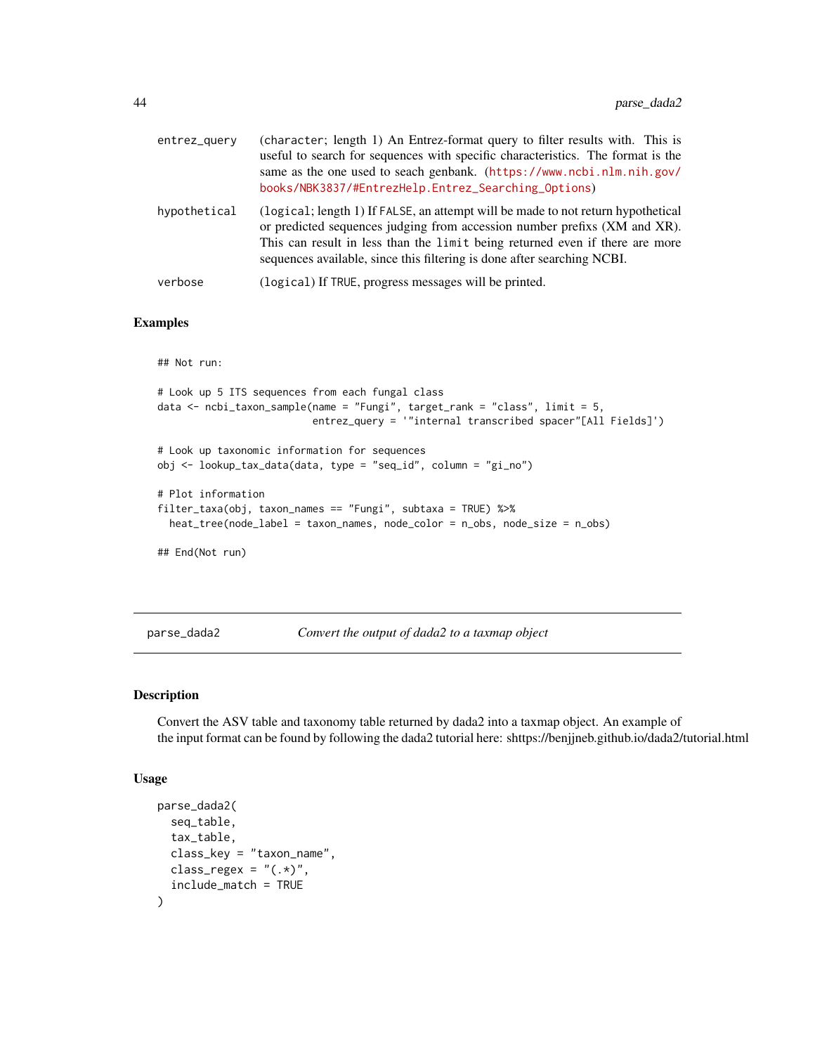| | |
|---|---|
| entrez_query | (character; length 1) An Entrez-format query to filter results with. This is useful to search for sequences with specific characteristics. The format is the same as the one used to seach genbank. (https://www.ncbi.nlm.nih.gov/books/NBK3837/#EntrezHelp.Entrez_Searching_Options) |
| hypothetical | (logical; length 1) If FALSE, an attempt will be made to not return hypothetical or predicted sequences judging from accession number prefixs (XM and XR). This can result in less than the limit being returned even if there are more sequences available, since this filtering is done after searching NCBI. |
| verbose | (logical) If TRUE, progress messages will be printed. |

### Examples

```
## Not run:

# Look up 5 ITS sequences from each fungal class
data <- ncbi_taxon_sample(name = "Fungi", target_rank = "class", limit = 5,
                          entrez_query = '"internal transcribed spacer"[All Fields]')

# Look up taxonomic information for sequences
obj <- lookup_tax_data(data, type = "seq_id", column = "gi_no")

# Plot information
filter_taxa(obj, taxon_names == "Fungi", subtaxa = TRUE) %>%
  heat_tree(node_label = taxon_names, node_color = n_obs, node_size = n_obs)

## End(Not run)
```

## parse_dada2 — *Convert the output of dada2 to a taxmap object*

### Description

Convert the ASV table and taxonomy table returned by dada2 into a taxmap object. An example of the input format can be found by following the dada2 tutorial here: shttps://benjjneb.github.io/dada2/tutorial.html

### Usage

```
parse_dada2(
  seq_table,
  tax_table,
  class_key = "taxon_name",
  class_regex = "(.*)",
  include_match = TRUE
)
```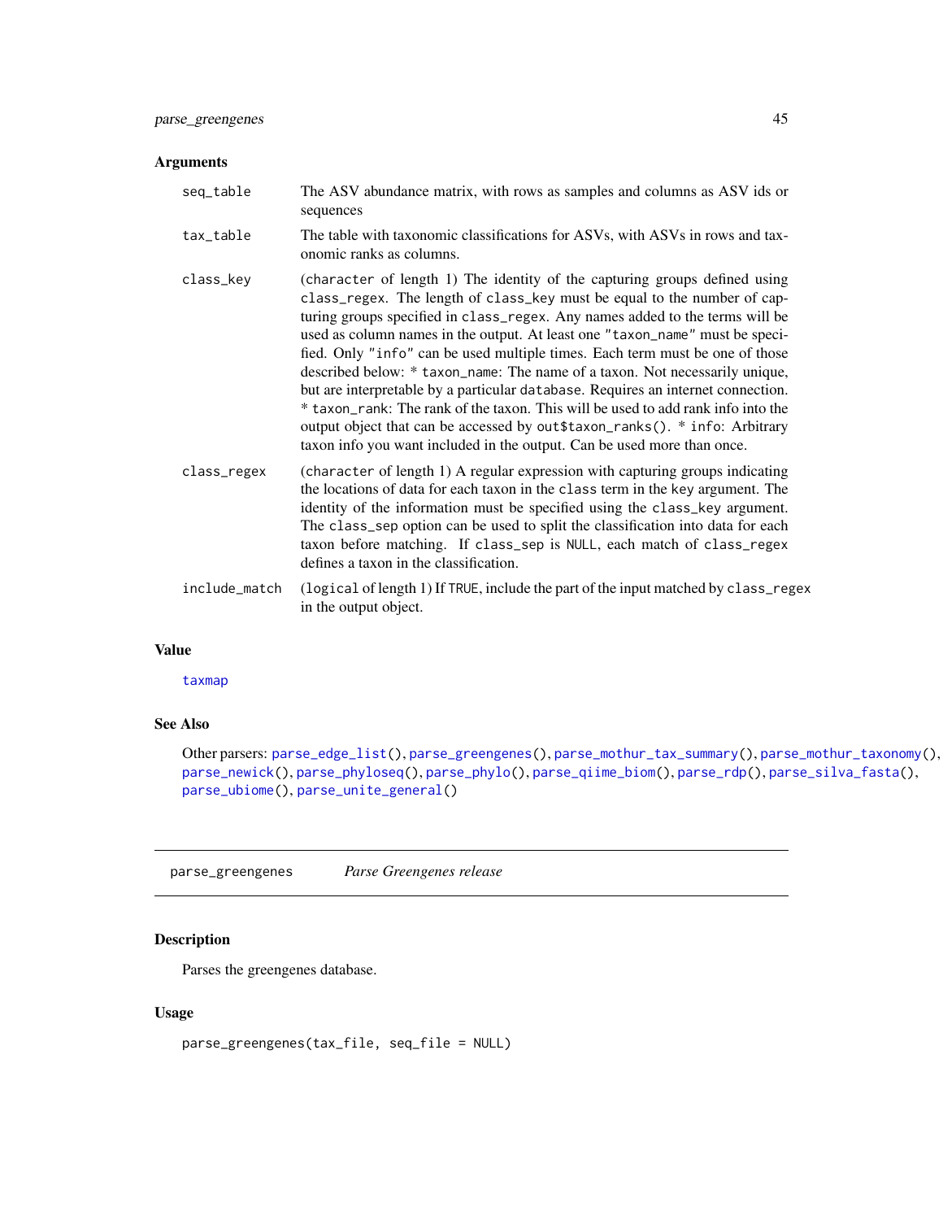### Arguments

| | |
|---|---|
| `seq_table` | The ASV abundance matrix, with rows as samples and columns as ASV ids or sequences |
| `tax_table` | The table with taxonomic classifications for ASVs, with ASVs in rows and taxonomic ranks as columns. |
| `class_key` | (`character` of length 1) The identity of the capturing groups defined using `class_regex`. The length of `class_key` must be equal to the number of capturing groups specified in `class_regex`. Any names added to the terms will be used as column names in the output. At least one `"taxon_name"` must be specified. Only `"info"` can be used multiple times. Each term must be one of those described below: * `taxon_name`: The name of a taxon. Not necessarily unique, but are interpretable by a particular `database`. Requires an internet connection. * `taxon_rank`: The rank of the taxon. This will be used to add rank info into the output object that can be accessed by `out$taxon_ranks()`. * `info`: Arbitrary taxon info you want included in the output. Can be used more than once. |
| `class_regex` | (`character` of length 1) A regular expression with capturing groups indicating the locations of data for each taxon in the `class` term in the `key` argument. The identity of the information must be specified using the `class_key` argument. The `class_sep` option can be used to split the classification into data for each taxon before matching. If `class_sep` is `NULL`, each match of `class_regex` defines a taxon in the classification. |
| `include_match` | (`logical` of length 1) If `TRUE`, include the part of the input matched by `class_regex` in the output object. |

### Value

`taxmap`

### See Also

Other parsers: `parse_edge_list()`, `parse_greengenes()`, `parse_mothur_tax_summary()`, `parse_mothur_taxonomy()`, `parse_newick()`, `parse_phyloseq()`, `parse_phylo()`, `parse_qiime_biom()`, `parse_rdp()`, `parse_silva_fasta()`, `parse_ubiome()`, `parse_unite_general()`

---

## parse_greengenes *Parse Greengenes release*

### Description

Parses the greengenes database.

### Usage

```
parse_greengenes(tax_file, seq_file = NULL)
```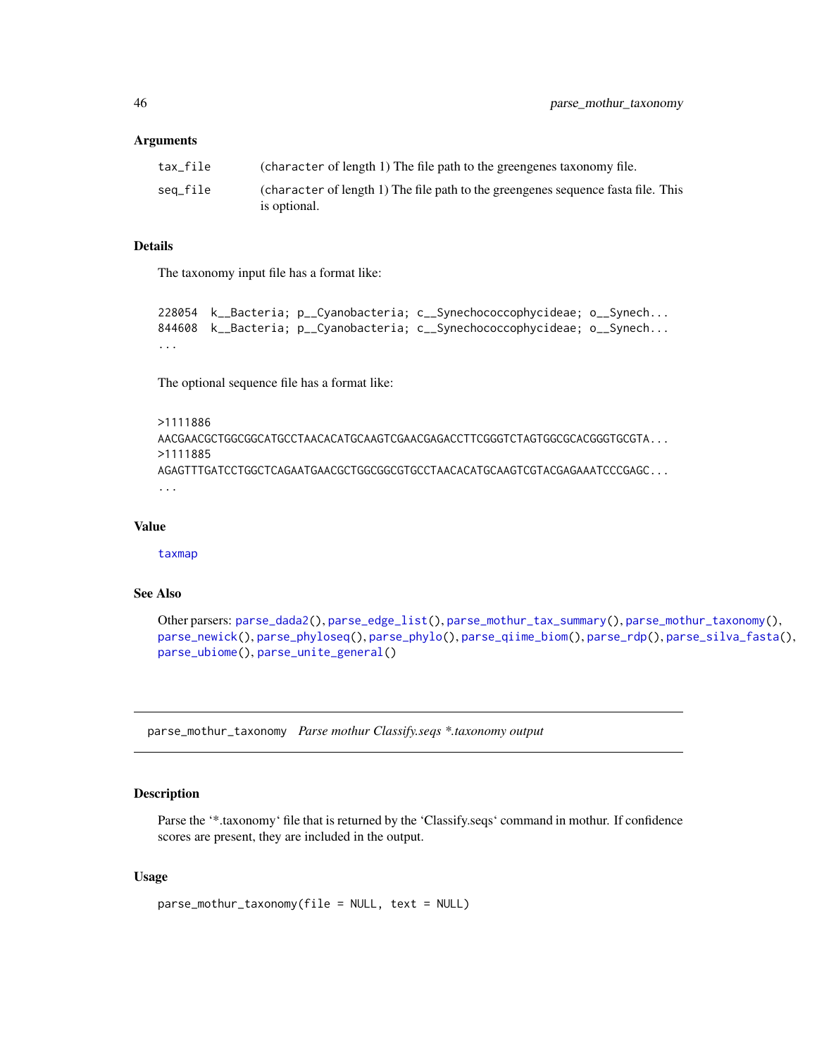### Arguments

| | |
|---|---|
| tax_file | (character of length 1) The file path to the greengenes taxonomy file. |
| seq_file | (character of length 1) The file path to the greengenes sequence fasta file. This is optional. |

### Details

The taxonomy input file has a format like:

```
228054  k__Bacteria; p__Cyanobacteria; c__Synechococcophycideae; o__Synech...
844608  k__Bacteria; p__Cyanobacteria; c__Synechococcophycideae; o__Synech...
...
```

The optional sequence file has a format like:

```
>1111886
AACGAACGCTGGCGGCATGCCTAACACATGCAAGTCGAACGAGACCTTCGGGTCTAGTGGCGCACGGGTGCGTA...
>1111885
AGAGTTTGATCCTGGCTCAGAATGAACGCTGGCGGCGTGCCTAACACATGCAAGTCGTACGAGAAATCCCGAGC...
...
```

### Value

taxmap

### See Also

Other parsers: parse_dada2(), parse_edge_list(), parse_mothur_tax_summary(), parse_mothur_taxonomy(), parse_newick(), parse_phyloseq(), parse_phylo(), parse_qiime_biom(), parse_rdp(), parse_silva_fasta(), parse_ubiome(), parse_unite_general()

---

## parse_mothur_taxonomy *Parse mothur Classify.seqs *.taxonomy output*

### Description

Parse the '*.taxonomy' file that is returned by the 'Classify.seqs' command in mothur. If confidence scores are present, they are included in the output.

### Usage

```
parse_mothur_taxonomy(file = NULL, text = NULL)
```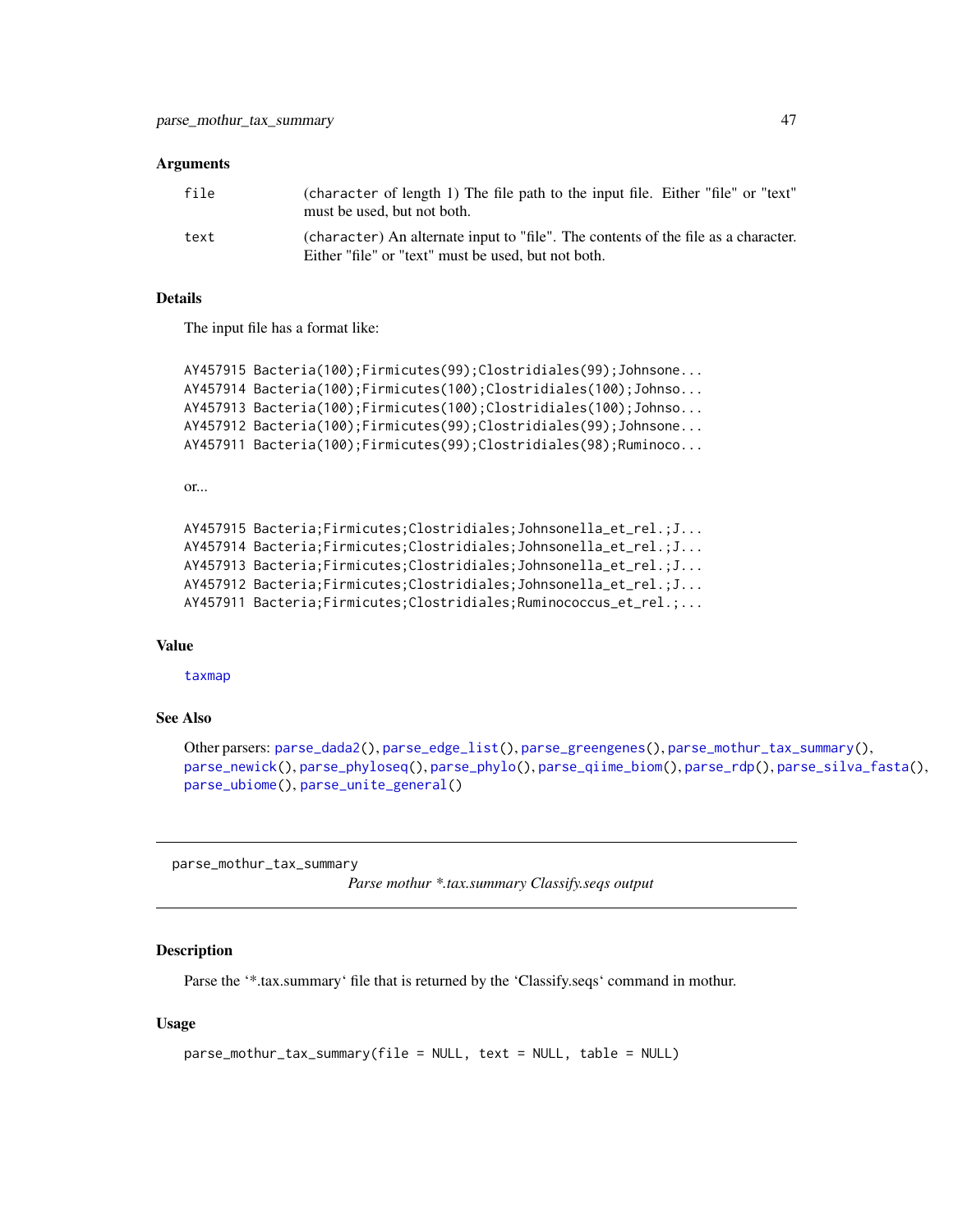### Arguments

| | |
|---|---|
| file | (character of length 1) The file path to the input file. Either "file" or "text" must be used, but not both. |
| text | (character) An alternate input to "file". The contents of the file as a character. Either "file" or "text" must be used, but not both. |

### Details

The input file has a format like:

```
AY457915 Bacteria(100);Firmicutes(99);Clostridiales(99);Johnsone...
AY457914 Bacteria(100);Firmicutes(100);Clostridiales(100);Johnso...
AY457913 Bacteria(100);Firmicutes(100);Clostridiales(100);Johnso...
AY457912 Bacteria(100);Firmicutes(99);Clostridiales(99);Johnsone...
AY457911 Bacteria(100);Firmicutes(99);Clostridiales(98);Ruminoco...
```

or...

```
AY457915 Bacteria;Firmicutes;Clostridiales;Johnsonella_et_rel.;J...
AY457914 Bacteria;Firmicutes;Clostridiales;Johnsonella_et_rel.;J...
AY457913 Bacteria;Firmicutes;Clostridiales;Johnsonella_et_rel.;J...
AY457912 Bacteria;Firmicutes;Clostridiales;Johnsonella_et_rel.;J...
AY457911 Bacteria;Firmicutes;Clostridiales;Ruminococcus_et_rel.;...
```

### Value

taxmap

### See Also

Other parsers: parse_dada2(), parse_edge_list(), parse_greengenes(), parse_mothur_tax_summary(), parse_newick(), parse_phyloseq(), parse_phylo(), parse_qiime_biom(), parse_rdp(), parse_silva_fasta(), parse_ubiome(), parse_unite_general()

---

## parse_mothur_tax_summary

*Parse mothur *.tax.summary Classify.seqs output*

### Description

Parse the '*.tax.summary' file that is returned by the 'Classify.seqs' command in mothur.

### Usage

```
parse_mothur_tax_summary(file = NULL, text = NULL, table = NULL)
```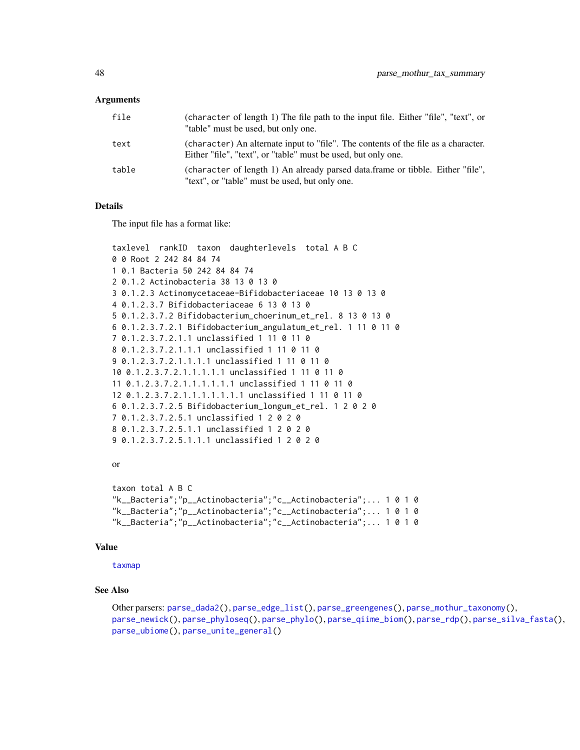### Arguments

| | |
|---|---|
| file | (character of length 1) The file path to the input file. Either "file", "text", or "table" must be used, but only one. |
| text | (character) An alternate input to "file". The contents of the file as a character. Either "file", "text", or "table" must be used, but only one. |
| table | (character of length 1) An already parsed data.frame or tibble. Either "file", "text", or "table" must be used, but only one. |

### Details

The input file has a format like:

```
taxlevel  rankID  taxon  daughterlevels  total A B C
0 0 Root 2 242 84 84 74
1 0.1 Bacteria 50 242 84 84 74
2 0.1.2 Actinobacteria 38 13 0 13 0
3 0.1.2.3 Actinomycetaceae-Bifidobacteriaceae 10 13 0 13 0
4 0.1.2.3.7 Bifidobacteriaceae 6 13 0 13 0
5 0.1.2.3.7.2 Bifidobacterium_choerinum_et_rel. 8 13 0 13 0
6 0.1.2.3.7.2.1 Bifidobacterium_angulatum_et_rel. 1 11 0 11 0
7 0.1.2.3.7.2.1.1 unclassified 1 11 0 11 0
8 0.1.2.3.7.2.1.1.1 unclassified 1 11 0 11 0
9 0.1.2.3.7.2.1.1.1.1 unclassified 1 11 0 11 0
10 0.1.2.3.7.2.1.1.1.1.1 unclassified 1 11 0 11 0
11 0.1.2.3.7.2.1.1.1.1.1.1 unclassified 1 11 0 11 0
12 0.1.2.3.7.2.1.1.1.1.1.1.1 unclassified 1 11 0 11 0
6 0.1.2.3.7.2.5 Bifidobacterium_longum_et_rel. 1 2 0 2 0
7 0.1.2.3.7.2.5.1 unclassified 1 2 0 2 0
8 0.1.2.3.7.2.5.1.1 unclassified 1 2 0 2 0
9 0.1.2.3.7.2.5.1.1.1 unclassified 1 2 0 2 0
```

or

```
taxon total A B C
"k__Bacteria";"p__Actinobacteria";"c__Actinobacteria";... 1 0 1 0
"k__Bacteria";"p__Actinobacteria";"c__Actinobacteria";... 1 0 1 0
"k__Bacteria";"p__Actinobacteria";"c__Actinobacteria";... 1 0 1 0
```

### Value

taxmap

### See Also

Other parsers: parse_dada2(), parse_edge_list(), parse_greengenes(), parse_mothur_taxonomy(), parse_newick(), parse_phyloseq(), parse_phylo(), parse_qiime_biom(), parse_rdp(), parse_silva_fasta(), parse_ubiome(), parse_unite_general()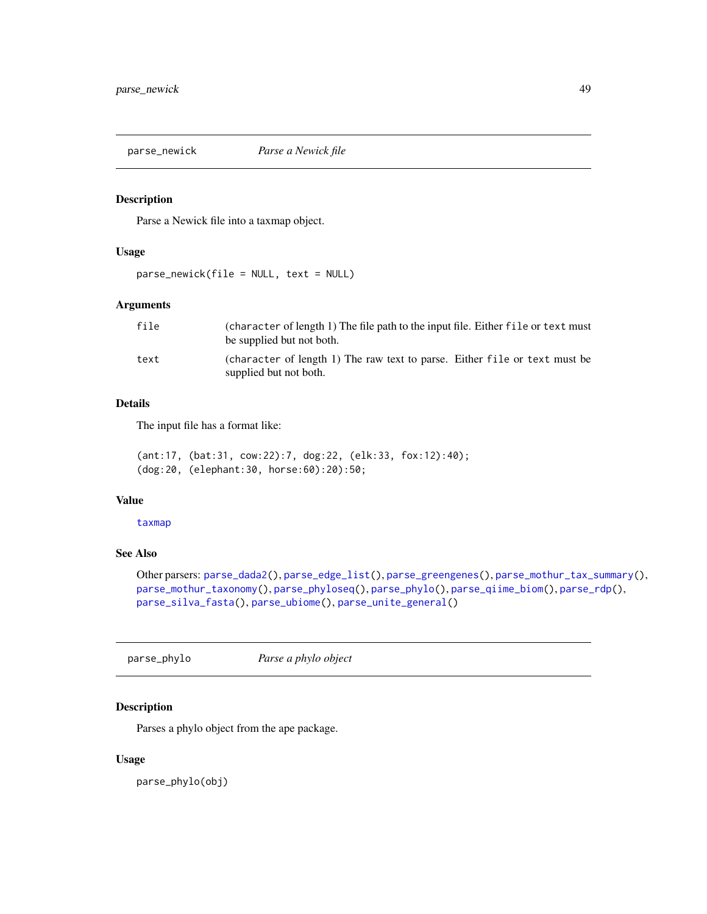## parse_newick — *Parse a Newick file*

### Description

Parse a Newick file into a taxmap object.

### Usage

```
parse_newick(file = NULL, text = NULL)
```

### Arguments

| | |
|---|---|
| `file` | (`character` of length 1) The file path to the input file. Either `file` or `text` must be supplied but not both. |
| `text` | (`character` of length 1) The raw text to parse. Either `file` or `text` must be supplied but not both. |

### Details

The input file has a format like:

```
(ant:17, (bat:31, cow:22):7, dog:22, (elk:33, fox:12):40);
(dog:20, (elephant:30, horse:60):20):50;
```

### Value

`taxmap`

### See Also

Other parsers: `parse_dada2()`, `parse_edge_list()`, `parse_greengenes()`, `parse_mothur_tax_summary()`, `parse_mothur_taxonomy()`, `parse_phyloseq()`, `parse_phylo()`, `parse_qiime_biom()`, `parse_rdp()`, `parse_silva_fasta()`, `parse_ubiome()`, `parse_unite_general()`

## parse_phylo — *Parse a phylo object*

### Description

Parses a phylo object from the ape package.

### Usage

```
parse_phylo(obj)
```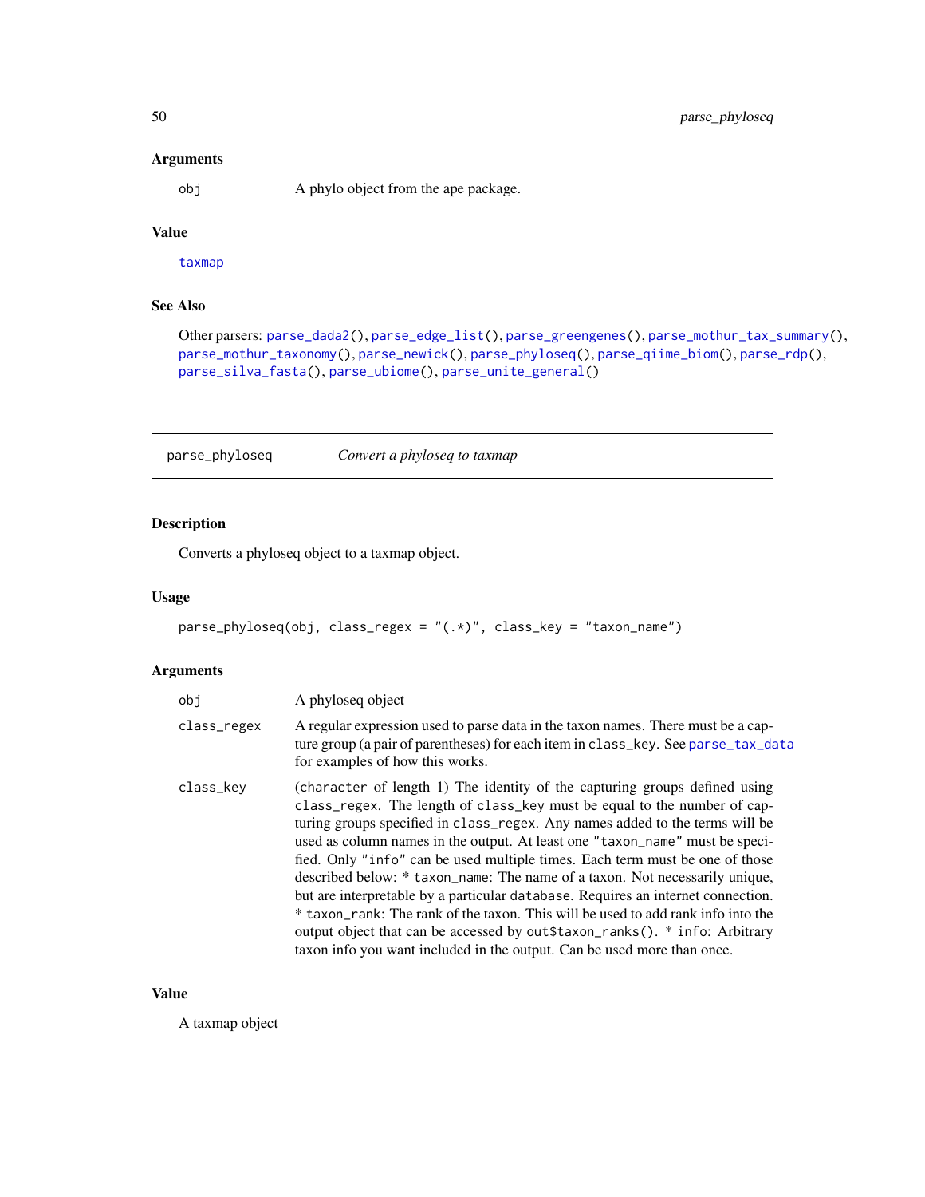### Arguments

| | |
|---|---|
| obj | A phylo object from the ape package. |

### Value

taxmap

### See Also

Other parsers: parse_dada2(), parse_edge_list(), parse_greengenes(), parse_mothur_tax_summary(), parse_mothur_taxonomy(), parse_newick(), parse_phyloseq(), parse_qiime_biom(), parse_rdp(), parse_silva_fasta(), parse_ubiome(), parse_unite_general()

---

## parse_phyloseq — *Convert a phyloseq to taxmap*

### Description

Converts a phyloseq object to a taxmap object.

### Usage

```
parse_phyloseq(obj, class_regex = "(.*)", class_key = "taxon_name")
```

### Arguments

| | |
|---|---|
| obj | A phyloseq object |
| class_regex | A regular expression used to parse data in the taxon names. There must be a capture group (a pair of parentheses) for each item in `class_key`. See parse_tax_data for examples of how this works. |
| class_key | (`character` of length 1) The identity of the capturing groups defined using `class_regex`. The length of `class_key` must be equal to the number of capturing groups specified in `class_regex`. Any names added to the terms will be used as column names in the output. At least one `"taxon_name"` must be specified. Only `"info"` can be used multiple times. Each term must be one of those described below: * `taxon_name`: The name of a taxon. Not necessarily unique, but are interpretable by a particular `database`. Requires an internet connection. * `taxon_rank`: The rank of the taxon. This will be used to add rank info into the output object that can be accessed by `out$taxon_ranks()`. * `info`: Arbitrary taxon info you want included in the output. Can be used more than once. |

### Value

A taxmap object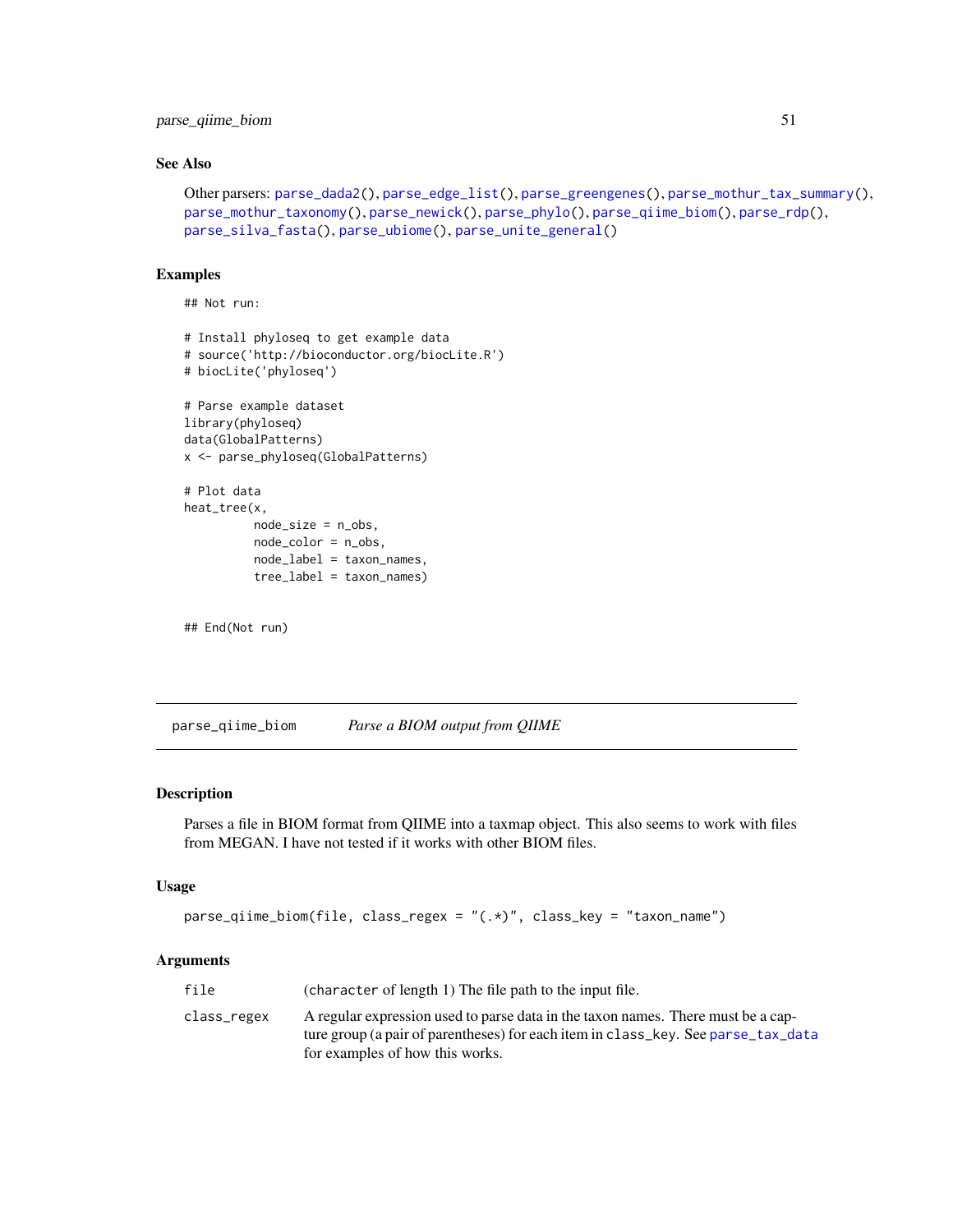### See Also

Other parsers: parse_dada2(), parse_edge_list(), parse_greengenes(), parse_mothur_tax_summary(), parse_mothur_taxonomy(), parse_newick(), parse_phylo(), parse_qiime_biom(), parse_rdp(), parse_silva_fasta(), parse_ubiome(), parse_unite_general()

### Examples

```
## Not run:

# Install phyloseq to get example data
# source('http://bioconductor.org/biocLite.R')
# biocLite('phyloseq')

# Parse example dataset
library(phyloseq)
data(GlobalPatterns)
x <- parse_phyloseq(GlobalPatterns)

# Plot data
heat_tree(x,
          node_size = n_obs,
          node_color = n_obs,
          node_label = taxon_names,
          tree_label = taxon_names)


## End(Not run)
```

---

## parse_qiime_biom — *Parse a BIOM output from QIIME*

### Description

Parses a file in BIOM format from QIIME into a taxmap object. This also seems to work with files from MEGAN. I have not tested if it works with other BIOM files.

### Usage

```
parse_qiime_biom(file, class_regex = "(.*)", class_key = "taxon_name")
```

### Arguments

| | |
|---|---|
| file | (character of length 1) The file path to the input file. |
| class_regex | A regular expression used to parse data in the taxon names. There must be a capture group (a pair of parentheses) for each item in class_key. See parse_tax_data for examples of how this works. |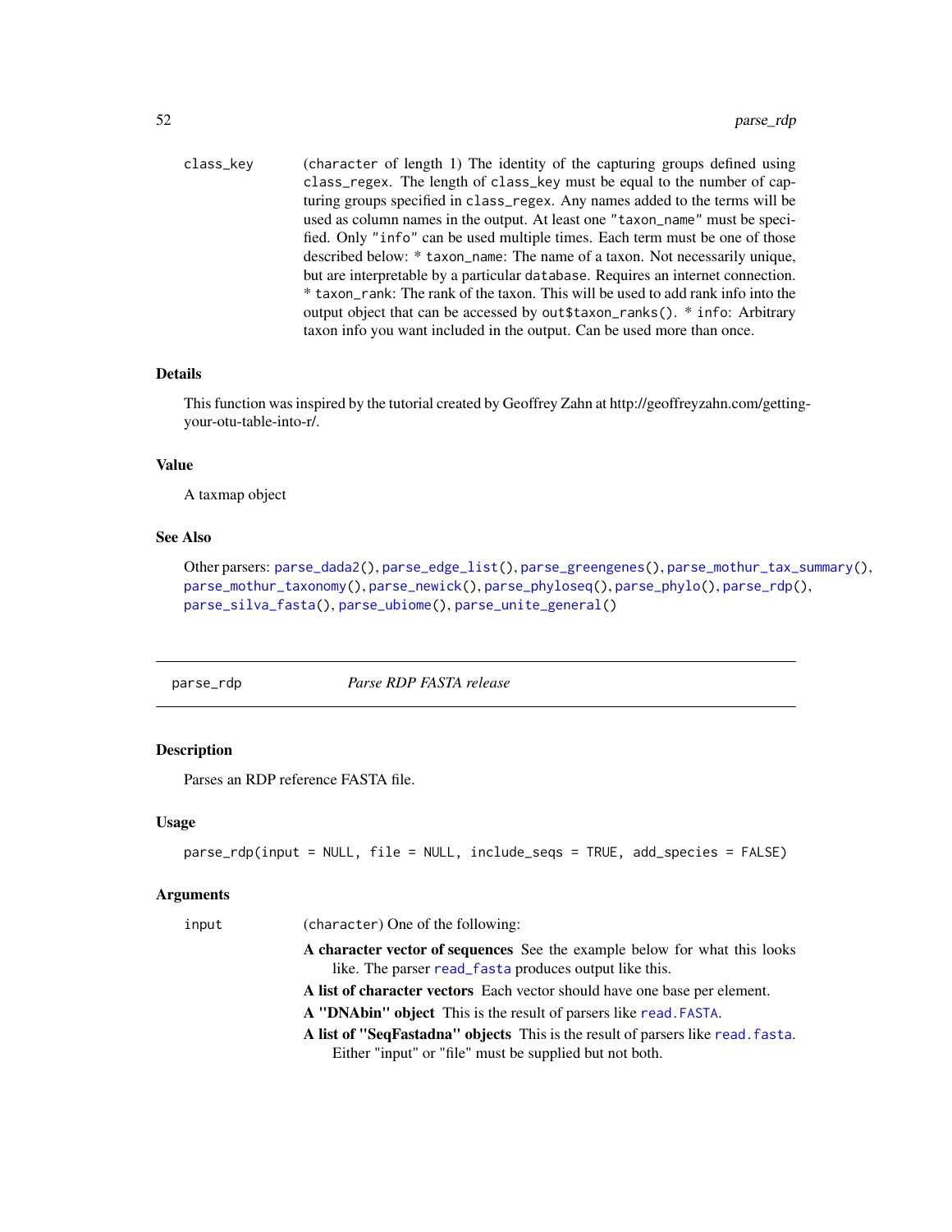class_key
: (character of length 1) The identity of the capturing groups defined using `class_regex`. The length of `class_key` must be equal to the number of capturing groups specified in `class_regex`. Any names added to the terms will be used as column names in the output. At least one `"taxon_name"` must be specified. Only `"info"` can be used multiple times. Each term must be one of those described below: * `taxon_name`: The name of a taxon. Not necessarily unique, but are interpretable by a particular `database`. Requires an internet connection. * `taxon_rank`: The rank of the taxon. This will be used to add rank info into the output object that can be accessed by `out$taxon_ranks()`. * `info`: Arbitrary taxon info you want included in the output. Can be used more than once.

### Details

This function was inspired by the tutorial created by Geoffrey Zahn at http://geoffreyzahn.com/getting-your-otu-table-into-r/.

### Value

A taxmap object

### See Also

Other parsers: `parse_dada2()`, `parse_edge_list()`, `parse_greengenes()`, `parse_mothur_tax_summary()`, `parse_mothur_taxonomy()`, `parse_newick()`, `parse_phyloseq()`, `parse_phylo()`, `parse_rdp()`, `parse_silva_fasta()`, `parse_ubiome()`, `parse_unite_general()`

---

## parse_rdp — *Parse RDP FASTA release*

### Description

Parses an RDP reference FASTA file.

### Usage

```
parse_rdp(input = NULL, file = NULL, include_seqs = TRUE, add_species = FALSE)
```

### Arguments

input
: (character) One of the following:

  **A character vector of sequences** See the example below for what this looks like. The parser `read_fasta` produces output like this.

  **A list of character vectors** Each vector should have one base per element.

  **A "DNAbin" object** This is the result of parsers like `read.FASTA`.

  **A list of "SeqFastadna" objects** This is the result of parsers like `read.fasta`. Either "input" or "file" must be supplied but not both.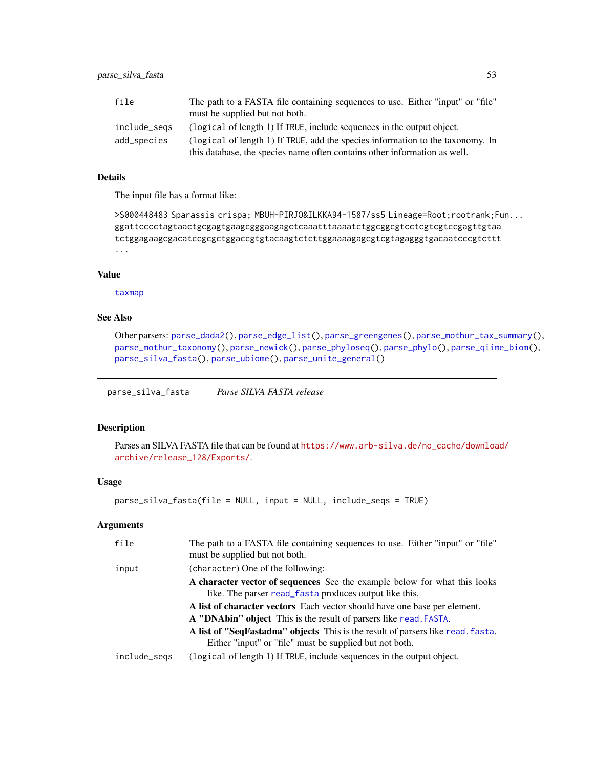file
: The path to a FASTA file containing sequences to use. Either "input" or "file" must be supplied but not both.

include_seqs
: (logical of length 1) If TRUE, include sequences in the output object.

add_species
: (logical of length 1) If TRUE, add the species information to the taxonomy. In this database, the species name often contains other information as well.

### Details

The input file has a format like:

```
>S000448483 Sparassis crispa; MBUH-PIRJO&ILKKA94-1587/ss5 Lineage=Root;rootrank;Fun...
ggattcccctagtaactgcgagtgaagcgggaagagctcaaatttaaaatctggcggcgtcctcgtcgtccgagttgtaa
tctggagaagcgacatccgcgctggaccgtgtacaagtctcttggaaaagagcgtcgtagagggtgacaatcccgtcttt
...
```

### Value

taxmap

### See Also

Other parsers: parse_dada2(), parse_edge_list(), parse_greengenes(), parse_mothur_tax_summary(), parse_mothur_taxonomy(), parse_newick(), parse_phyloseq(), parse_phylo(), parse_qiime_biom(), parse_silva_fasta(), parse_ubiome(), parse_unite_general()

---

## parse_silva_fasta — *Parse SILVA FASTA release*

### Description

Parses an SILVA FASTA file that can be found at https://www.arb-silva.de/no_cache/download/archive/release_128/Exports/.

### Usage

```
parse_silva_fasta(file = NULL, input = NULL, include_seqs = TRUE)
```

### Arguments

file
: The path to a FASTA file containing sequences to use. Either "input" or "file" must be supplied but not both.

input
: (character) One of the following:
  - **A character vector of sequences** See the example below for what this looks like. The parser read_fasta produces output like this.
  - **A list of character vectors** Each vector should have one base per element.
  - **A "DNAbin" object** This is the result of parsers like read.FASTA.
  - **A list of "SeqFastadna" objects** This is the result of parsers like read.fasta.

  Either "input" or "file" must be supplied but not both.

include_seqs
: (logical of length 1) If TRUE, include sequences in the output object.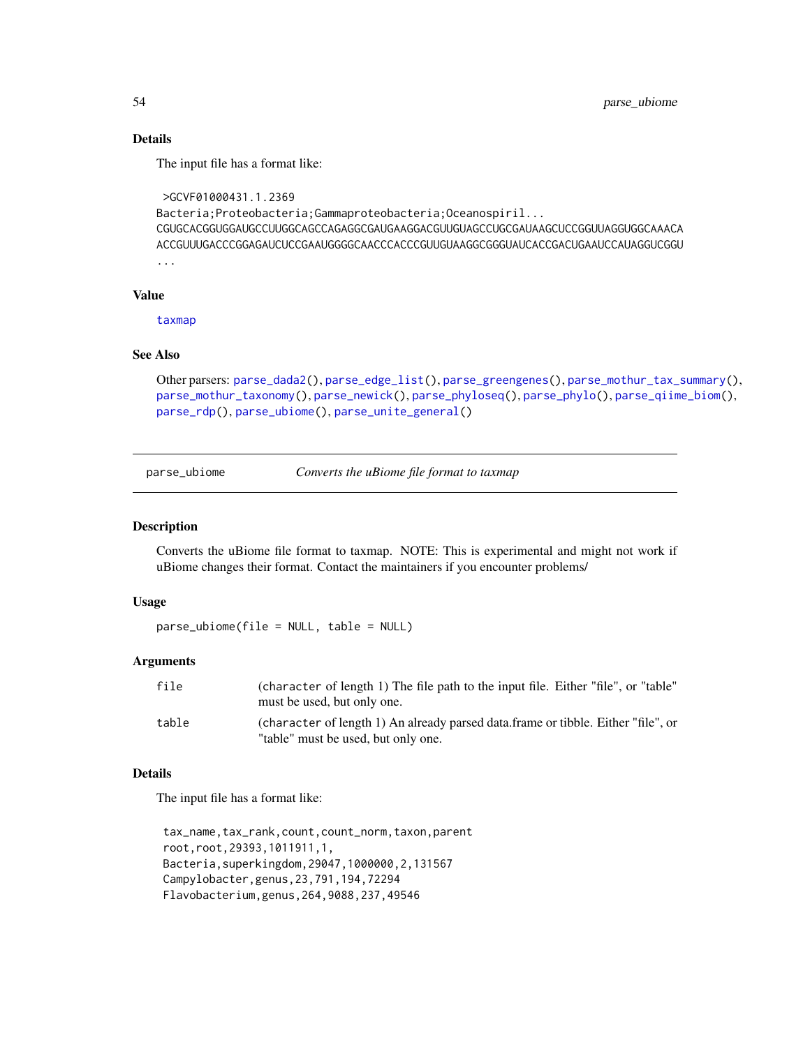### Details

The input file has a format like:

```
>GCVF01000431.1.2369
Bacteria;Proteobacteria;Gammaproteobacteria;Oceanospiril...
CGUGCACGGUGGAUGCCUUGGCAGCCAGAGGCGAUGAAGGACGUUGUAGCCUGCGAUAAGCUCCGGUUAGGUGGCAAACA
ACCGUUUGACCCGGAGAUCUCCGAAUGGGGCAACCCACCCGUUGUAAGGCGGGUAUCACCGACUGAAUCCAUAGGUCGGU
...
```

### Value

taxmap

### See Also

Other parsers: parse_dada2(), parse_edge_list(), parse_greengenes(), parse_mothur_tax_summary(), parse_mothur_taxonomy(), parse_newick(), parse_phyloseq(), parse_phylo(), parse_qiime_biom(), parse_rdp(), parse_ubiome(), parse_unite_general()

---

## parse_ubiome — *Converts the uBiome file format to taxmap*

### Description

Converts the uBiome file format to taxmap. NOTE: This is experimental and might not work if uBiome changes their format. Contact the maintainers if you encounter problems/

### Usage

```
parse_ubiome(file = NULL, table = NULL)
```

### Arguments

| | |
|---|---|
| file | (character of length 1) The file path to the input file. Either "file", or "table" must be used, but only one. |
| table | (character of length 1) An already parsed data.frame or tibble. Either "file", or "table" must be used, but only one. |

### Details

The input file has a format like:

```
tax_name,tax_rank,count,count_norm,taxon,parent
root,root,29393,1011911,1,
Bacteria,superkingdom,29047,1000000,2,131567
Campylobacter,genus,23,791,194,72294
Flavobacterium,genus,264,9088,237,49546
```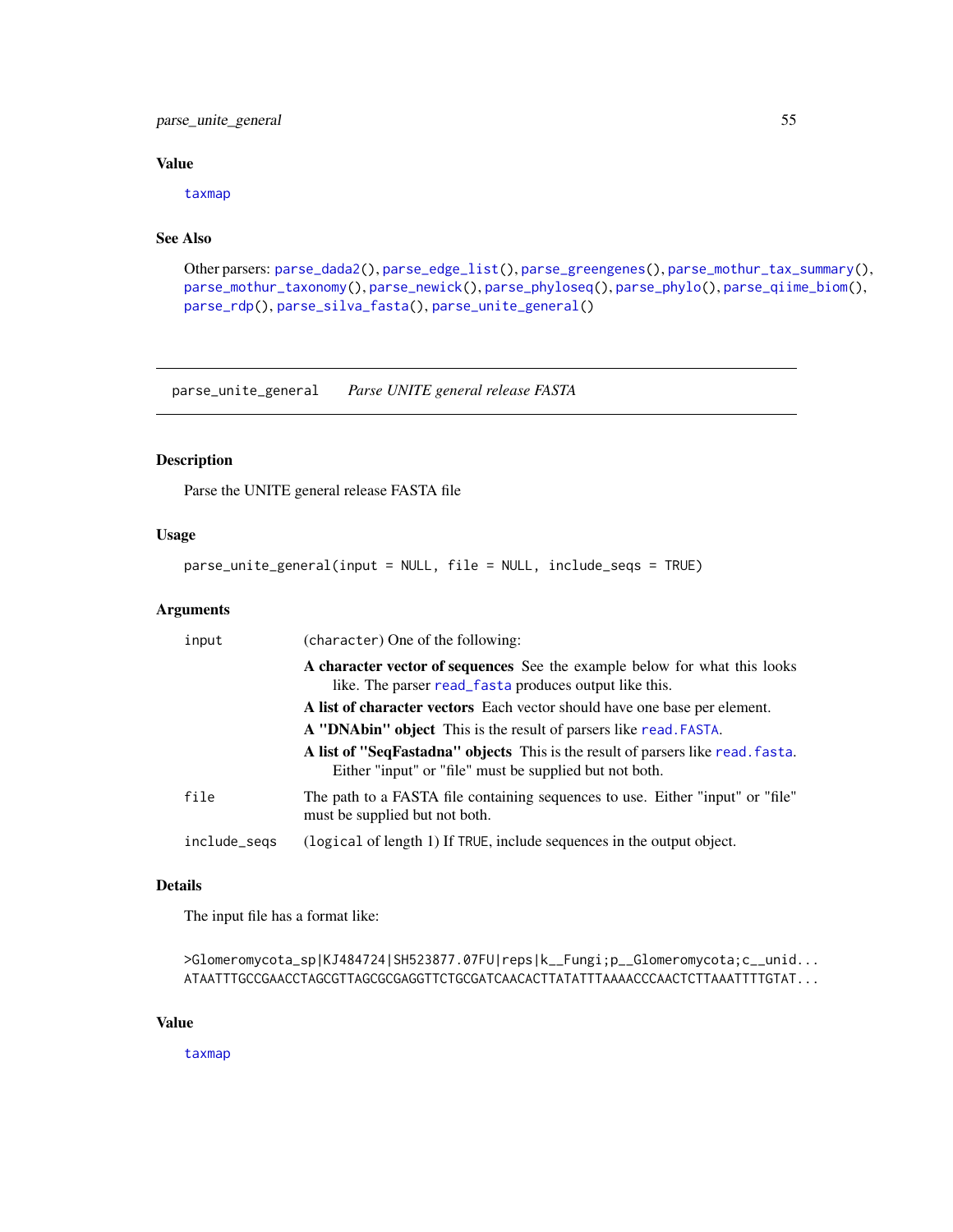## Value

taxmap

## See Also

Other parsers: parse_dada2(), parse_edge_list(), parse_greengenes(), parse_mothur_tax_summary(), parse_mothur_taxonomy(), parse_newick(), parse_phyloseq(), parse_phylo(), parse_qiime_biom(), parse_rdp(), parse_silva_fasta(), parse_unite_general()

---

# parse_unite_general — *Parse UNITE general release FASTA*

## Description

Parse the UNITE general release FASTA file

## Usage

```
parse_unite_general(input = NULL, file = NULL, include_seqs = TRUE)
```

## Arguments

| | |
|---|---|
| input | (character) One of the following:<br>**A character vector of sequences** See the example below for what this looks like. The parser read_fasta produces output like this.<br>**A list of character vectors** Each vector should have one base per element.<br>**A "DNAbin" object** This is the result of parsers like read.FASTA.<br>**A list of "SeqFastadna" objects** This is the result of parsers like read.fasta.<br>Either "input" or "file" must be supplied but not both. |
| file | The path to a FASTA file containing sequences to use. Either "input" or "file" must be supplied but not both. |
| include_seqs | (logical of length 1) If TRUE, include sequences in the output object. |

## Details

The input file has a format like:

```
>Glomeromycota_sp|KJ484724|SH523877.07FU|reps|k__Fungi;p__Glomeromycota;c__unid...
ATAATTTGCCGAACCTAGCGTTAGCGCGAGGTTCTGCGATCAACACTTATATTTAAAACCCAACTCTTAAATTTTGTAT...
```

## Value

taxmap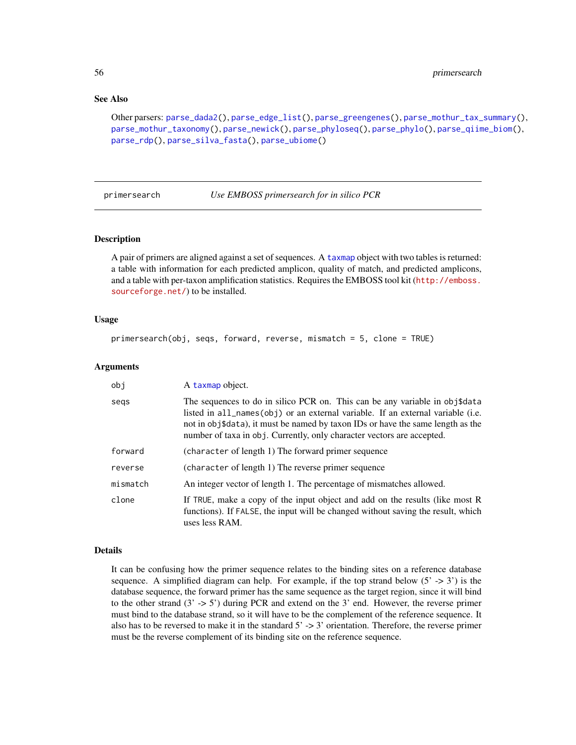### See Also

Other parsers: parse_dada2(), parse_edge_list(), parse_greengenes(), parse_mothur_tax_summary(), parse_mothur_taxonomy(), parse_newick(), parse_phyloseq(), parse_phylo(), parse_qiime_biom(), parse_rdp(), parse_silva_fasta(), parse_ubiome()

---

## primersearch — *Use EMBOSS primersearch for in silico PCR*

### Description

A pair of primers are aligned against a set of sequences. A taxmap object with two tables is returned: a table with information for each predicted amplicon, quality of match, and predicted amplicons, and a table with per-taxon amplification statistics. Requires the EMBOSS tool kit (http://emboss.sourceforge.net/) to be installed.

### Usage

```
primersearch(obj, seqs, forward, reverse, mismatch = 5, clone = TRUE)
```

### Arguments

| | |
|---|---|
| obj | A taxmap object. |
| seqs | The sequences to do in silico PCR on. This can be any variable in obj$data listed in all_names(obj) or an external variable. If an external variable (i.e. not in obj$data), it must be named by taxon IDs or have the same length as the number of taxa in obj. Currently, only character vectors are accepted. |
| forward | (character of length 1) The forward primer sequence |
| reverse | (character of length 1) The reverse primer sequence |
| mismatch | An integer vector of length 1. The percentage of mismatches allowed. |
| clone | If TRUE, make a copy of the input object and add on the results (like most R functions). If FALSE, the input will be changed without saving the result, which uses less RAM. |

### Details

It can be confusing how the primer sequence relates to the binding sites on a reference database sequence. A simplified diagram can help. For example, if the top strand below (5' -> 3') is the database sequence, the forward primer has the same sequence as the target region, since it will bind to the other strand (3' -> 5') during PCR and extend on the 3' end. However, the reverse primer must bind to the database strand, so it will have to be the complement of the reference sequence. It also has to be reversed to make it in the standard 5' -> 3' orientation. Therefore, the reverse primer must be the reverse complement of its binding site on the reference sequence.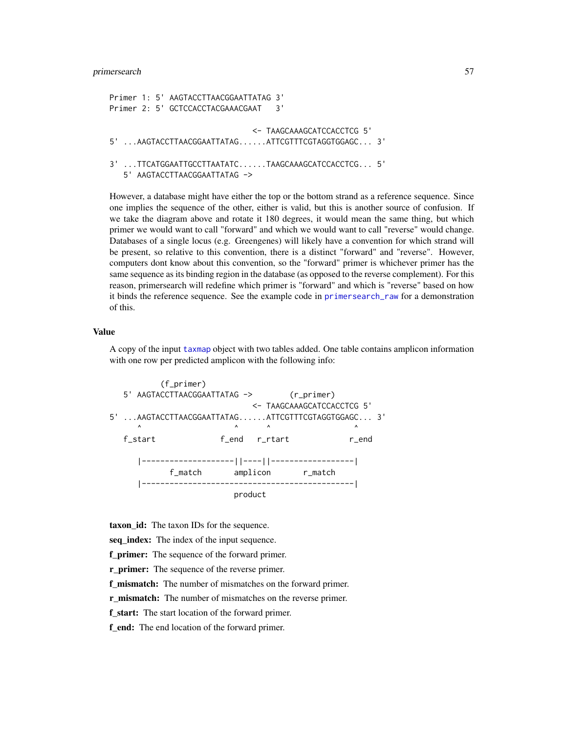```
Primer 1: 5' AAGTACCTTAACGGAATTATAG 3'
Primer 2: 5' GCTCCACCTACGAAACGAAT   3'

                              <- TAAGCAAAGCATCCACCTCG 5'
5' ...AAGTACCTTAACGGAATTATAG......ATTCGTTTCGTAGGTGGAGC... 3'

3' ...TTCATGGAATTGCCTTAATATC......TAAGCAAAGCATCCACCTCG... 5'
   5' AAGTACCTTAACGGAATTATAG ->
```

However, a database might have either the top or the bottom strand as a reference sequence. Since one implies the sequence of the other, either is valid, but this is another source of confusion. If we take the diagram above and rotate it 180 degrees, it would mean the same thing, but which primer we would want to call "forward" and which we would want to call "reverse" would change. Databases of a single locus (e.g. Greengenes) will likely have a convention for which strand will be present, so relative to this convention, there is a distinct "forward" and "reverse". However, computers dont know about this convention, so the "forward" primer is whichever primer has the same sequence as its binding region in the database (as opposed to the reverse complement). For this reason, primersearch will redefine which primer is "forward" and which is "reverse" based on how it binds the reference sequence. See the example code in primersearch_raw for a demonstration of this.

## Value

A copy of the input taxmap object with two tables added. One table contains amplicon information with one row per predicted amplicon with the following info:

```
          (f_primer)
   5' AAGTACCTTAACGGAATTATAG ->        (r_primer)
                              <- TAAGCAAAGCATCCACCTCG 5'
5' ...AAGTACCTTAACGGAATTATAG......ATTCGTTTCGTAGGTGGAGC... 3'
      ^                    ^      ^                    ^
   f_start              f_end   r_rtart             r_end

      |--------------------||----||--------------------|
             f_match       amplicon       r_match
      |------------------------------------------------|
                             product
```

**taxon_id:** The taxon IDs for the sequence.

**seq_index:** The index of the input sequence.

**f_primer:** The sequence of the forward primer.

**r_primer:** The sequence of the reverse primer.

**f_mismatch:** The number of mismatches on the forward primer.

**r_mismatch:** The number of mismatches on the reverse primer.

**f_start:** The start location of the forward primer.

**f_end:** The end location of the forward primer.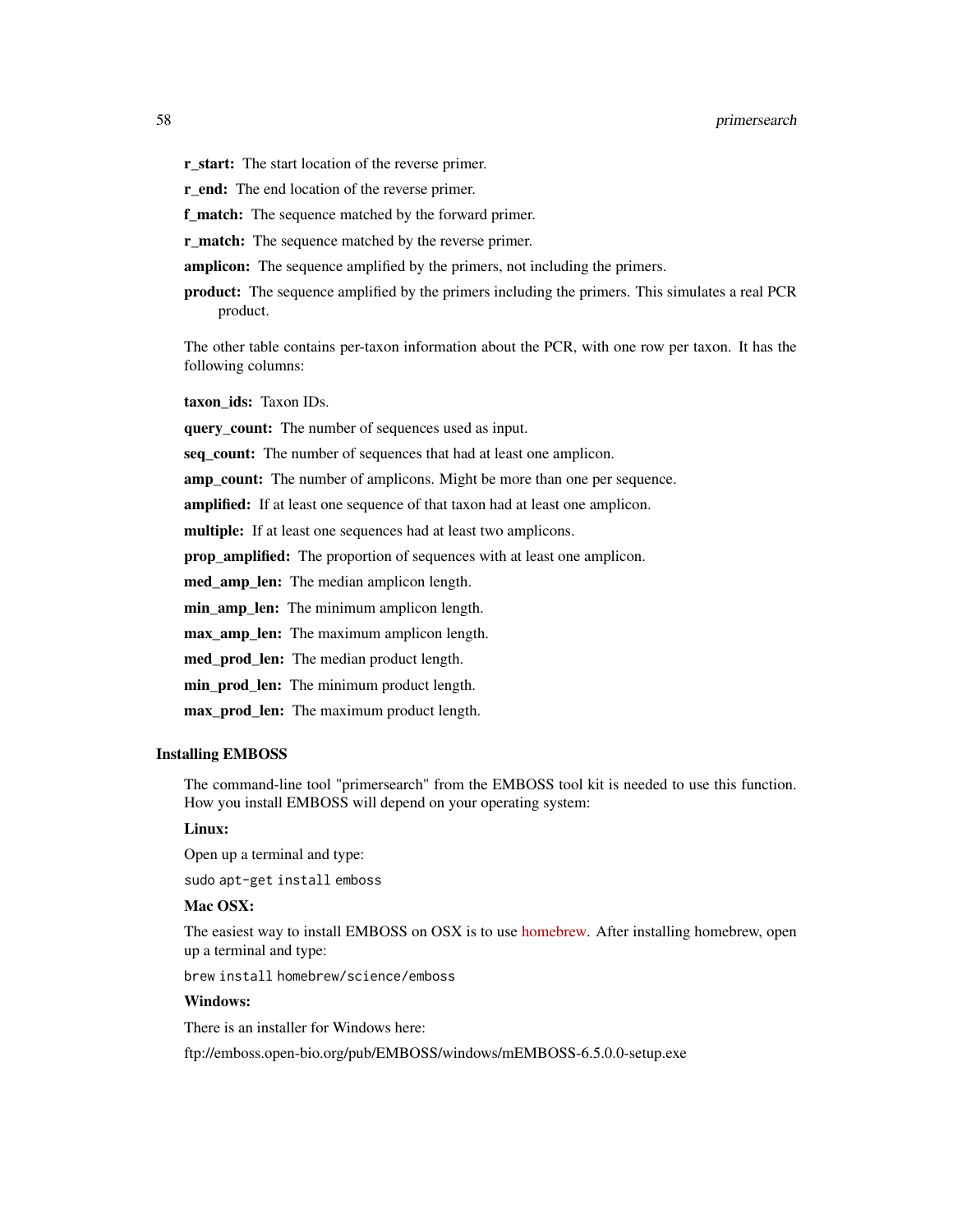**r_start:** The start location of the reverse primer.

**r_end:** The end location of the reverse primer.

**f_match:** The sequence matched by the forward primer.

**r_match:** The sequence matched by the reverse primer.

**amplicon:** The sequence amplified by the primers, not including the primers.

**product:** The sequence amplified by the primers including the primers. This simulates a real PCR product.

The other table contains per-taxon information about the PCR, with one row per taxon. It has the following columns:

**taxon_ids:** Taxon IDs.

**query_count:** The number of sequences used as input.

**seq_count:** The number of sequences that had at least one amplicon.

**amp_count:** The number of amplicons. Might be more than one per sequence.

**amplified:** If at least one sequence of that taxon had at least one amplicon.

**multiple:** If at least one sequences had at least two amplicons.

**prop_amplified:** The proportion of sequences with at least one amplicon.

**med_amp_len:** The median amplicon length.

**min_amp_len:** The minimum amplicon length.

**max_amp_len:** The maximum amplicon length.

**med_prod_len:** The median product length.

**min_prod_len:** The minimum product length.

**max_prod_len:** The maximum product length.

### Installing EMBOSS

The command-line tool "primersearch" from the EMBOSS tool kit is needed to use this function. How you install EMBOSS will depend on your operating system:

**Linux:**

Open up a terminal and type:

```
sudo apt-get install emboss
```

**Mac OSX:**

The easiest way to install EMBOSS on OSX is to use homebrew. After installing homebrew, open up a terminal and type:

```
brew install homebrew/science/emboss
```

**Windows:**

There is an installer for Windows here:

ftp://emboss.open-bio.org/pub/EMBOSS/windows/mEMBOSS-6.5.0.0-setup.exe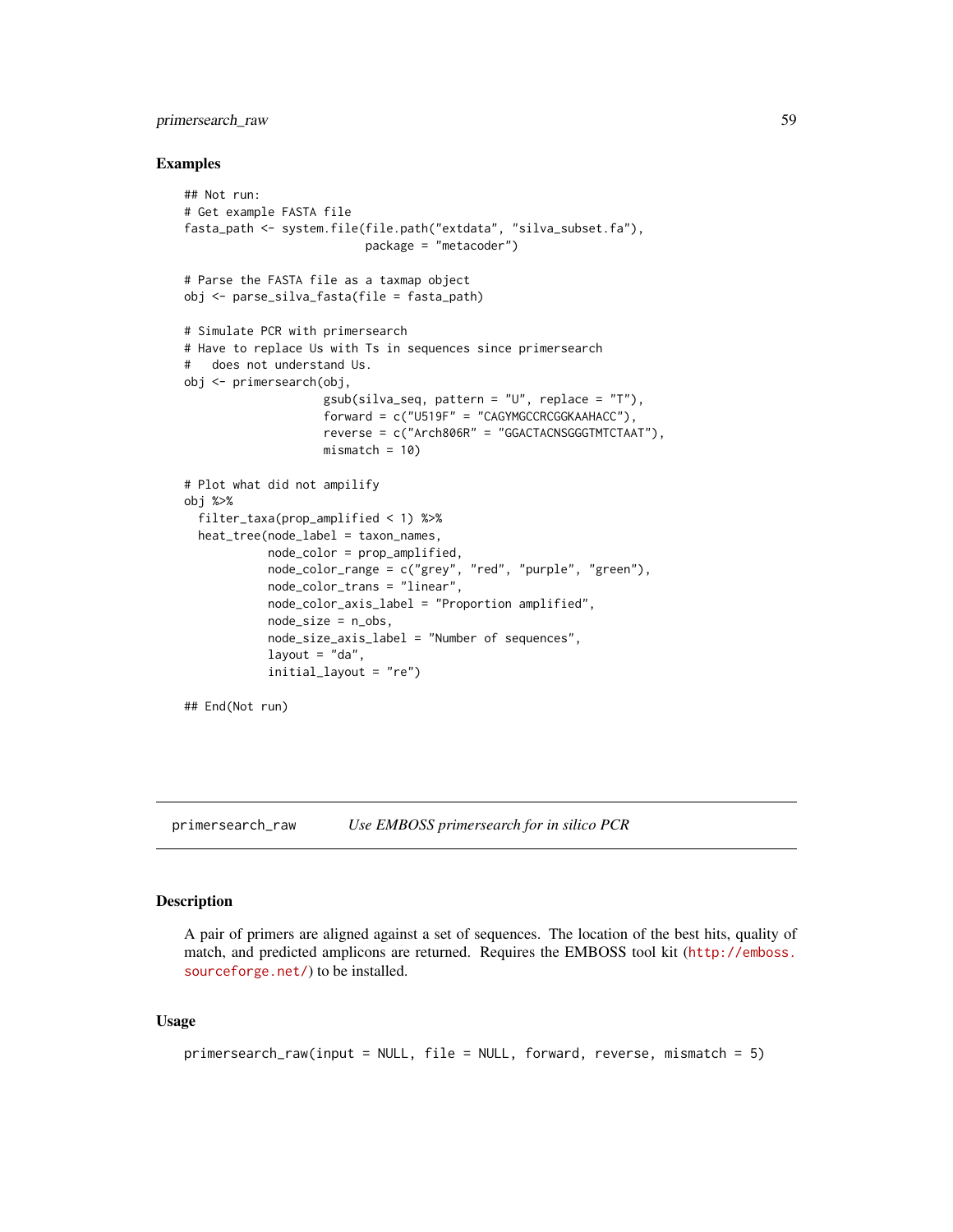## Examples

```
## Not run:
# Get example FASTA file
fasta_path <- system.file(file.path("extdata", "silva_subset.fa"),
                          package = "metacoder")

# Parse the FASTA file as a taxmap object
obj <- parse_silva_fasta(file = fasta_path)

# Simulate PCR with primersearch
# Have to replace Us with Ts in sequences since primersearch
#   does not understand Us.
obj <- primersearch(obj,
                    gsub(silva_seq, pattern = "U", replace = "T"),
                    forward = c("U519F" = "CAGYMGCCRCGGKAAHACC"),
                    reverse = c("Arch806R" = "GGACTACNSGGGTMTCTAAT"),
                    mismatch = 10)

# Plot what did not ampilify
obj %>%
  filter_taxa(prop_amplified < 1) %>%
  heat_tree(node_label = taxon_names,
            node_color = prop_amplified,
            node_color_range = c("grey", "red", "purple", "green"),
            node_color_trans = "linear",
            node_color_axis_label = "Proportion amplified",
            node_size = n_obs,
            node_size_axis_label = "Number of sequences",
            layout = "da",
            initial_layout = "re")

## End(Not run)
```

---

# primersearch_raw    *Use EMBOSS primersearch for in silico PCR*

---

## Description

A pair of primers are aligned against a set of sequences. The location of the best hits, quality of match, and predicted amplicons are returned. Requires the EMBOSS tool kit (http://emboss.sourceforge.net/) to be installed.

## Usage

```
primersearch_raw(input = NULL, file = NULL, forward, reverse, mismatch = 5)
```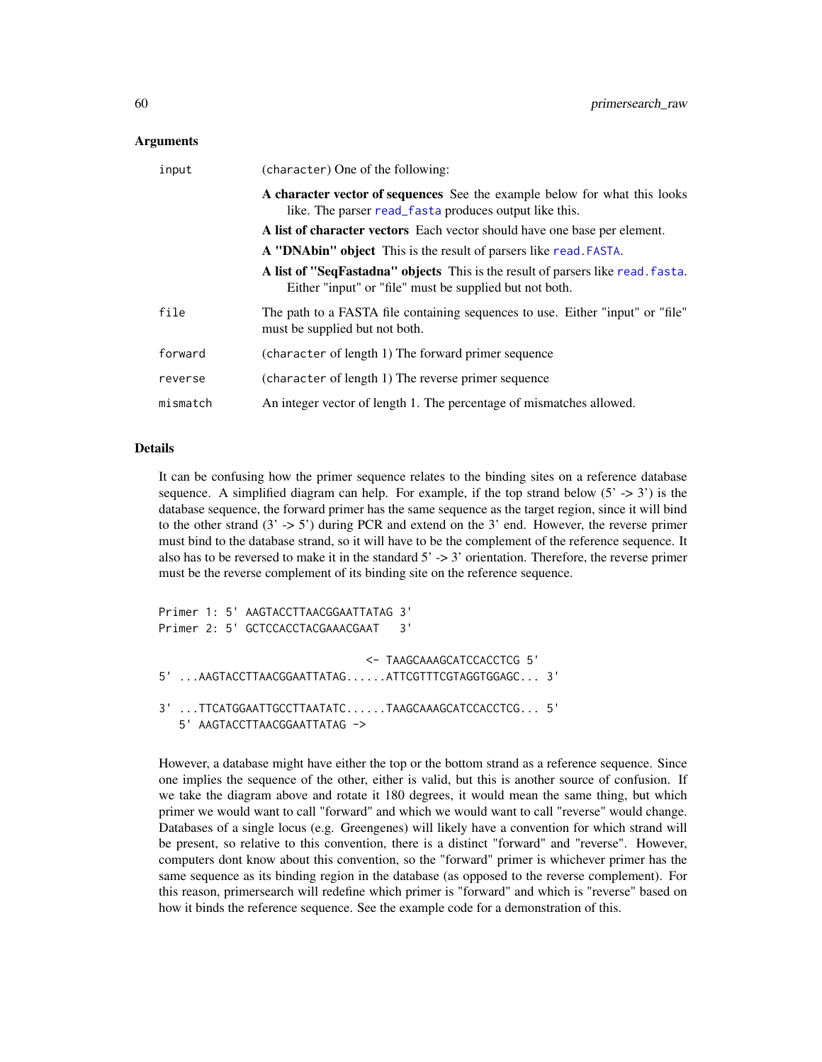### Arguments

| | |
|---|---|
| `input` | (`character`) One of the following:<br>**A character vector of sequences** See the example below for what this looks like. The parser `read_fasta` produces output like this.<br>**A list of character vectors** Each vector should have one base per element.<br>**A "DNAbin" object** This is the result of parsers like `read.FASTA`.<br>**A list of "SeqFastadna" objects** This is the result of parsers like `read.fasta`. Either "input" or "file" must be supplied but not both. |
| `file` | The path to a FASTA file containing sequences to use. Either "input" or "file" must be supplied but not both. |
| `forward` | (`character` of length 1) The forward primer sequence |
| `reverse` | (`character` of length 1) The reverse primer sequence |
| `mismatch` | An integer vector of length 1. The percentage of mismatches allowed. |

### Details

It can be confusing how the primer sequence relates to the binding sites on a reference database sequence. A simplified diagram can help. For example, if the top strand below (5' -> 3') is the database sequence, the forward primer has the same sequence as the target region, since it will bind to the other strand (3' -> 5') during PCR and extend on the 3' end. However, the reverse primer must bind to the database strand, so it will have to be the complement of the reference sequence. It also has to be reversed to make it in the standard 5' -> 3' orientation. Therefore, the reverse primer must be the reverse complement of its binding site on the reference sequence.

```
Primer 1: 5' AAGTACCTTAACGGAATTATAG 3'
Primer 2: 5' GCTCCACCTACGAAACGAAT   3'

                              <- TAAGCAAAGCATCCACCTCG 5'
5' ...AAGTACCTTAACGGAATTATAG......ATTCGTTTCGTAGGTGGAGC... 3'

3' ...TTCATGGAATTGCCTTAATATC......TAAGCAAAGCATCCACCTCG... 5'
   5' AAGTACCTTAACGGAATTATAG ->
```

However, a database might have either the top or the bottom strand as a reference sequence. Since one implies the sequence of the other, either is valid, but this is another source of confusion. If we take the diagram above and rotate it 180 degrees, it would mean the same thing, but which primer we would want to call "forward" and which we would want to call "reverse" would change. Databases of a single locus (e.g. Greengenes) will likely have a convention for which strand will be present, so relative to this convention, there is a distinct "forward" and "reverse". However, computers dont know about this convention, so the "forward" primer is whichever primer has the same sequence as its binding region in the database (as opposed to the reverse complement). For this reason, primersearch will redefine which primer is "forward" and which is "reverse" based on how it binds the reference sequence. See the example code for a demonstration of this.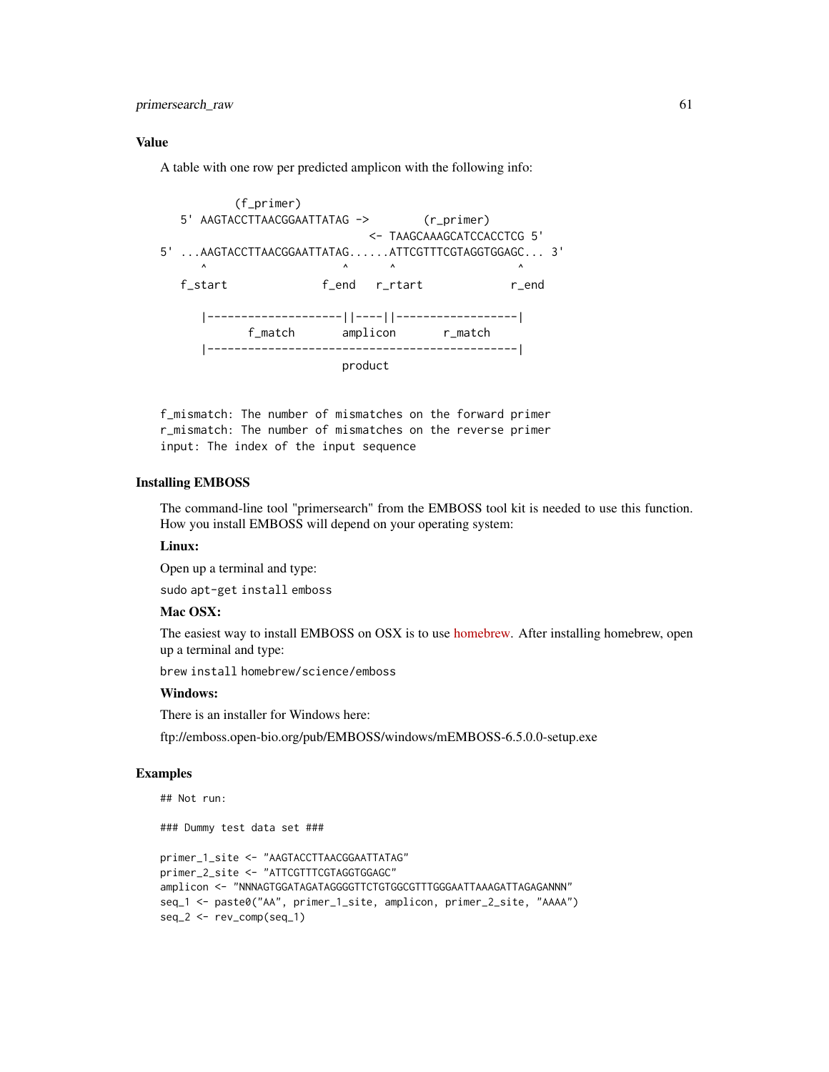## Value

A table with one row per predicted amplicon with the following info:

```
         (f_primer)
   5' AAGTACCTTAACGGAATTATAG ->        (r_primer)
                              <- TAAGCAAAGCATCCACCTCG 5'
5' ...AAGTACCTTAACGGAATTATAG......ATTCGTTTCGTAGGTGGAGC... 3'
      ^                    ^      ^                  ^
   f_start              f_end   r_rtart             r_end

      |--------------------||----||------------------|
             f_match       amplicon       r_match
      |----------------------------------------------|
                           product
```

```
f_mismatch: The number of mismatches on the forward primer
r_mismatch: The number of mismatches on the reverse primer
input: The index of the input sequence
```

## Installing EMBOSS

The command-line tool "primersearch" from the EMBOSS tool kit is needed to use this function. How you install EMBOSS will depend on your operating system:

**Linux:**

Open up a terminal and type:

`sudo apt-get install emboss`

**Mac OSX:**

The easiest way to install EMBOSS on OSX is to use homebrew. After installing homebrew, open up a terminal and type:

`brew install homebrew/science/emboss`

**Windows:**

There is an installer for Windows here:

ftp://emboss.open-bio.org/pub/EMBOSS/windows/mEMBOSS-6.5.0.0-setup.exe

## Examples

```
## Not run:

### Dummy test data set ###

primer_1_site <- "AAGTACCTTAACGGAATTATAG"
primer_2_site <- "ATTCGTTTCGTAGGTGGAGC"
amplicon <- "NNNAGTGGATAGATAGGGGTTCTGTGGCGTTTGGGAATTAAAGATTAGAGANNN"
seq_1 <- paste0("AA", primer_1_site, amplicon, primer_2_site, "AAAA")
seq_2 <- rev_comp(seq_1)
```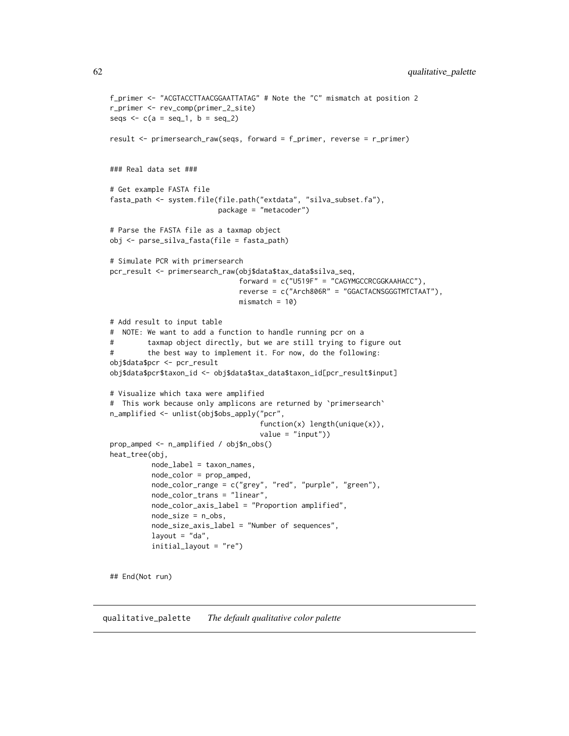```
f_primer <- "ACGTACCTTAACGGAATTATAG" # Note the "C" mismatch at position 2
r_primer <- rev_comp(primer_2_site)
seqs <- c(a = seq_1, b = seq_2)

result <- primersearch_raw(seqs, forward = f_primer, reverse = r_primer)


### Real data set ###

# Get example FASTA file
fasta_path <- system.file(file.path("extdata", "silva_subset.fa"),
                          package = "metacoder")

# Parse the FASTA file as a taxmap object
obj <- parse_silva_fasta(file = fasta_path)

# Simulate PCR with primersearch
pcr_result <- primersearch_raw(obj$data$tax_data$silva_seq,
                               forward = c("U519F" = "CAGYMGCCRCGGKAAHACC"),
                               reverse = c("Arch806R" = "GGACTACNSGGGTMTCTAAT"),
                               mismatch = 10)

# Add result to input table
#  NOTE: We want to add a function to handle running pcr on a
#        taxmap object directly, but we are still trying to figure out
#        the best way to implement it. For now, do the following:
obj$data$pcr <- pcr_result
obj$data$pcr$taxon_id <- obj$data$tax_data$taxon_id[pcr_result$input]

# Visualize which taxa were amplified
#  This work because only amplicons are returned by `primersearch`
n_amplified <- unlist(obj$obs_apply("pcr",
                                    function(x) length(unique(x)),
                                    value = "input"))
prop_amped <- n_amplified / obj$n_obs()
heat_tree(obj,
          node_label = taxon_names,
          node_color = prop_amped,
          node_color_range = c("grey", "red", "purple", "green"),
          node_color_trans = "linear",
          node_color_axis_label = "Proportion amplified",
          node_size = n_obs,
          node_size_axis_label = "Number of sequences",
          layout = "da",
          initial_layout = "re")


## End(Not run)
```

## qualitative_palette *The default qualitative color palette*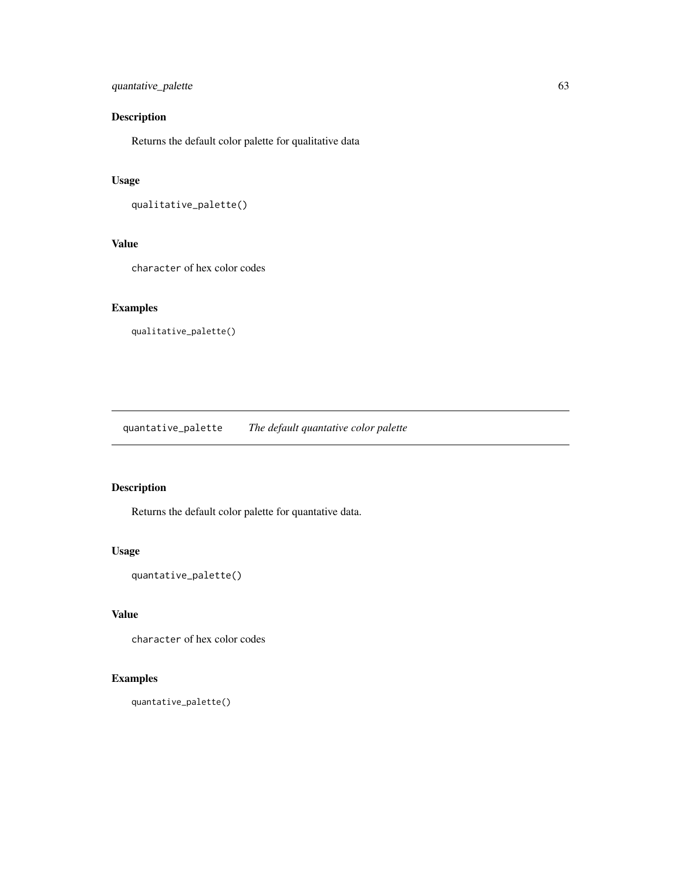### Description

Returns the default color palette for qualitative data

### Usage

```
qualitative_palette()
```

### Value

`character` of hex color codes

### Examples

```
qualitative_palette()
```

---

## quantative_palette *The default quantative color palette*

---

### Description

Returns the default color palette for quantative data.

### Usage

```
quantative_palette()
```

### Value

`character` of hex color codes

### Examples

```
quantative_palette()
```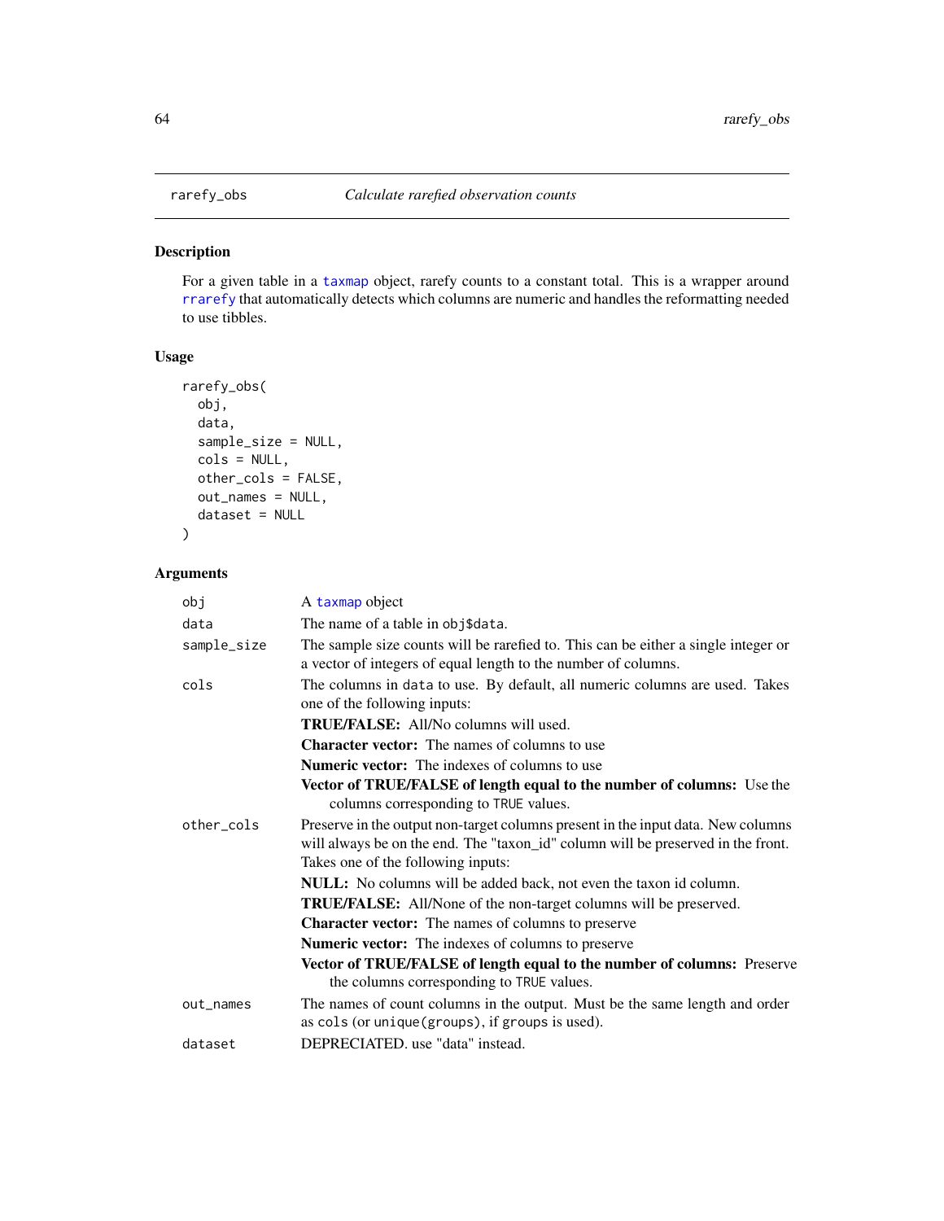# rarefy_obs — *Calculate rarefied observation counts*

## Description

For a given table in a taxmap object, rarefy counts to a constant total. This is a wrapper around rrarefy that automatically detects which columns are numeric and handles the reformatting needed to use tibbles.

## Usage

```
rarefy_obs(
  obj,
  data,
  sample_size = NULL,
  cols = NULL,
  other_cols = FALSE,
  out_names = NULL,
  dataset = NULL
)
```

## Arguments

- `obj` — A taxmap object
- `data` — The name of a table in `obj$data`.
- `sample_size` — The sample size counts will be rarefied to. This can be either a single integer or a vector of integers of equal length to the number of columns.
- `cols` — The columns in `data` to use. By default, all numeric columns are used. Takes one of the following inputs:
  - **TRUE/FALSE:** All/No columns will used.
  - **Character vector:** The names of columns to use
  - **Numeric vector:** The indexes of columns to use
  - **Vector of TRUE/FALSE of length equal to the number of columns:** Use the columns corresponding to `TRUE` values.
- `other_cols` — Preserve in the output non-target columns present in the input data. New columns will always be on the end. The "taxon_id" column will be preserved in the front. Takes one of the following inputs:
  - **NULL:** No columns will be added back, not even the taxon id column.
  - **TRUE/FALSE:** All/None of the non-target columns will be preserved.
  - **Character vector:** The names of columns to preserve
  - **Numeric vector:** The indexes of columns to preserve
  - **Vector of TRUE/FALSE of length equal to the number of columns:** Preserve the columns corresponding to `TRUE` values.
- `out_names` — The names of count columns in the output. Must be the same length and order as `cols` (or `unique(groups)`, if `groups` is used).
- `dataset` — DEPRECIATED. use "data" instead.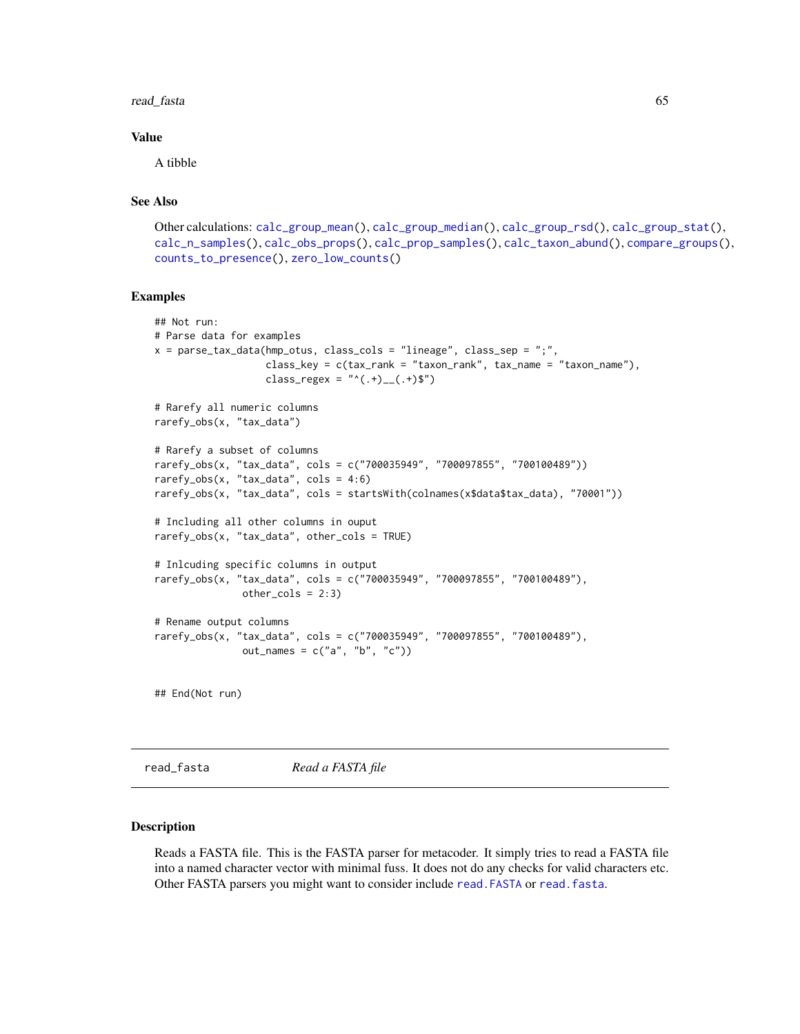### Value

A tibble

### See Also

Other calculations: calc_group_mean(), calc_group_median(), calc_group_rsd(), calc_group_stat(), calc_n_samples(), calc_obs_props(), calc_prop_samples(), calc_taxon_abund(), compare_groups(), counts_to_presence(), zero_low_counts()

### Examples

```
## Not run:
# Parse data for examples
x = parse_tax_data(hmp_otus, class_cols = "lineage", class_sep = ";",
                   class_key = c(tax_rank = "taxon_rank", tax_name = "taxon_name"),
                   class_regex = "^(.+)__(.+)$")

# Rarefy all numeric columns
rarefy_obs(x, "tax_data")

# Rarefy a subset of columns
rarefy_obs(x, "tax_data", cols = c("700035949", "700097855", "700100489"))
rarefy_obs(x, "tax_data", cols = 4:6)
rarefy_obs(x, "tax_data", cols = startsWith(colnames(x$data$tax_data), "70001"))

# Including all other columns in ouput
rarefy_obs(x, "tax_data", other_cols = TRUE)

# Inlcuding specific columns in output
rarefy_obs(x, "tax_data", cols = c("700035949", "700097855", "700100489"),
           other_cols = 2:3)

# Rename output columns
rarefy_obs(x, "tax_data", cols = c("700035949", "700097855", "700100489"),
           out_names = c("a", "b", "c"))


## End(Not run)
```

---

## read_fasta *Read a FASTA file*

### Description

Reads a FASTA file. This is the FASTA parser for metacoder. It simply tries to read a FASTA file into a named character vector with minimal fuss. It does not do any checks for valid characters etc. Other FASTA parsers you might want to consider include read.FASTA or read.fasta.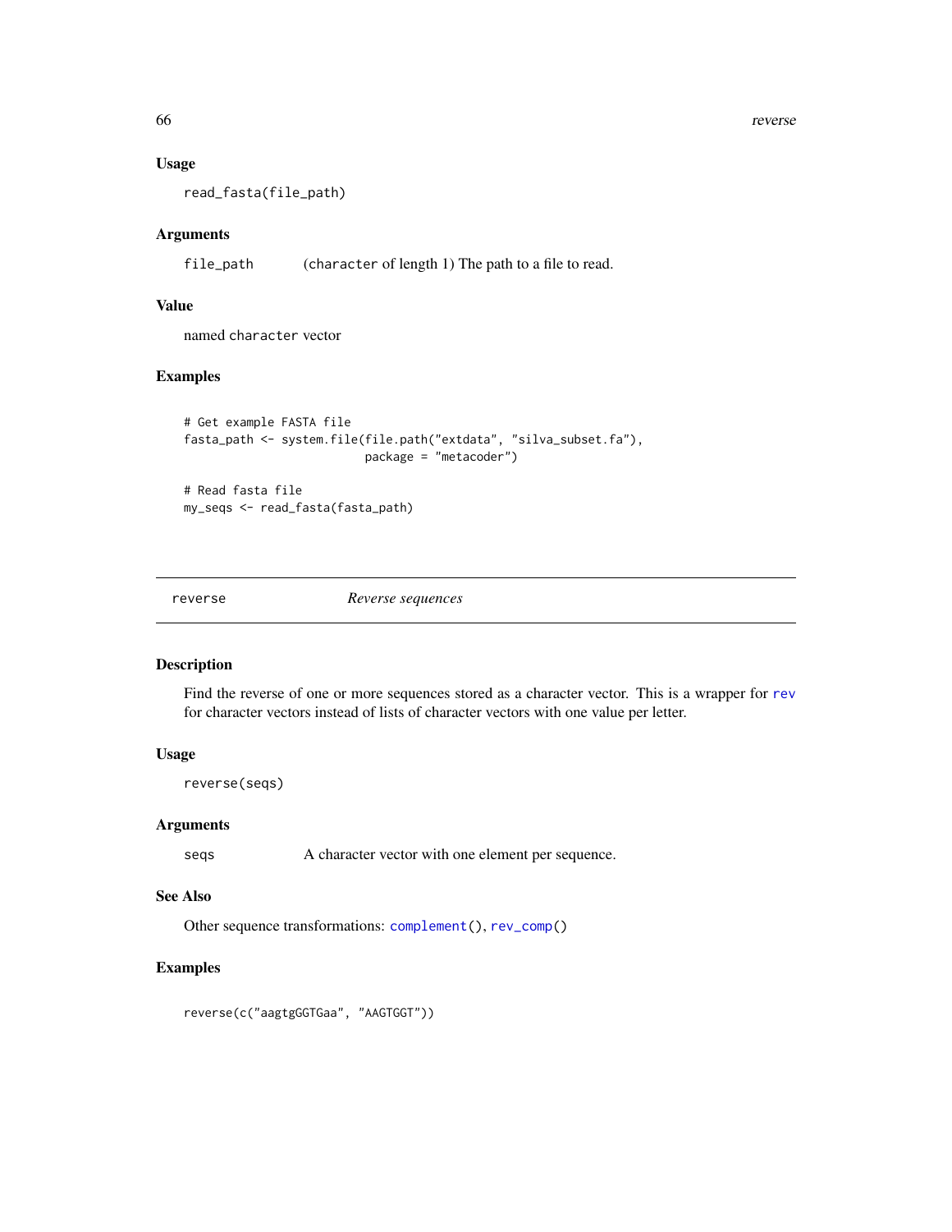### Usage

```
read_fasta(file_path)
```

### Arguments

| | |
|---|---|
| `file_path` | (character of length 1) The path to a file to read. |

### Value

named character vector

### Examples

```
# Get example FASTA file
fasta_path <- system.file(file.path("extdata", "silva_subset.fa"),
                          package = "metacoder")

# Read fasta file
my_seqs <- read_fasta(fasta_path)
```

---

## reverse — *Reverse sequences*

---

### Description

Find the reverse of one or more sequences stored as a character vector. This is a wrapper for rev for character vectors instead of lists of character vectors with one value per letter.

### Usage

```
reverse(seqs)
```

### Arguments

| | |
|---|---|
| `seqs` | A character vector with one element per sequence. |

### See Also

Other sequence transformations: `complement()`, `rev_comp()`

### Examples

```
reverse(c("aagtgGGTGaa", "AAGTGGT"))
```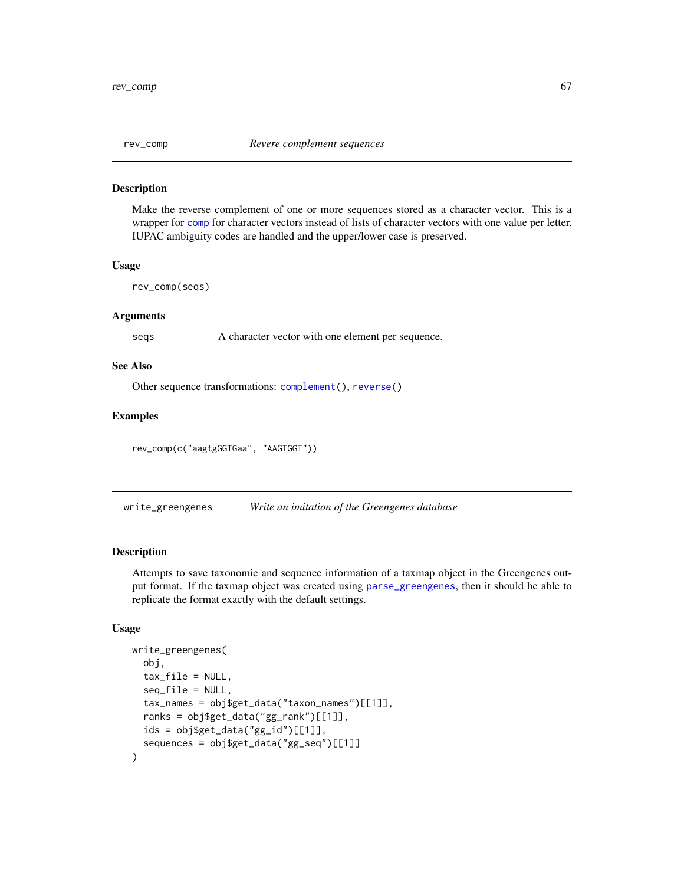## rev_comp — *Revere complement sequences*

### Description

Make the reverse complement of one or more sequences stored as a character vector. This is a wrapper for comp for character vectors instead of lists of character vectors with one value per letter. IUPAC ambiguity codes are handled and the upper/lower case is preserved.

### Usage

```
rev_comp(seqs)
```

### Arguments

| | |
|---|---|
| seqs | A character vector with one element per sequence. |

### See Also

Other sequence transformations: complement(), reverse()

### Examples

```
rev_comp(c("aagtgGGTGaa", "AAGTGGT"))
```

## write_greengenes — *Write an imitation of the Greengenes database*

### Description

Attempts to save taxonomic and sequence information of a taxmap object in the Greengenes output format. If the taxmap object was created using parse_greengenes, then it should be able to replicate the format exactly with the default settings.

### Usage

```
write_greengenes(
  obj,
  tax_file = NULL,
  seq_file = NULL,
  tax_names = obj$get_data("taxon_names")[[1]],
  ranks = obj$get_data("gg_rank")[[1]],
  ids = obj$get_data("gg_id")[[1]],
  sequences = obj$get_data("gg_seq")[[1]]
)
```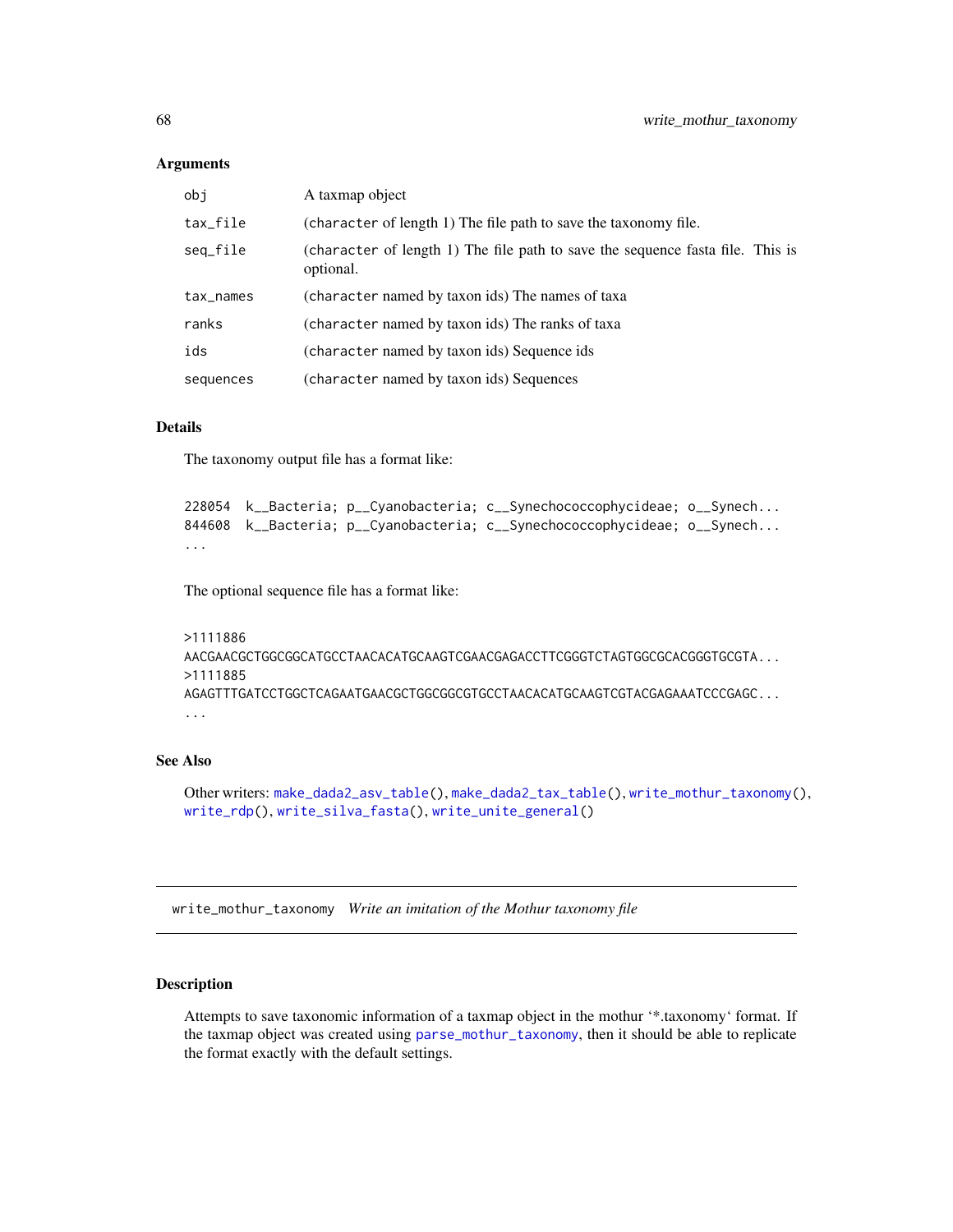### Arguments

| | |
|---|---|
| `obj` | A taxmap object |
| `tax_file` | (`character` of length 1) The file path to save the taxonomy file. |
| `seq_file` | (`character` of length 1) The file path to save the sequence fasta file. This is optional. |
| `tax_names` | (`character` named by taxon ids) The names of taxa |
| `ranks` | (`character` named by taxon ids) The ranks of taxa |
| `ids` | (`character` named by taxon ids) Sequence ids |
| `sequences` | (`character` named by taxon ids) Sequences |

### Details

The taxonomy output file has a format like:

```
228054  k__Bacteria; p__Cyanobacteria; c__Synechococcophycideae; o__Synech...
844608  k__Bacteria; p__Cyanobacteria; c__Synechococcophycideae; o__Synech...
...
```

The optional sequence file has a format like:

```
>1111886
AACGAACGCTGGCGGCATGCCTAACACATGCAAGTCGAACGAGACCTTCGGGTCTAGTGGCGCACGGGTGCGTA...
>1111885
AGAGTTTGATCCTGGCTCAGAATGAACGCTGGCGGCGTGCCTAACACATGCAAGTCGTACGAGAAATCCCGAGC...
...
```

### See Also

Other writers: `make_dada2_asv_table()`, `make_dada2_tax_table()`, `write_mothur_taxonomy()`, `write_rdp()`, `write_silva_fasta()`, `write_unite_general()`

---

## `write_mothur_taxonomy` *Write an imitation of the Mothur taxonomy file*

---

### Description

Attempts to save taxonomic information of a taxmap object in the mothur '*.taxonomy' format. If the taxmap object was created using `parse_mothur_taxonomy`, then it should be able to replicate the format exactly with the default settings.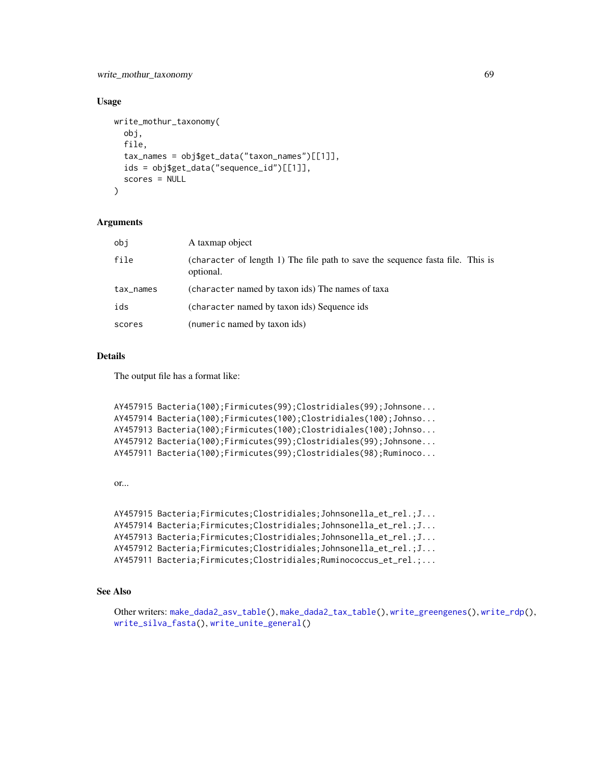## Usage

```
write_mothur_taxonomy(
  obj,
  file,
  tax_names = obj$get_data("taxon_names")[[1]],
  ids = obj$get_data("sequence_id")[[1]],
  scores = NULL
)
```

## Arguments

| | |
|---|---|
| obj | A taxmap object |
| file | (character of length 1) The file path to save the sequence fasta file. This is optional. |
| tax_names | (character named by taxon ids) The names of taxa |
| ids | (character named by taxon ids) Sequence ids |
| scores | (numeric named by taxon ids) |

## Details

The output file has a format like:

```
AY457915 Bacteria(100);Firmicutes(99);Clostridiales(99);Johnsone...
AY457914 Bacteria(100);Firmicutes(100);Clostridiales(100);Johnso...
AY457913 Bacteria(100);Firmicutes(100);Clostridiales(100);Johnso...
AY457912 Bacteria(100);Firmicutes(99);Clostridiales(99);Johnsone...
AY457911 Bacteria(100);Firmicutes(99);Clostridiales(98);Ruminoco...
```

or...

```
AY457915 Bacteria;Firmicutes;Clostridiales;Johnsonella_et_rel.;J...
AY457914 Bacteria;Firmicutes;Clostridiales;Johnsonella_et_rel.;J...
AY457913 Bacteria;Firmicutes;Clostridiales;Johnsonella_et_rel.;J...
AY457912 Bacteria;Firmicutes;Clostridiales;Johnsonella_et_rel.;J...
AY457911 Bacteria;Firmicutes;Clostridiales;Ruminococcus_et_rel.;...
```

## See Also

Other writers: make_dada2_asv_table(), make_dada2_tax_table(), write_greengenes(), write_rdp(), write_silva_fasta(), write_unite_general()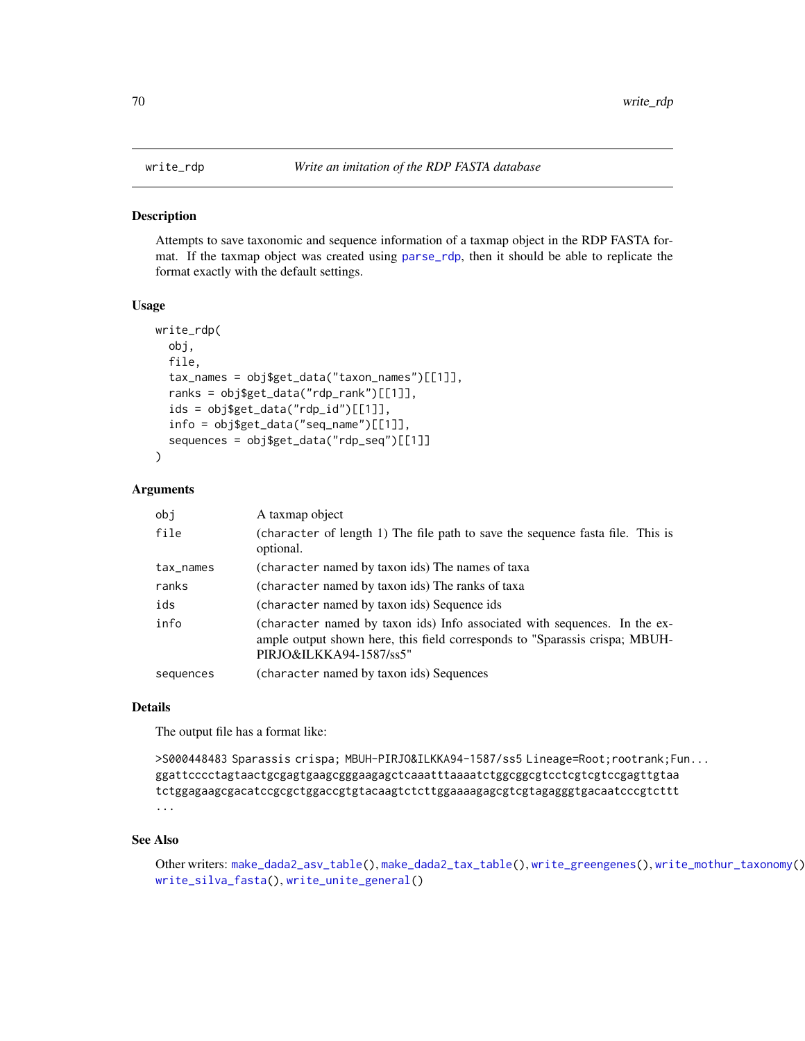# write_rdp — *Write an imitation of the RDP FASTA database*

## Description

Attempts to save taxonomic and sequence information of a taxmap object in the RDP FASTA format. If the taxmap object was created using parse_rdp, then it should be able to replicate the format exactly with the default settings.

## Usage

```
write_rdp(
  obj,
  file,
  tax_names = obj$get_data("taxon_names")[[1]],
  ranks = obj$get_data("rdp_rank")[[1]],
  ids = obj$get_data("rdp_id")[[1]],
  info = obj$get_data("seq_name")[[1]],
  sequences = obj$get_data("rdp_seq")[[1]]
)
```

## Arguments

| Argument | Description |
|---|---|
| obj | A taxmap object |
| file | (character of length 1) The file path to save the sequence fasta file. This is optional. |
| tax_names | (character named by taxon ids) The names of taxa |
| ranks | (character named by taxon ids) The ranks of taxa |
| ids | (character named by taxon ids) Sequence ids |
| info | (character named by taxon ids) Info associated with sequences. In the example output shown here, this field corresponds to "Sparassis crispa; MBUH-PIRJO&ILKKA94-1587/ss5" |
| sequences | (character named by taxon ids) Sequences |

## Details

The output file has a format like:

```
>S000448483 Sparassis crispa; MBUH-PIRJO&ILKKA94-1587/ss5 Lineage=Root;rootrank;Fun...
ggattcccctagtaactgcgagtgaagcgggaagagctcaaatttaaaatctggcggcgtcctcgtcgtccgagttgtaa
tctggagaagcgacatccgcgctggaccgtgtacaagtctcttggaaaagagcgtcgtagagggtgacaatcccgtcttt
...
```

## See Also

Other writers: make_dada2_asv_table(), make_dada2_tax_table(), write_greengenes(), write_mothur_taxonomy(), write_silva_fasta(), write_unite_general()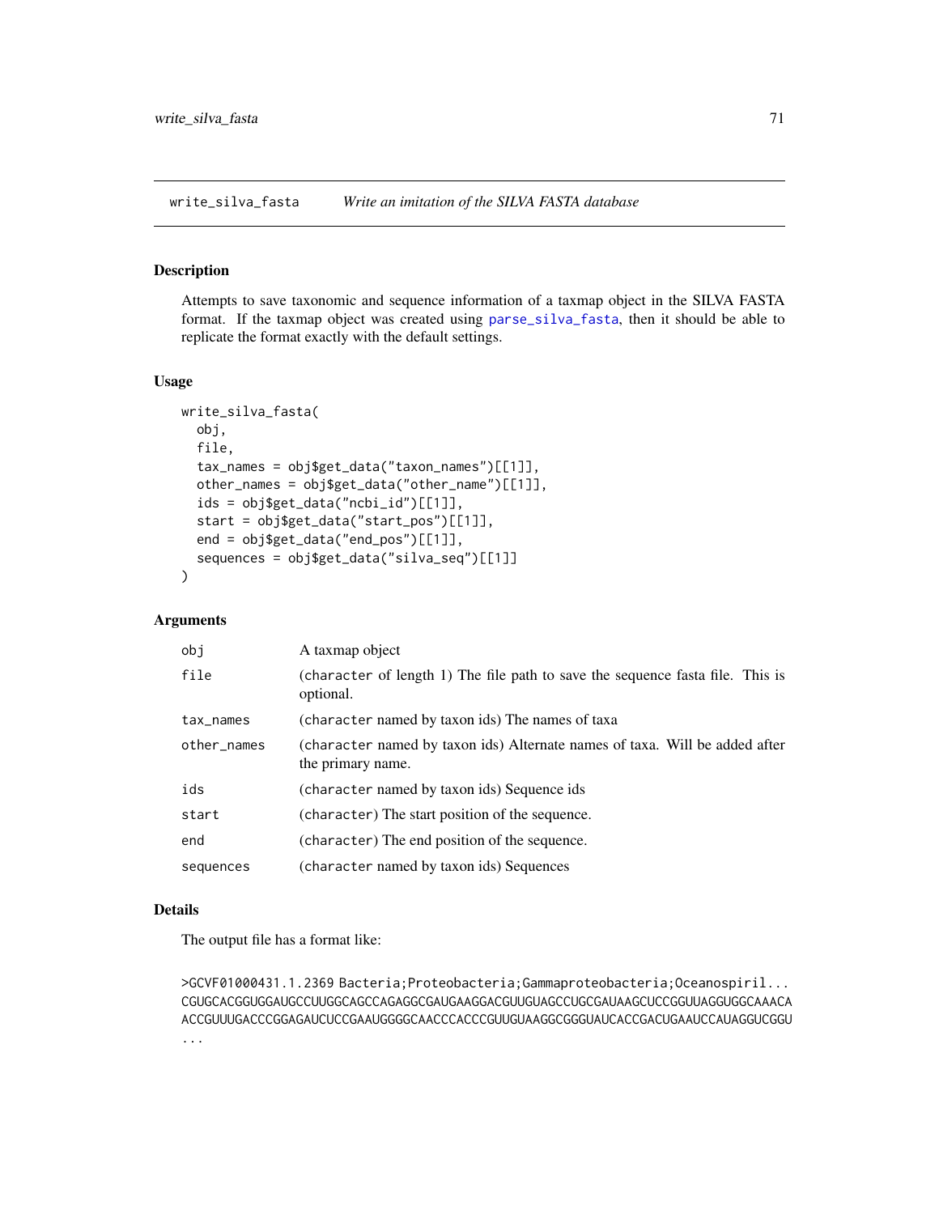## write_silva_fasta *Write an imitation of the SILVA FASTA database*

### Description

Attempts to save taxonomic and sequence information of a taxmap object in the SILVA FASTA format. If the taxmap object was created using parse_silva_fasta, then it should be able to replicate the format exactly with the default settings.

### Usage

```
write_silva_fasta(
  obj,
  file,
  tax_names = obj$get_data("taxon_names")[[1]],
  other_names = obj$get_data("other_name")[[1]],
  ids = obj$get_data("ncbi_id")[[1]],
  start = obj$get_data("start_pos")[[1]],
  end = obj$get_data("end_pos")[[1]],
  sequences = obj$get_data("silva_seq")[[1]]
)
```

### Arguments

| | |
|---|---|
| obj | A taxmap object |
| file | (character of length 1) The file path to save the sequence fasta file. This is optional. |
| tax_names | (character named by taxon ids) The names of taxa |
| other_names | (character named by taxon ids) Alternate names of taxa. Will be added after the primary name. |
| ids | (character named by taxon ids) Sequence ids |
| start | (character) The start position of the sequence. |
| end | (character) The end position of the sequence. |
| sequences | (character named by taxon ids) Sequences |

### Details

The output file has a format like:

```
>GCVF01000431.1.2369 Bacteria;Proteobacteria;Gammaproteobacteria;Oceanospiril...
CGUGCACGGUGGAUGCCUUGGCAGCCAGAGGCGAUGAAGGACGUUGUAGCCUGCGAUAAGCUCCGGUUAGGUGGCAAACA
ACCGUUUGACCCGGAGAUCUCCGAAUGGGGCAACCCACCCGUUGUAAGGCGGGUAUCACCGACUGAAUCCAUAGGUCGGU
...
```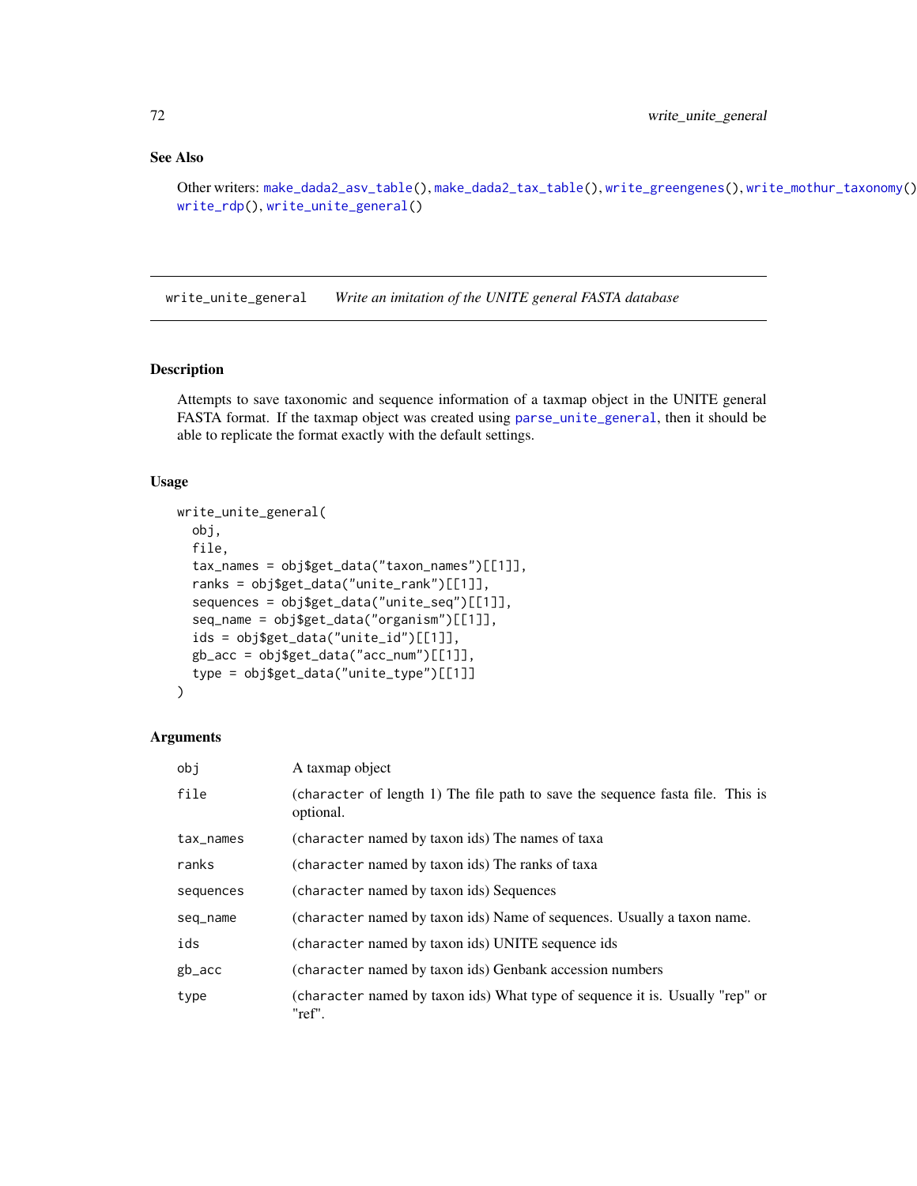## See Also

Other writers: make_dada2_asv_table(), make_dada2_tax_table(), write_greengenes(), write_mothur_taxonomy(), write_rdp(), write_unite_general()

---

write_unite_general &nbsp;&nbsp;&nbsp; *Write an imitation of the UNITE general FASTA database*

---

### Description

Attempts to save taxonomic and sequence information of a taxmap object in the UNITE general FASTA format. If the taxmap object was created using parse_unite_general, then it should be able to replicate the format exactly with the default settings.

### Usage

```
write_unite_general(
  obj,
  file,
  tax_names = obj$get_data("taxon_names")[[1]],
  ranks = obj$get_data("unite_rank")[[1]],
  sequences = obj$get_data("unite_seq")[[1]],
  seq_name = obj$get_data("organism")[[1]],
  ids = obj$get_data("unite_id")[[1]],
  gb_acc = obj$get_data("acc_num")[[1]],
  type = obj$get_data("unite_type")[[1]]
)
```

### Arguments

| | |
|---|---|
| obj | A taxmap object |
| file | (character of length 1) The file path to save the sequence fasta file. This is optional. |
| tax_names | (character named by taxon ids) The names of taxa |
| ranks | (character named by taxon ids) The ranks of taxa |
| sequences | (character named by taxon ids) Sequences |
| seq_name | (character named by taxon ids) Name of sequences. Usually a taxon name. |
| ids | (character named by taxon ids) UNITE sequence ids |
| gb_acc | (character named by taxon ids) Genbank accession numbers |
| type | (character named by taxon ids) What type of sequence it is. Usually "rep" or "ref". |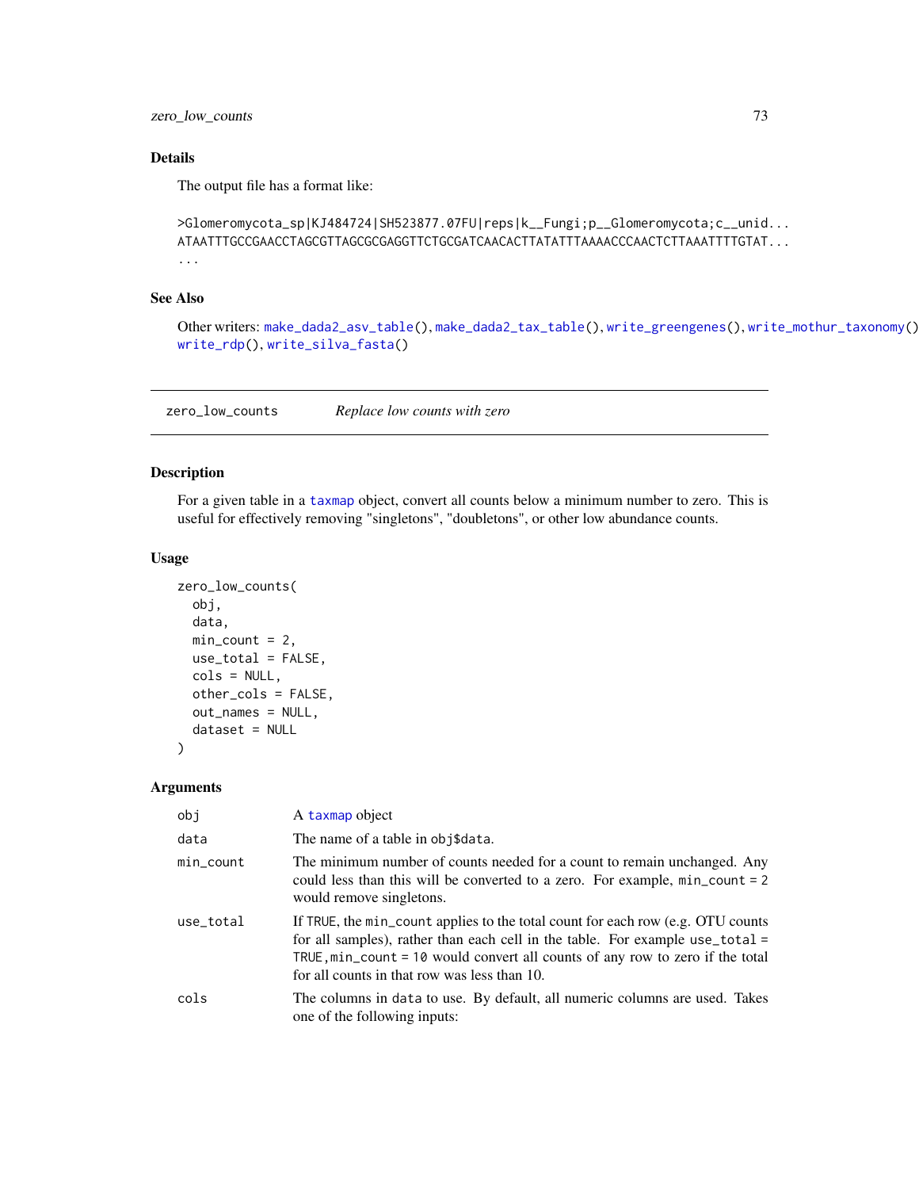### Details

The output file has a format like:

```
>Glomeromycota_sp|KJ484724|SH523877.07FU|reps|k__Fungi;p__Glomeromycota;c__unid...
ATAATTTGCCGAACCTAGCGTTAGCGCGAGGTTCTGCGATCAACACTTATATTTAAAACCCAACTCTTAAATTTTGTAT...
...
```

### See Also

Other writers: make_dada2_asv_table(), make_dada2_tax_table(), write_greengenes(), write_mothur_taxonomy(), write_rdp(), write_silva_fasta()

---

## zero_low_counts — *Replace low counts with zero*

### Description

For a given table in a taxmap object, convert all counts below a minimum number to zero. This is useful for effectively removing "singletons", "doubletons", or other low abundance counts.

### Usage

```
zero_low_counts(
  obj,
  data,
  min_count = 2,
  use_total = FALSE,
  cols = NULL,
  other_cols = FALSE,
  out_names = NULL,
  dataset = NULL
)
```

### Arguments

| | |
|---|---|
| obj | A taxmap object |
| data | The name of a table in obj$data. |
| min_count | The minimum number of counts needed for a count to remain unchanged. Any could less than this will be converted to a zero. For example, min_count = 2 would remove singletons. |
| use_total | If TRUE, the min_count applies to the total count for each row (e.g. OTU counts for all samples), rather than each cell in the table. For example use_total = TRUE,min_count = 10 would convert all counts of any row to zero if the total for all counts in that row was less than 10. |
| cols | The columns in data to use. By default, all numeric columns are used. Takes one of the following inputs: |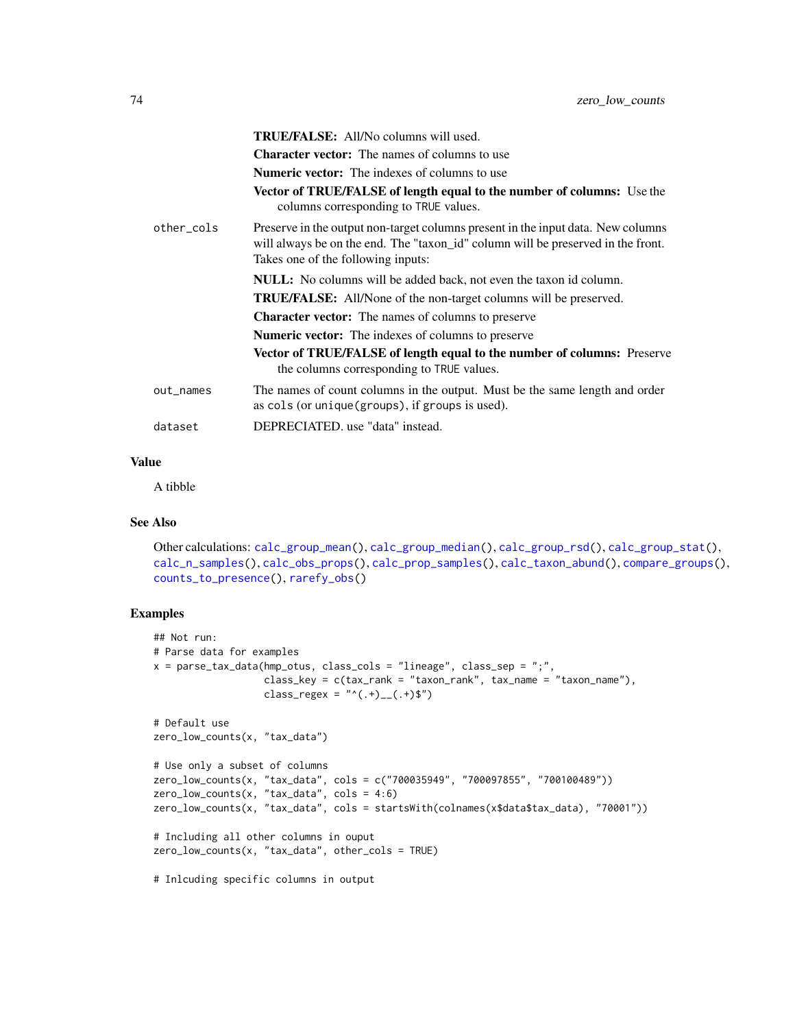**TRUE/FALSE:** All/No columns will used.

**Character vector:** The names of columns to use

**Numeric vector:** The indexes of columns to use

**Vector of TRUE/FALSE of length equal to the number of columns:** Use the columns corresponding to TRUE values.

other_cols
: Preserve in the output non-target columns present in the input data. New columns will always be on the end. The "taxon_id" column will be preserved in the front. Takes one of the following inputs:

    **NULL:** No columns will be added back, not even the taxon id column.

    **TRUE/FALSE:** All/None of the non-target columns will be preserved.

    **Character vector:** The names of columns to preserve

    **Numeric vector:** The indexes of columns to preserve

    **Vector of TRUE/FALSE of length equal to the number of columns:** Preserve the columns corresponding to TRUE values.

out_names
: The names of count columns in the output. Must be the same length and order as cols (or unique(groups), if groups is used).

dataset
: DEPRECIATED. use "data" instead.

### Value

A tibble

### See Also

Other calculations: calc_group_mean(), calc_group_median(), calc_group_rsd(), calc_group_stat(), calc_n_samples(), calc_obs_props(), calc_prop_samples(), calc_taxon_abund(), compare_groups(), counts_to_presence(), rarefy_obs()

### Examples

```
## Not run:
# Parse data for examples
x = parse_tax_data(hmp_otus, class_cols = "lineage", class_sep = ";",
                   class_key = c(tax_rank = "taxon_rank", tax_name = "taxon_name"),
                   class_regex = "^(.+)__(.+)$")

# Default use
zero_low_counts(x, "tax_data")

# Use only a subset of columns
zero_low_counts(x, "tax_data", cols = c("700035949", "700097855", "700100489"))
zero_low_counts(x, "tax_data", cols = 4:6)
zero_low_counts(x, "tax_data", cols = startsWith(colnames(x$data$tax_data), "70001"))

# Including all other columns in ouput
zero_low_counts(x, "tax_data", other_cols = TRUE)

# Inlcuding specific columns in output
```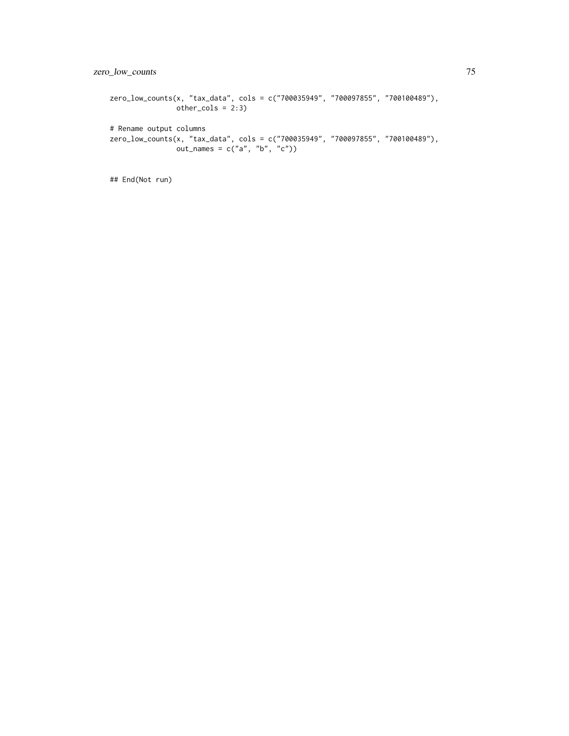```
zero_low_counts(x, "tax_data", cols = c("700035949", "700097855", "700100489"),
                other_cols = 2:3)

# Rename output columns
zero_low_counts(x, "tax_data", cols = c("700035949", "700097855", "700100489"),
                out_names = c("a", "b", "c"))


## End(Not run)
```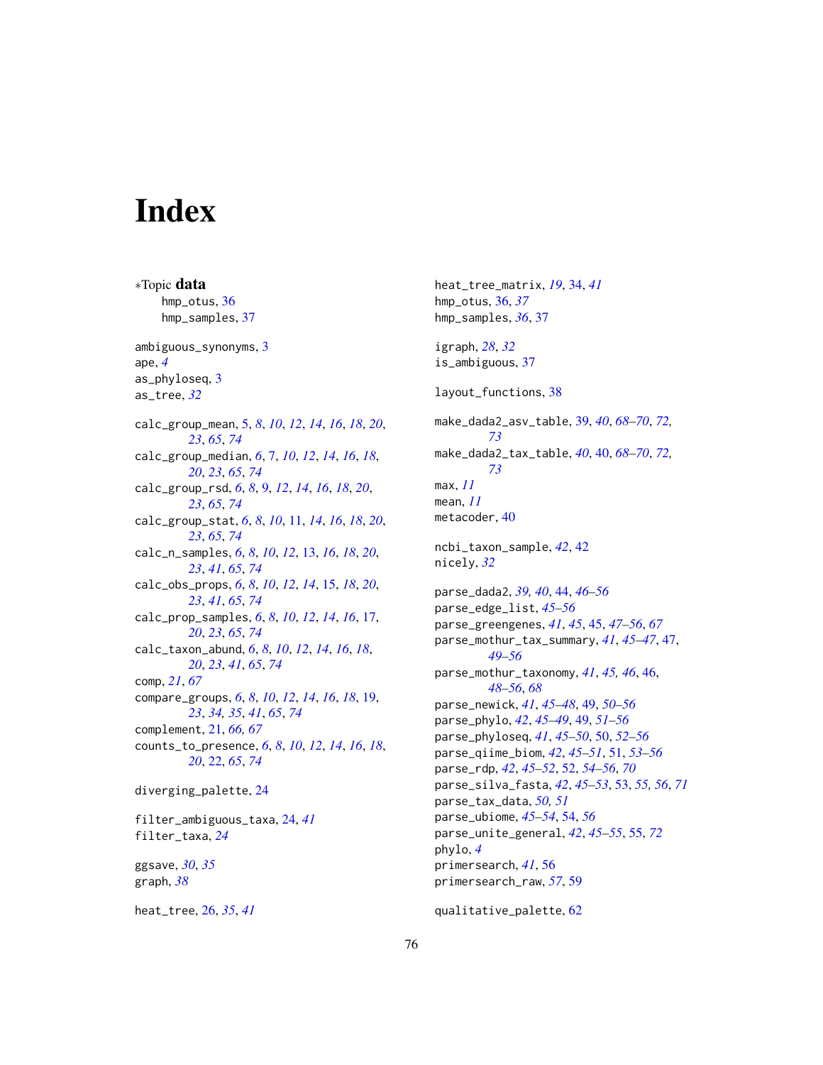# Index

∗Topic **data**

- hmp_otus, 36
- hmp_samples, 37

ambiguous_synonyms, 3
ape, *4*
as_phyloseq, 3
as_tree, *32*

calc_group_mean, 5, *8*, *10*, *12*, *14*, *16*, *18*, *20*, *23*, *65*, *74*
calc_group_median, *6*, 7, *10*, *12*, *14*, *16*, *18*, *20*, *23*, *65*, *74*
calc_group_rsd, *6*, *8*, 9, *12*, *14*, *16*, *18*, *20*, *23*, *65*, *74*
calc_group_stat, *6*, *8*, *10*, 11, *14*, *16*, *18*, *20*, *23*, *65*, *74*
calc_n_samples, *6*, *8*, *10*, *12*, 13, *16*, *18*, *20*, *23*, *41*, *65*, *74*
calc_obs_props, *6*, *8*, *10*, *12*, *14*, 15, *18*, *20*, *23*, *41*, *65*, *74*
calc_prop_samples, *6*, *8*, *10*, *12*, *14*, *16*, 17, *20*, *23*, *65*, *74*
calc_taxon_abund, *6*, *8*, *10*, *12*, *14*, *16*, *18*, *20*, *23*, *41*, *65*, *74*
comp, *21*, *67*
compare_groups, *6*, *8*, *10*, *12*, *14*, *16*, *18*, 19, *23*, *34, 35*, *41*, *65*, *74*
complement, 21, *66, 67*
counts_to_presence, *6*, *8*, *10*, *12*, *14*, *16*, *18*, *20*, 22, *65*, *74*

diverging_palette, 24

filter_ambiguous_taxa, 24, *41*
filter_taxa, *24*

ggsave, *30*, *35*
graph, *38*

heat_tree, 26, *35*, *41*
heat_tree_matrix, *19*, 34, *41*
hmp_otus, 36, *37*
hmp_samples, *36*, 37

igraph, *28*, *32*
is_ambiguous, 37

layout_functions, 38

make_dada2_asv_table, 39, *40*, *68–70*, *72, 73*
make_dada2_tax_table, *40*, 40, *68–70*, *72, 73*
max, *11*
mean, *11*
metacoder, 40

ncbi_taxon_sample, *42*, 42
nicely, *32*

parse_dada2, *39, 40*, 44, *46–56*
parse_edge_list, *45–56*
parse_greengenes, *41*, *45*, 45, *47–56*, *67*
parse_mothur_tax_summary, *41*, *45–47*, 47, *49–56*
parse_mothur_taxonomy, *41*, *45, 46*, 46, *48–56*, *68*
parse_newick, *41*, *45–48*, 49, *50–56*
parse_phylo, *42*, *45–49*, 49, *51–56*
parse_phyloseq, *41*, *45–50*, 50, *52–56*
parse_qiime_biom, *42*, *45–51*, 51, *53–56*
parse_rdp, *42*, *45–52*, 52, *54–56*, *70*
parse_silva_fasta, *42*, *45–53*, 53, *55, 56*, *71*
parse_tax_data, *50, 51*
parse_ubiome, *45–54*, 54, *56*
parse_unite_general, *42*, *45–55*, 55, *72*
phylo, *4*
primersearch, *41*, 56
primersearch_raw, *57*, 59

qualitative_palette, 62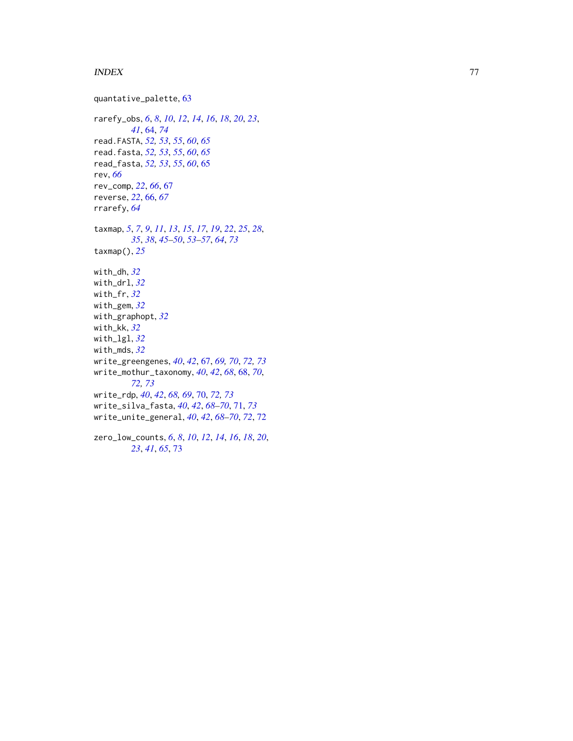quantative_palette, 63

rarefy_obs, *6*, *8*, *10*, *12*, *14*, *16*, *18*, *20*, *23*, *41*, 64, *74*
read.FASTA, *52, 53*, *55*, *60*, *65*
read.fasta, *52, 53*, *55*, *60*, *65*
read_fasta, *52, 53*, *55*, *60*, 65
rev, *66*
rev_comp, *22*, *66*, 67
reverse, *22*, 66, *67*
rrarefy, *64*

taxmap, *5*, *7*, *9*, *11*, *13*, *15*, *17*, *19*, *22*, *25*, *28*, *35*, *38*, *45–50*, *53–57*, *64*, *73*
taxmap(), *25*

with_dh, *32*
with_drl, *32*
with_fr, *32*
with_gem, *32*
with_graphopt, *32*
with_kk, *32*
with_lgl, *32*
with_mds, *32*
write_greengenes, *40*, *42*, 67, *69, 70*, *72, 73*
write_mothur_taxonomy, *40*, *42*, *68*, 68, *70*, *72, 73*
write_rdp, *40*, *42*, *68, 69*, 70, *72, 73*
write_silva_fasta, *40*, *42*, *68–70*, 71, *73*
write_unite_general, *40*, *42*, *68–70*, *72*, 72

zero_low_counts, *6*, *8*, *10*, *12*, *14*, *16*, *18*, *20*, *23*, *41*, *65*, 73